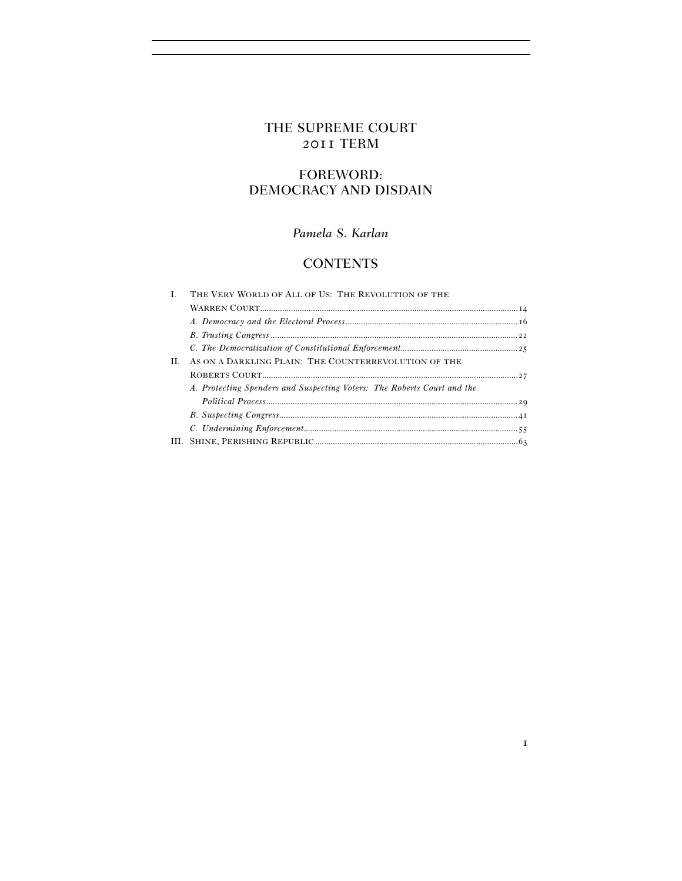# THE SUPREME COURT 2011 TERM

## FOREWORD: DEMOCRACY AND DISDAIN

*Pamela S. Karlan*

## CONTENTS

I. THE VERY WORLD OF ALL OF US: THE REVOLUTION OF THE WARREN COURT .......... 14

*A. Democracy and the Electoral Process* .......... 16

*B. Trusting Congress* .......... 22

*C. The Democratization of Constitutional Enforcement* .......... 25

II. AS ON A DARKLING PLAIN: THE COUNTERREVOLUTION OF THE ROBERTS COURT .......... 27

*A. Protecting Spenders and Suspecting Voters: The Roberts Court and the Political Process* .......... 29

*B. Suspecting Congress* .......... 41

*C. Undermining Enforcement* .......... 55

III. SHINE, PERISHING REPUBLIC .......... 63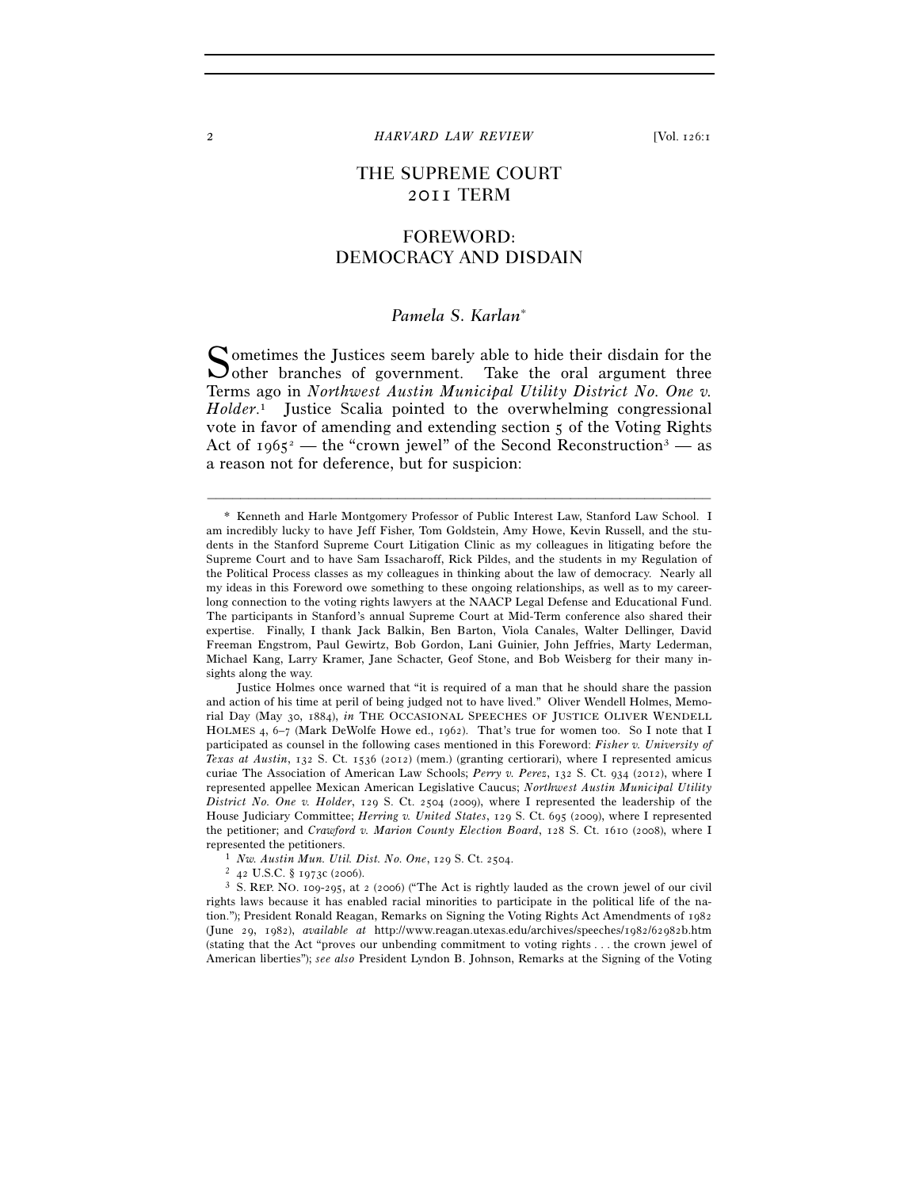# THE SUPREME COURT 2011 TERM

## FOREWORD: DEMOCRACY AND DISDAIN

*Pamela S. Karlan*[*]

Sometimes the Justices seem barely able to hide their disdain for the other branches of government. Take the oral argument three Terms ago in *Northwest Austin Municipal Utility District No. One v. Holder*.[1] Justice Scalia pointed to the overwhelming congressional vote in favor of amending and extending section 5 of the Voting Rights Act of 1965[2] — the "crown jewel" of the Second Reconstruction[3] — as a reason not for deference, but for suspicion:

---

[*] Kenneth and Harle Montgomery Professor of Public Interest Law, Stanford Law School. I am incredibly lucky to have Jeff Fisher, Tom Goldstein, Amy Howe, Kevin Russell, and the students in the Stanford Supreme Court Litigation Clinic as my colleagues in litigating before the Supreme Court and to have Sam Issacharoff, Rick Pildes, and the students in my Regulation of the Political Process classes as my colleagues in thinking about the law of democracy. Nearly all my ideas in this Foreword owe something to these ongoing relationships, as well as to my career-long connection to the voting rights lawyers at the NAACP Legal Defense and Educational Fund. The participants in Stanford's annual Supreme Court at Mid-Term conference also shared their expertise. Finally, I thank Jack Balkin, Ben Barton, Viola Canales, Walter Dellinger, David Freeman Engstrom, Paul Gewirtz, Bob Gordon, Lani Guinier, John Jeffries, Marty Lederman, Michael Kang, Larry Kramer, Jane Schacter, Geof Stone, and Bob Weisberg for their many insights along the way.

Justice Holmes once warned that "it is required of a man that he should share the passion and action of his time at peril of being judged not to have lived." Oliver Wendell Holmes, Memorial Day (May 30, 1884), *in* THE OCCASIONAL SPEECHES OF JUSTICE OLIVER WENDELL HOLMES 4, 6–7 (Mark DeWolfe Howe ed., 1962). That's true for women too. So I note that I participated as counsel in the following cases mentioned in this Foreword: *Fisher v. University of Texas at Austin*, 132 S. Ct. 1536 (2012) (mem.) (granting certiorari), where I represented amicus curiae The Association of American Law Schools; *Perry v. Perez*, 132 S. Ct. 934 (2012), where I represented appellee Mexican American Legislative Caucus; *Northwest Austin Municipal Utility District No. One v. Holder*, 129 S. Ct. 2504 (2009), where I represented the leadership of the House Judiciary Committee; *Herring v. United States*, 129 S. Ct. 695 (2009), where I represented the petitioner; and *Crawford v. Marion County Election Board*, 128 S. Ct. 1610 (2008), where I represented the petitioners.

[1] *Nw. Austin Mun. Util. Dist. No. One*, 129 S. Ct. 2504.

[2] 42 U.S.C. § 1973c (2006).

[3] S. REP. NO. 109-295, at 2 (2006) ("The Act is rightly lauded as the crown jewel of our civil rights laws because it has enabled racial minorities to participate in the political life of the nation."); President Ronald Reagan, Remarks on Signing the Voting Rights Act Amendments of 1982 (June 29, 1982), *available at* http://www.reagan.utexas.edu/archives/speeches/1982/62982b.htm (stating that the Act "proves our unbending commitment to voting rights . . . the crown jewel of American liberties"); *see also* President Lyndon B. Johnson, Remarks at the Signing of the Voting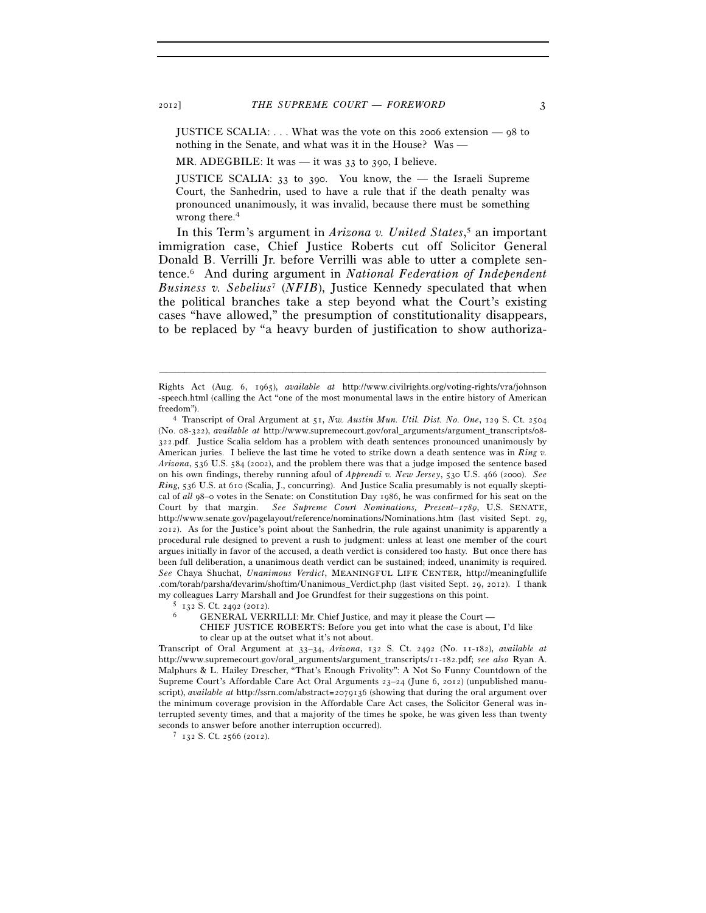> JUSTICE SCALIA: . . . What was the vote on this 2006 extension — 98 to nothing in the Senate, and what was it in the House? Was —
>
> MR. ADEGBILE: It was — it was 33 to 390, I believe.
>
> JUSTICE SCALIA: 33 to 390. You know, the — the Israeli Supreme Court, the Sanhedrin, used to have a rule that if the death penalty was pronounced unanimously, it was invalid, because there must be something wrong there.[4]

In this Term's argument in *Arizona v. United States*,[5] an important immigration case, Chief Justice Roberts cut off Solicitor General Donald B. Verrilli Jr. before Verrilli was able to utter a complete sentence.[6] And during argument in *National Federation of Independent Business v. Sebelius*[7] (*NFIB*), Justice Kennedy speculated that when the political branches take a step beyond what the Court's existing cases "have allowed," the presumption of constitutionality disappears, to be replaced by "a heavy burden of justification to show authoriza-

---

Rights Act (Aug. 6, 1965), *available at* http://www.civilrights.org/voting-rights/vra/johnson-speech.html (calling the Act "one of the most monumental laws in the entire history of American freedom").

[4] Transcript of Oral Argument at 51, *Nw. Austin Mun. Util. Dist. No. One*, 129 S. Ct. 2504 (No. 08-322), *available at* http://www.supremecourt.gov/oral_arguments/argument_transcripts/08-322.pdf. Justice Scalia seldom has a problem with death sentences pronounced unanimously by American juries. I believe the last time he voted to strike down a death sentence was in *Ring v. Arizona*, 536 U.S. 584 (2002), and the problem there was that a judge imposed the sentence based on his own findings, thereby running afoul of *Apprendi v. New Jersey*, 530 U.S. 466 (2000). *See Ring*, 536 U.S. at 610 (Scalia, J., concurring). And Justice Scalia presumably is not equally skeptical of *all* 98–0 votes in the Senate: on Constitution Day 1986, he was confirmed for his seat on the Court by that margin. *See Supreme Court Nominations, Present–1789*, U.S. SENATE, http://www.senate.gov/pagelayout/reference/nominations/Nominations.htm (last visited Sept. 29, 2012). As for the Justice's point about the Sanhedrin, the rule against unanimity is apparently a procedural rule designed to prevent a rush to judgment: unless at least one member of the court argues initially in favor of the accused, a death verdict is considered too hasty. But once there has been full deliberation, a unanimous death verdict can be sustained; indeed, unanimity is required. *See* Chaya Shuchat, *Unanimous Verdict*, MEANINGFUL LIFE CENTER, http://meaningfullife.com/torah/parsha/devarim/shoftim/Unanimous_Verdict.php (last visited Sept. 29, 2012). I thank my colleagues Larry Marshall and Joe Grundfest for their suggestions on this point.

[5] 132 S. Ct. 2492 (2012).

[6] GENERAL VERRILLI: Mr. Chief Justice, and may it please the Court —

CHIEF JUSTICE ROBERTS: Before you get into what the case is about, I'd like to clear up at the outset what it's not about.

Transcript of Oral Argument at 33–34, *Arizona*, 132 S. Ct. 2492 (No. 11-182), *available at* http://www.supremecourt.gov/oral_arguments/argument_transcripts/11-182.pdf; *see also* Ryan A. Malphurs & L. Hailey Drescher, "That's Enough Frivolity": A Not So Funny Countdown of the Supreme Court's Affordable Care Act Oral Arguments 23–24 (June 6, 2012) (unpublished manuscript), *available at* http://ssrn.com/abstract=2079136 (showing that during the oral argument over the minimum coverage provision in the Affordable Care Act cases, the Solicitor General was interrupted seventy times, and that a majority of the times he spoke, he was given less than twenty seconds to answer before another interruption occurred).

[7] 132 S. Ct. 2566 (2012).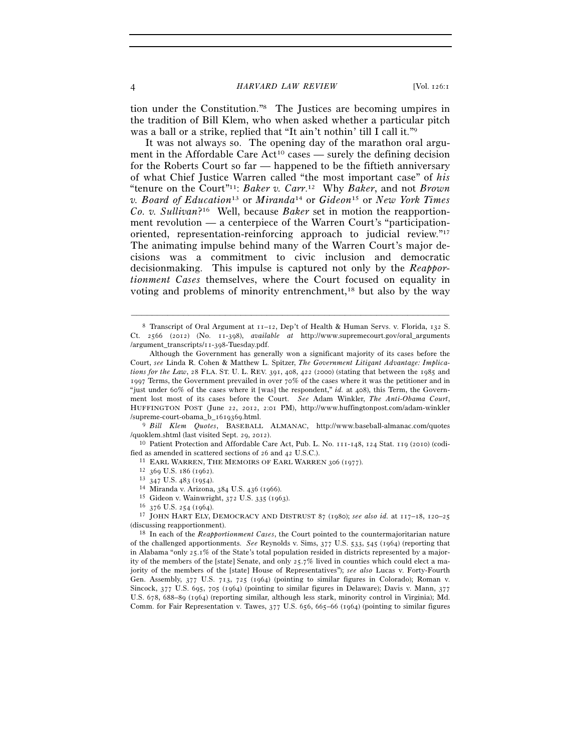tion under the Constitution."[8] The Justices are becoming umpires in the tradition of Bill Klem, who when asked whether a particular pitch was a ball or a strike, replied that "It ain't nothin' till I call it."[9]

It was not always so. The opening day of the marathon oral argument in the Affordable Care Act[10] cases — surely the defining decision for the Roberts Court so far — happened to be the fiftieth anniversary of what Chief Justice Warren called "the most important case" of *his* "tenure on the Court"[11]: *Baker v. Carr*.[12] Why *Baker*, and not *Brown v. Board of Education*[13] or *Miranda*[14] or *Gideon*[15] or *New York Times Co. v. Sullivan*?[16] Well, because *Baker* set in motion the reapportionment revolution — a centerpiece of the Warren Court's "participation-oriented, representation-reinforcing approach to judicial review."[17] The animating impulse behind many of the Warren Court's major decisions was a commitment to civic inclusion and democratic decisionmaking. This impulse is captured not only by the *Reapportionment Cases* themselves, where the Court focused on equality in voting and problems of minority entrenchment,[18] but also by the way

---

[8] Transcript of Oral Argument at 11–12, Dep't of Health & Human Servs. v. Florida, 132 S. Ct. 2566 (2012) (No. 11-398), *available at* http://www.supremecourt.gov/oral_arguments/argument_transcripts/11-398-Tuesday.pdf.

Although the Government has generally won a significant majority of its cases before the Court, *see* Linda R. Cohen & Matthew L. Spitzer, *The Government Litigant Advantage: Implications for the Law*, 28 FLA. ST. U. L. REV. 391, 408, 422 (2000) (stating that between the 1985 and 1997 Terms, the Government prevailed in over 70% of the cases where it was the petitioner and in "just under 60% of the cases where it [was] the respondent," *id.* at 408), this Term, the Government lost most of its cases before the Court. *See* Adam Winkler, *The Anti-Obama Court*, HUFFINGTON POST (June 22, 2012, 2:01 PM), http://www.huffingtonpost.com/adam-winkler/supreme-court-obama_b_1619369.html.

[9] *Bill Klem Quotes*, BASEBALL ALMANAC, http://www.baseball-almanac.com/quotes/quoklem.shtml (last visited Sept. 29, 2012).

[10] Patient Protection and Affordable Care Act, Pub. L. No. 111-148, 124 Stat. 119 (2010) (codified as amended in scattered sections of 26 and 42 U.S.C.).

[11] EARL WARREN, THE MEMOIRS OF EARL WARREN 306 (1977).

[12] 369 U.S. 186 (1962).

[13] 347 U.S. 483 (1954).

[14] Miranda v. Arizona, 384 U.S. 436 (1966).

[15] Gideon v. Wainwright, 372 U.S. 335 (1963).

[16] 376 U.S. 254 (1964).

[17] JOHN HART ELY, DEMOCRACY AND DISTRUST 87 (1980); *see also id.* at 117–18, 120–25 (discussing reapportionment).

[18] In each of the *Reapportionment Cases*, the Court pointed to the countermajoritarian nature of the challenged apportionments. *See* Reynolds v. Sims, 377 U.S. 533, 545 (1964) (reporting that in Alabama "only 25.1% of the State's total population resided in districts represented by a majority of the members of the [state] Senate, and only 25.7% lived in counties which could elect a majority of the members of the [state] House of Representatives"); *see also* Lucas v. Forty-Fourth Gen. Assembly, 377 U.S. 713, 725 (1964) (pointing to similar figures in Colorado); Roman v. Sincock, 377 U.S. 695, 705 (1964) (pointing to similar figures in Delaware); Davis v. Mann, 377 U.S. 678, 688–89 (1964) (reporting similar, although less stark, minority control in Virginia); Md. Comm. for Fair Representation v. Tawes, 377 U.S. 656, 665–66 (1964) (pointing to similar figures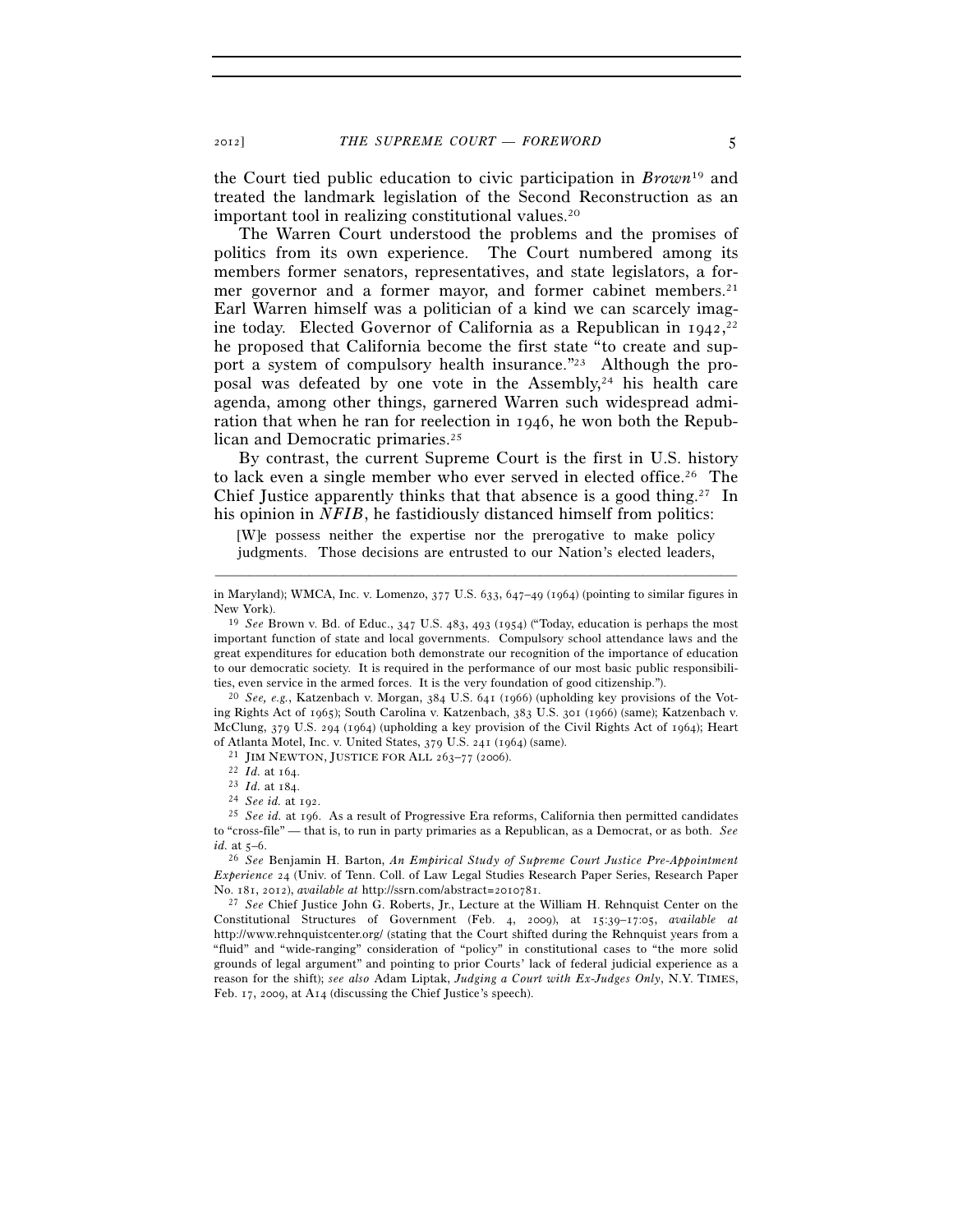the Court tied public education to civic participation in *Brown*[19] and treated the landmark legislation of the Second Reconstruction as an important tool in realizing constitutional values.[20]

The Warren Court understood the problems and the promises of politics from its own experience. The Court numbered among its members former senators, representatives, and state legislators, a former governor and a former mayor, and former cabinet members.[21] Earl Warren himself was a politician of a kind we can scarcely imagine today. Elected Governor of California as a Republican in 1942,[22] he proposed that California become the first state "to create and support a system of compulsory health insurance."[23] Although the proposal was defeated by one vote in the Assembly,[24] his health care agenda, among other things, garnered Warren such widespread admiration that when he ran for reelection in 1946, he won both the Republican and Democratic primaries.[25]

By contrast, the current Supreme Court is the first in U.S. history to lack even a single member who ever served in elected office.[26] The Chief Justice apparently thinks that that absence is a good thing.[27] In his opinion in *NFIB*, he fastidiously distanced himself from politics:

> [W]e possess neither the expertise nor the prerogative to make policy judgments. Those decisions are entrusted to our Nation's elected leaders,

---

in Maryland); WMCA, Inc. v. Lomenzo, 377 U.S. 633, 647–49 (1964) (pointing to similar figures in New York).

[19] *See* Brown v. Bd. of Educ., 347 U.S. 483, 493 (1954) ("Today, education is perhaps the most important function of state and local governments. Compulsory school attendance laws and the great expenditures for education both demonstrate our recognition of the importance of education to our democratic society. It is required in the performance of our most basic public responsibilities, even service in the armed forces. It is the very foundation of good citizenship.").

[20] *See, e.g.*, Katzenbach v. Morgan, 384 U.S. 641 (1966) (upholding key provisions of the Voting Rights Act of 1965); South Carolina v. Katzenbach, 383 U.S. 301 (1966) (same); Katzenbach v. McClung, 379 U.S. 294 (1964) (upholding a key provision of the Civil Rights Act of 1964); Heart of Atlanta Motel, Inc. v. United States, 379 U.S. 241 (1964) (same).

[21] JIM NEWTON, JUSTICE FOR ALL 263–77 (2006).

[22] *Id.* at 164.

[23] *Id.* at 184.

[24] *See id.* at 192.

[25] *See id.* at 196. As a result of Progressive Era reforms, California then permitted candidates to "cross-file" — that is, to run in party primaries as a Republican, as a Democrat, or as both. *See id.* at 5–6.

[26] *See* Benjamin H. Barton, *An Empirical Study of Supreme Court Justice Pre-Appointment Experience* 24 (Univ. of Tenn. Coll. of Law Legal Studies Research Paper Series, Research Paper No. 181, 2012), *available at* http://ssrn.com/abstract=2010781.

[27] *See* Chief Justice John G. Roberts, Jr., Lecture at the William H. Rehnquist Center on the Constitutional Structures of Government (Feb. 4, 2009), at 15:39–17:05, *available at* http://www.rehnquistcenter.org/ (stating that the Court shifted during the Rehnquist years from a "fluid" and "wide-ranging" consideration of "policy" in constitutional cases to "the more solid grounds of legal argument" and pointing to prior Courts' lack of federal judicial experience as a reason for the shift); *see also* Adam Liptak, *Judging a Court with Ex-Judges Only*, N.Y. TIMES, Feb. 17, 2009, at A14 (discussing the Chief Justice's speech).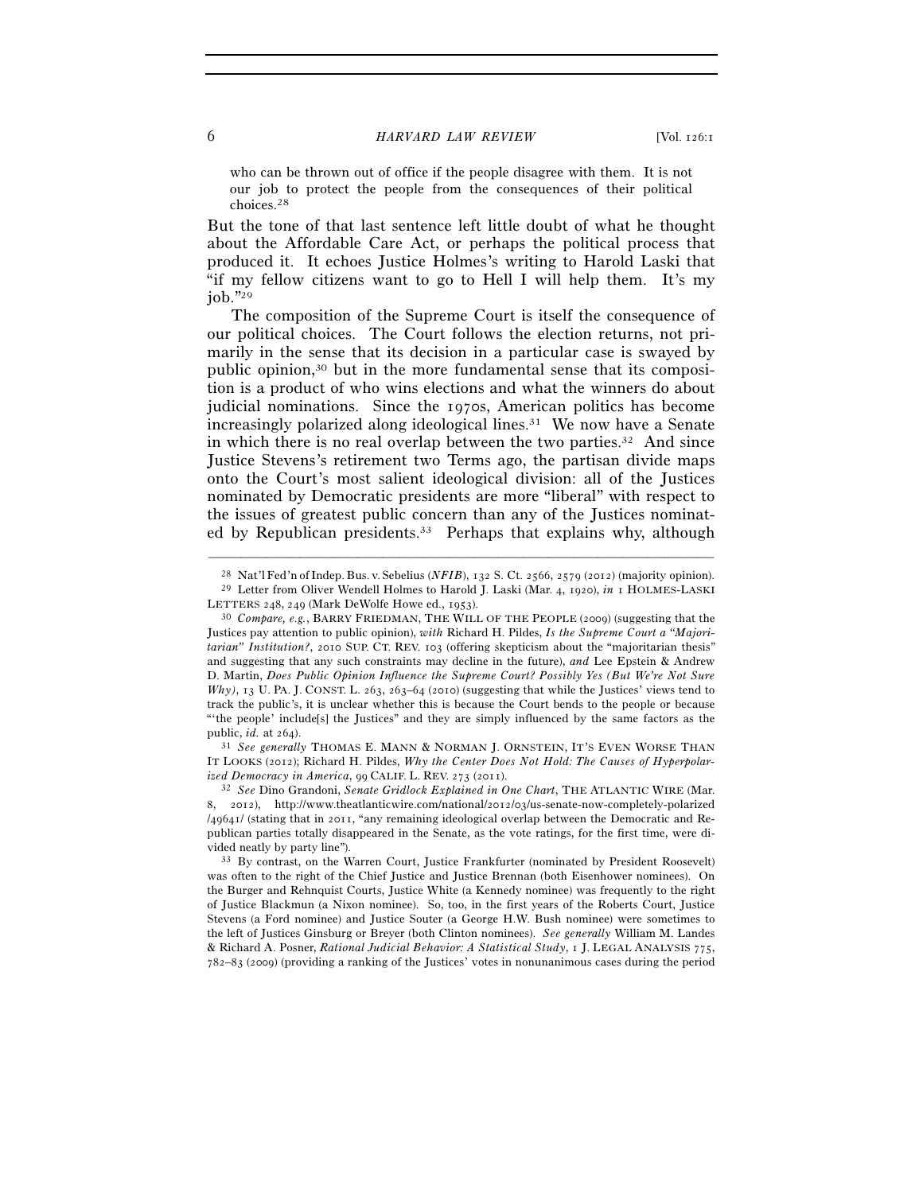> who can be thrown out of office if the people disagree with them. It is not our job to protect the people from the consequences of their political choices.[28]

But the tone of that last sentence left little doubt of what he thought about the Affordable Care Act, or perhaps the political process that produced it. It echoes Justice Holmes's writing to Harold Laski that "if my fellow citizens want to go to Hell I will help them. It's my job."[29]

The composition of the Supreme Court is itself the consequence of our political choices. The Court follows the election returns, not primarily in the sense that its decision in a particular case is swayed by public opinion,[30] but in the more fundamental sense that its composition is a product of who wins elections and what the winners do about judicial nominations. Since the 1970s, American politics has become increasingly polarized along ideological lines.[31] We now have a Senate in which there is no real overlap between the two parties.[32] And since Justice Stevens's retirement two Terms ago, the partisan divide maps onto the Court's most salient ideological division: all of the Justices nominated by Democratic presidents are more "liberal" with respect to the issues of greatest public concern than any of the Justices nominated by Republican presidents.[33] Perhaps that explains why, although

---

[28] Nat'l Fed'n of Indep. Bus. v. Sebelius (*NFIB*), 132 S. Ct. 2566, 2579 (2012) (majority opinion).

[29] Letter from Oliver Wendell Holmes to Harold J. Laski (Mar. 4, 1920), *in* 1 HOLMES-LASKI LETTERS 248, 249 (Mark DeWolfe Howe ed., 1953).

[30] *Compare, e.g.*, BARRY FRIEDMAN, THE WILL OF THE PEOPLE (2009) (suggesting that the Justices pay attention to public opinion), *with* Richard H. Pildes, *Is the Supreme Court a "Majoritarian" Institution?*, 2010 SUP. CT. REV. 103 (offering skepticism about the "majoritarian thesis" and suggesting that any such constraints may decline in the future), *and* Lee Epstein & Andrew D. Martin, *Does Public Opinion Influence the Supreme Court? Possibly Yes (But We're Not Sure Why)*, 13 U. PA. J. CONST. L. 263, 263–64 (2010) (suggesting that while the Justices' views tend to track the public's, it is unclear whether this is because the Court bends to the people or because "'the people' include[s] the Justices" and they are simply influenced by the same factors as the public, *id.* at 264).

[31] *See generally* THOMAS E. MANN & NORMAN J. ORNSTEIN, IT'S EVEN WORSE THAN IT LOOKS (2012); Richard H. Pildes, *Why the Center Does Not Hold: The Causes of Hyperpolarized Democracy in America*, 99 CALIF. L. REV. 273 (2011).

[32] *See* Dino Grandoni, *Senate Gridlock Explained in One Chart*, THE ATLANTIC WIRE (Mar. 8, 2012), http://www.theatlanticwire.com/national/2012/03/us-senate-now-completely-polarized/49641/ (stating that in 2011, "any remaining ideological overlap between the Democratic and Republican parties totally disappeared in the Senate, as the vote ratings, for the first time, were divided neatly by party line").

[33] By contrast, on the Warren Court, Justice Frankfurter (nominated by President Roosevelt) was often to the right of the Chief Justice and Justice Brennan (both Eisenhower nominees). On the Burger and Rehnquist Courts, Justice White (a Kennedy nominee) was frequently to the right of Justice Blackmun (a Nixon nominee). So, too, in the first years of the Roberts Court, Justice Stevens (a Ford nominee) and Justice Souter (a George H.W. Bush nominee) were sometimes to the left of Justices Ginsburg or Breyer (both Clinton nominees). *See generally* William M. Landes & Richard A. Posner, *Rational Judicial Behavior: A Statistical Study*, 1 J. LEGAL ANALYSIS 775, 782–83 (2009) (providing a ranking of the Justices' votes in nonunanimous cases during the period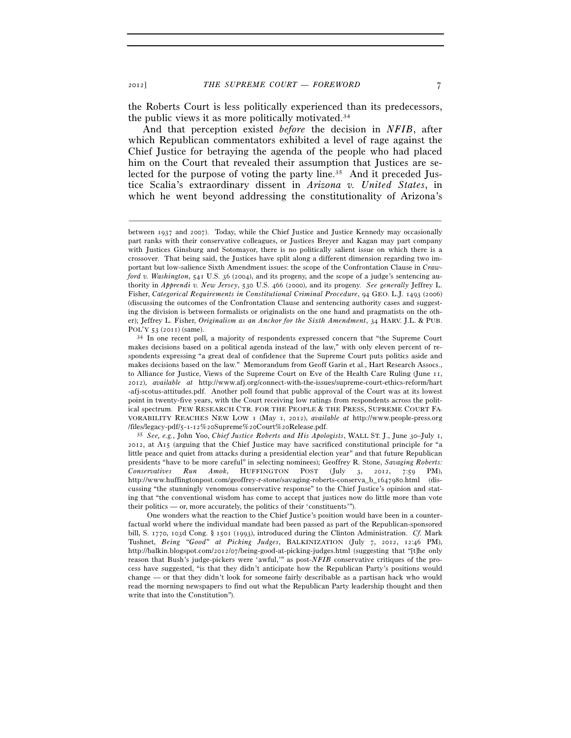the Roberts Court is less politically experienced than its predecessors, the public views it as more politically motivated.[34]

And that perception existed *before* the decision in *NFIB*, after which Republican commentators exhibited a level of rage against the Chief Justice for betraying the agenda of the people who had placed him on the Court that revealed their assumption that Justices are selected for the purpose of voting the party line.[35] And it preceded Justice Scalia's extraordinary dissent in *Arizona v. United States*, in which he went beyond addressing the constitutionality of Arizona's

---

between 1937 and 2007). Today, while the Chief Justice and Justice Kennedy may occasionally part ranks with their conservative colleagues, or Justices Breyer and Kagan may part company with Justices Ginsburg and Sotomayor, there is no politically salient issue on which there is a crossover. That being said, the Justices have split along a different dimension regarding two important but low-salience Sixth Amendment issues: the scope of the Confrontation Clause in *Crawford v. Washington*, 541 U.S. 36 (2004), and its progeny, and the scope of a judge's sentencing authority in *Apprendi v. New Jersey*, 530 U.S. 466 (2000), and its progeny. *See generally* Jeffrey L. Fisher, *Categorical Requirements in Constitutional Criminal Procedure*, 94 GEO. L.J. 1493 (2006) (discussing the outcomes of the Confrontation Clause and sentencing authority cases and suggesting the division is between formalists or originalists on the one hand and pragmatists on the other); Jeffrey L. Fisher, *Originalism as an Anchor for the Sixth Amendment*, 34 HARV. J.L. & PUB. POL'Y 53 (2011) (same).

[34] In one recent poll, a majority of respondents expressed concern that "the Supreme Court makes decisions based on a political agenda instead of the law," with only eleven percent of respondents expressing "a great deal of confidence that the Supreme Court puts politics aside and makes decisions based on the law." Memorandum from Geoff Garin et al., Hart Research Assocs., to Alliance for Justice, Views of the Supreme Court on Eve of the Health Care Ruling (June 11, 2012), *available at* http://www.afj.org/connect-with-the-issues/supreme-court-ethics-reform/hart-afj-scotus-attitudes.pdf. Another poll found that public approval of the Court was at its lowest point in twenty-five years, with the Court receiving low ratings from respondents across the political spectrum. PEW RESEARCH CTR. FOR THE PEOPLE & THE PRESS, SUPREME COURT FAVORABILITY REACHES NEW LOW 1 (May 1, 2012), *available at* http://www.people-press.org/files/legacy-pdf/5-1-12%20Supreme%20Court%20Release.pdf.

[35] *See, e.g.*, John Yoo, *Chief Justice Roberts and His Apologists*, WALL ST. J., June 30–July 1, 2012, at A15 (arguing that the Chief Justice may have sacrificed constitutional principle for "a little peace and quiet from attacks during a presidential election year" and that future Republican presidents "have to be more careful" in selecting nominees); Geoffrey R. Stone, *Savaging Roberts: Conservatives Run Amok*, HUFFINGTON POST (July 3, 2012, 7:59 PM), http://www.huffingtonpost.com/geoffrey-r-stone/savaging-roberts-conserva_b_1647980.html (discussing "the stunningly venomous conservative response" to the Chief Justice's opinion and stating that "the conventional wisdom has come to accept that justices now do little more than vote their politics — or, more accurately, the politics of their 'constituents'").

One wonders what the reaction to the Chief Justice's position would have been in a counterfactual world where the individual mandate had been passed as part of the Republican-sponsored bill, S. 1770, 103d Cong. § 1501 (1993), introduced during the Clinton Administration. *Cf.* Mark Tushnet, *Being "Good" at Picking Judges*, BALKINIZATION (July 7, 2012, 12:46 PM), http://balkin.blogspot.com/2012/07/being-good-at-picking-judges.html (suggesting that "[t]he only reason that Bush's judge-pickers were 'awful,'" as post-*NFIB* conservative critiques of the process have suggested, "is that they didn't anticipate how the Republican Party's positions would change — or that they didn't look for someone fairly describable as a partisan hack who would read the morning newspapers to find out what the Republican Party leadership thought and then write that into the Constitution").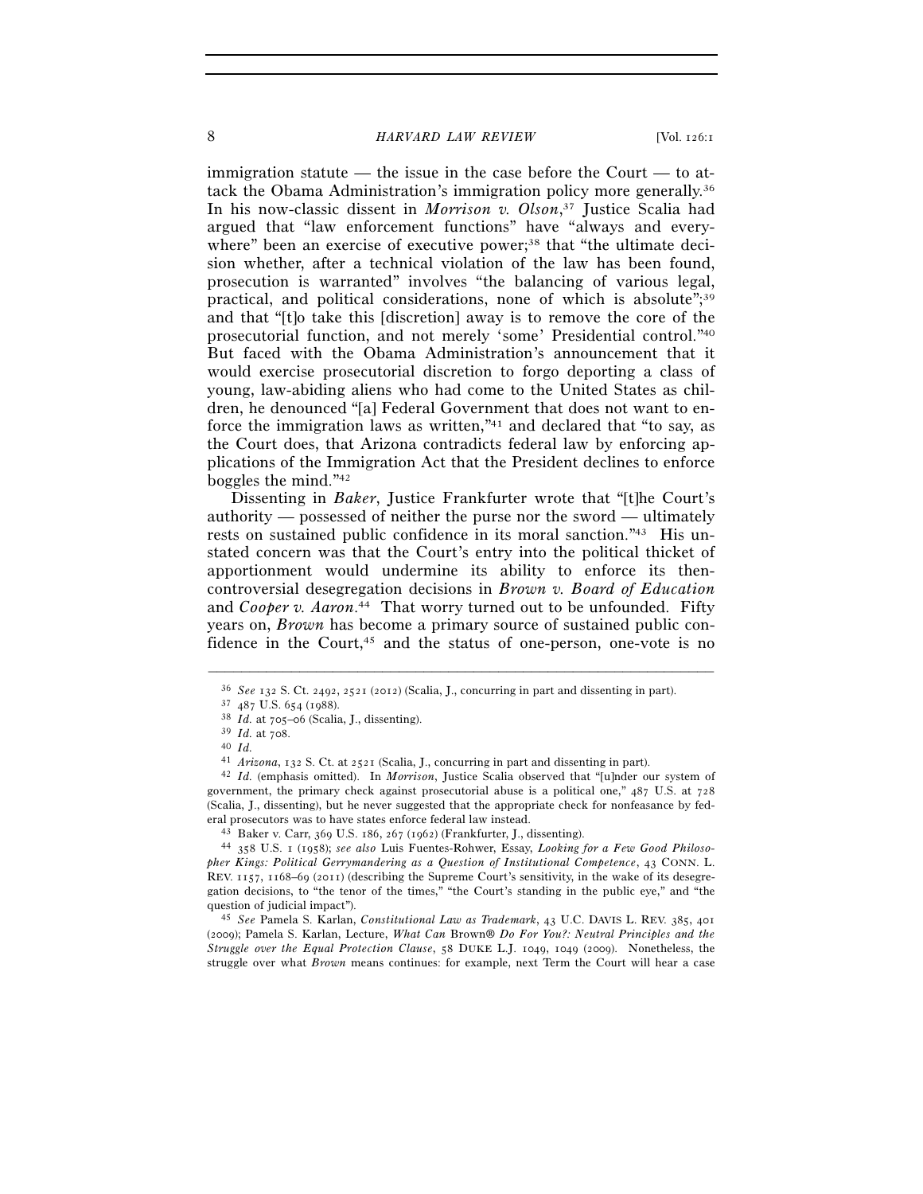immigration statute — the issue in the case before the Court — to attack the Obama Administration's immigration policy more generally.[36] In his now-classic dissent in *Morrison v. Olson*,[37] Justice Scalia had argued that "law enforcement functions" have "always and everywhere" been an exercise of executive power;[38] that "the ultimate decision whether, after a technical violation of the law has been found, prosecution is warranted" involves "the balancing of various legal, practical, and political considerations, none of which is absolute";[39] and that "[t]o take this [discretion] away is to remove the core of the prosecutorial function, and not merely 'some' Presidential control."[40] But faced with the Obama Administration's announcement that it would exercise prosecutorial discretion to forgo deporting a class of young, law-abiding aliens who had come to the United States as children, he denounced "[a] Federal Government that does not want to enforce the immigration laws as written,"[41] and declared that "to say, as the Court does, that Arizona contradicts federal law by enforcing applications of the Immigration Act that the President declines to enforce boggles the mind."[42]

Dissenting in *Baker*, Justice Frankfurter wrote that "[t]he Court's authority — possessed of neither the purse nor the sword — ultimately rests on sustained public confidence in its moral sanction."[43] His unstated concern was that the Court's entry into the political thicket of apportionment would undermine its ability to enforce its then-controversial desegregation decisions in *Brown v. Board of Education* and *Cooper v. Aaron*.[44] That worry turned out to be unfounded. Fifty years on, *Brown* has become a primary source of sustained public confidence in the Court,[45] and the status of one-person, one-vote is no

---

[36] *See* 132 S. Ct. 2492, 2521 (2012) (Scalia, J., concurring in part and dissenting in part).

[37] 487 U.S. 654 (1988).

[38] *Id.* at 705–06 (Scalia, J., dissenting).

[39] *Id.* at 708.

[40] *Id.*

[41] *Arizona*, 132 S. Ct. at 2521 (Scalia, J., concurring in part and dissenting in part).

[42] *Id.* (emphasis omitted). In *Morrison*, Justice Scalia observed that "[u]nder our system of government, the primary check against prosecutorial abuse is a political one," 487 U.S. at 728 (Scalia, J., dissenting), but he never suggested that the appropriate check for nonfeasance by federal prosecutors was to have states enforce federal law instead.

[43] Baker v. Carr, 369 U.S. 186, 267 (1962) (Frankfurter, J., dissenting).

[44] 358 U.S. 1 (1958); *see also* Luis Fuentes-Rohwer, Essay, *Looking for a Few Good Philosopher Kings: Political Gerrymandering as a Question of Institutional Competence*, 43 CONN. L. REV. 1157, 1168–69 (2011) (describing the Supreme Court's sensitivity, in the wake of its desegregation decisions, to "the tenor of the times," "the Court's standing in the public eye," and "the question of judicial impact").

[45] *See* Pamela S. Karlan, *Constitutional Law as Trademark*, 43 U.C. DAVIS L. REV. 385, 401 (2009); Pamela S. Karlan, Lecture, *What Can* Brown® *Do For You?: Neutral Principles and the Struggle over the Equal Protection Clause*, 58 DUKE L.J. 1049, 1049 (2009). Nonetheless, the struggle over what *Brown* means continues: for example, next Term the Court will hear a case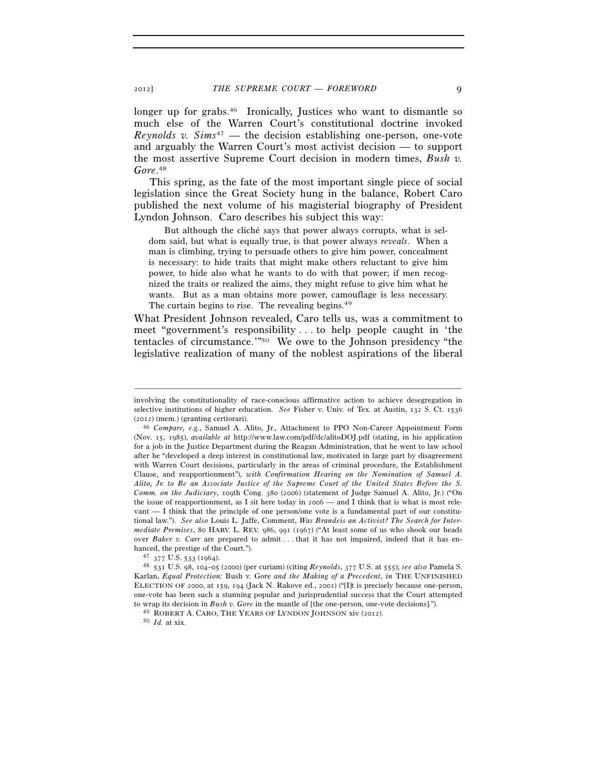longer up for grabs.[46] Ironically, Justices who want to dismantle so much else of the Warren Court's constitutional doctrine invoked *Reynolds v. Sims*[47] — the decision establishing one-person, one-vote and arguably the Warren Court's most activist decision — to support the most assertive Supreme Court decision in modern times, *Bush v. Gore*.[48]

This spring, as the fate of the most important single piece of social legislation since the Great Society hung in the balance, Robert Caro published the next volume of his magisterial biography of President Lyndon Johnson. Caro describes his subject this way:

> But although the cliché says that power always corrupts, what is seldom said, but what is equally true, is that power always *reveals*. When a man is climbing, trying to persuade others to give him power, concealment is necessary: to hide traits that might make others reluctant to give him power, to hide also what he wants to do with that power; if men recognized the traits or realized the aims, they might refuse to give him what he wants. But as a man obtains more power, camouflage is less necessary. The curtain begins to rise. The revealing begins.[49]

What President Johnson revealed, Caro tells us, was a commitment to meet "government's responsibility . . . to help people caught in 'the tentacles of circumstance.'"[50] We owe to the Johnson presidency "the legislative realization of many of the noblest aspirations of the liberal

---

involving the constitutionality of race-conscious affirmative action to achieve desegregation in selective institutions of higher education. *See* Fisher v. Univ. of Tex. at Austin, 132 S. Ct. 1536 (2012) (mem.) (granting certiorari).

[46] *Compare, e.g.*, Samuel A. Alito, Jr., Attachment to PPO Non-Career Appointment Form (Nov. 15, 1985), *available at* http://www.law.com/pdf/dc/alitoDOJ.pdf (stating, in his application for a job in the Justice Department during the Reagan Administration, that he went to law school after he "developed a deep interest in constitutional law, motivated in large part by disagreement with Warren Court decisions, particularly in the areas of criminal procedure, the Establishment Clause, and reapportionment"), *with Confirmation Hearing on the Nomination of Samuel A. Alito, Jr. to Be an Associate Justice of the Supreme Court of the United States Before the S. Comm. on the Judiciary*, 109th Cong. 380 (2006) (statement of Judge Samuel A. Alito, Jr.) ("On the issue of reapportionment, as I sit here today in 2006 — and I think that is what is most relevant — I think that the principle of one person/one vote is a fundamental part of our constitutional law."). *See also* Louis L. Jaffe, Comment, *Was Brandeis an Activist? The Search for Intermediate Premises*, 80 HARV. L. REV. 986, 991 (1967) ("At least some of us who shook our heads over *Baker v. Carr* are prepared to admit . . . that it has not impaired, indeed that it has enhanced, the prestige of the Court.").

[47] 377 U.S. 533 (1964).

[48] 531 U.S. 98, 104–05 (2000) (per curiam) (citing *Reynolds*, 377 U.S. at 555); *see also* Pamela S. Karlan, *Equal Protection:* Bush v. Gore *and the Making of a Precedent*, *in* THE UNFINISHED ELECTION OF 2000, at 159, 194 (Jack N. Rakove ed., 2001) ("[I]t is precisely because one-person, one-vote has been such a stunning popular and jurisprudential success that the Court attempted to wrap its decision in *Bush v. Gore* in the mantle of [the one-person, one-vote decisions].").

[49] ROBERT A. CARO, THE YEARS OF LYNDON JOHNSON xiv (2012).

[50] *Id.* at xix.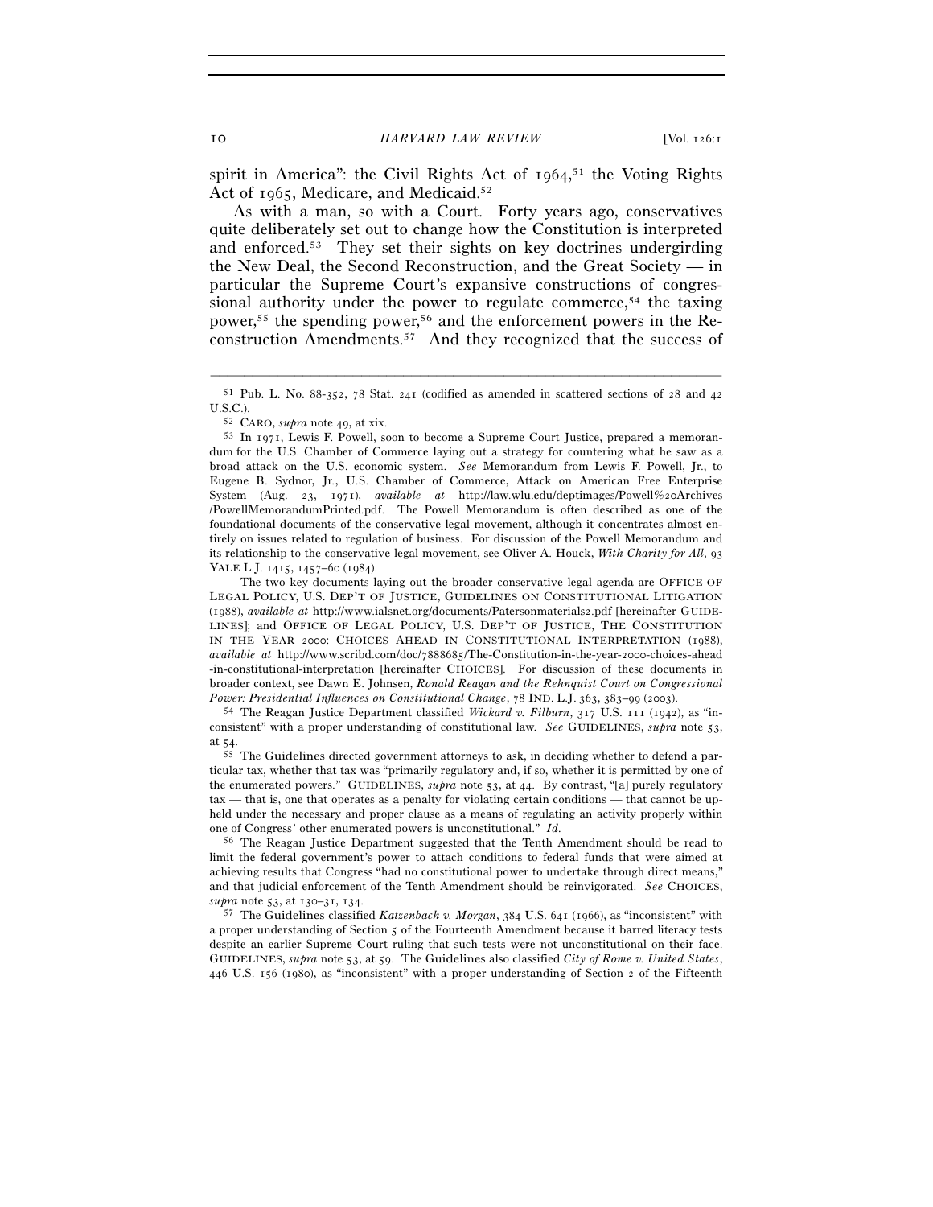spirit in America": the Civil Rights Act of 1964,[51] the Voting Rights Act of 1965, Medicare, and Medicaid.[52]

As with a man, so with a Court. Forty years ago, conservatives quite deliberately set out to change how the Constitution is interpreted and enforced.[53] They set their sights on key doctrines undergirding the New Deal, the Second Reconstruction, and the Great Society — in particular the Supreme Court's expansive constructions of congressional authority under the power to regulate commerce,[54] the taxing power,[55] the spending power,[56] and the enforcement powers in the Reconstruction Amendments.[57] And they recognized that the success of

---

[51] Pub. L. No. 88-352, 78 Stat. 241 (codified as amended in scattered sections of 28 and 42 U.S.C.).

[52] CARO, *supra* note 49, at xix.

[53] In 1971, Lewis F. Powell, soon to become a Supreme Court Justice, prepared a memorandum for the U.S. Chamber of Commerce laying out a strategy for countering what he saw as a broad attack on the U.S. economic system. *See* Memorandum from Lewis F. Powell, Jr., to Eugene B. Sydnor, Jr., U.S. Chamber of Commerce, Attack on American Free Enterprise System (Aug. 23, 1971), *available at* http://law.wlu.edu/deptimages/Powell%20Archives/PowellMemorandumPrinted.pdf. The Powell Memorandum is often described as one of the foundational documents of the conservative legal movement, although it concentrates almost entirely on issues related to regulation of business. For discussion of the Powell Memorandum and its relationship to the conservative legal movement, see Oliver A. Houck, *With Charity for All*, 93 YALE L.J. 1415, 1457–60 (1984).

The two key documents laying out the broader conservative legal agenda are OFFICE OF LEGAL POLICY, U.S. DEP'T OF JUSTICE, GUIDELINES ON CONSTITUTIONAL LITIGATION (1988), *available at* http://www.ialsnet.org/documents/Patersonmaterials2.pdf [hereinafter GUIDELINES]; and OFFICE OF LEGAL POLICY, U.S. DEP'T OF JUSTICE, THE CONSTITUTION IN THE YEAR 2000: CHOICES AHEAD IN CONSTITUTIONAL INTERPRETATION (1988), *available at* http://www.scribd.com/doc/7888685/The-Constitution-in-the-year-2000-choices-ahead-in-constitutional-interpretation [hereinafter CHOICES]. For discussion of these documents in broader context, see Dawn E. Johnsen, *Ronald Reagan and the Rehnquist Court on Congressional Power: Presidential Influences on Constitutional Change*, 78 IND. L.J. 363, 383–99 (2003).

[54] The Reagan Justice Department classified *Wickard v. Filburn*, 317 U.S. 111 (1942), as "inconsistent" with a proper understanding of constitutional law. *See* GUIDELINES, *supra* note 53, at 54.

[55] The Guidelines directed government attorneys to ask, in deciding whether to defend a particular tax, whether that tax was "primarily regulatory and, if so, whether it is permitted by one of the enumerated powers." GUIDELINES, *supra* note 53, at 44. By contrast, "[a] purely regulatory tax — that is, one that operates as a penalty for violating certain conditions — that cannot be upheld under the necessary and proper clause as a means of regulating an activity properly within one of Congress' other enumerated powers is unconstitutional." *Id.*

[56] The Reagan Justice Department suggested that the Tenth Amendment should be read to limit the federal government's power to attach conditions to federal funds that were aimed at achieving results that Congress "had no constitutional power to undertake through direct means," and that judicial enforcement of the Tenth Amendment should be reinvigorated. *See* CHOICES, *supra* note 53, at 130–31, 134.

[57] The Guidelines classified *Katzenbach v. Morgan*, 384 U.S. 641 (1966), as "inconsistent" with a proper understanding of Section 5 of the Fourteenth Amendment because it barred literacy tests despite an earlier Supreme Court ruling that such tests were not unconstitutional on their face. GUIDELINES, *supra* note 53, at 59. The Guidelines also classified *City of Rome v. United States*, 446 U.S. 156 (1980), as "inconsistent" with a proper understanding of Section 2 of the Fifteenth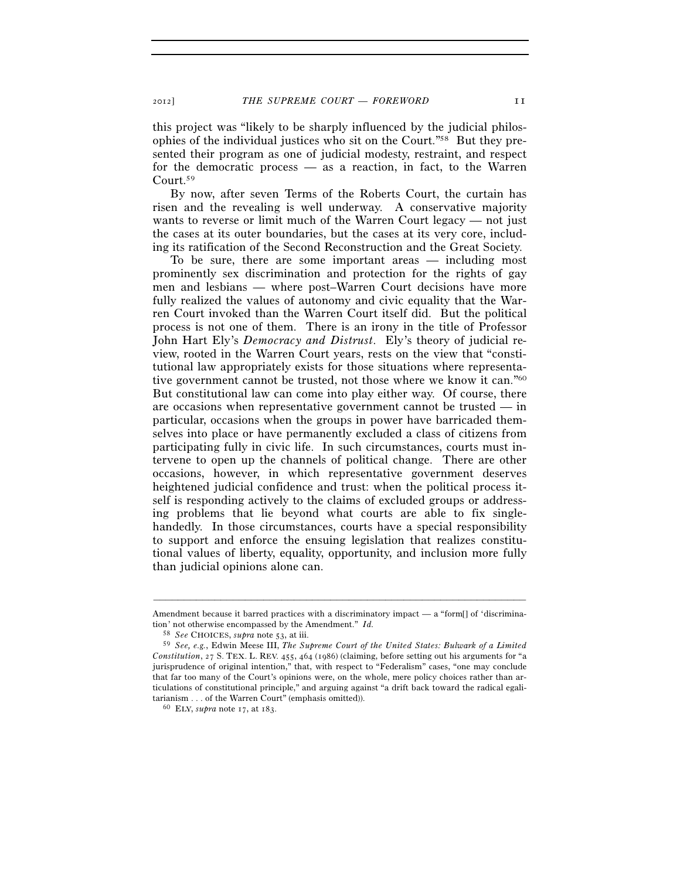this project was "likely to be sharply influenced by the judicial philosophies of the individual justices who sit on the Court."[58] But they presented their program as one of judicial modesty, restraint, and respect for the democratic process — as a reaction, in fact, to the Warren Court.[59]

By now, after seven Terms of the Roberts Court, the curtain has risen and the revealing is well underway. A conservative majority wants to reverse or limit much of the Warren Court legacy — not just the cases at its outer boundaries, but the cases at its very core, including its ratification of the Second Reconstruction and the Great Society.

To be sure, there are some important areas — including most prominently sex discrimination and protection for the rights of gay men and lesbians — where post–Warren Court decisions have more fully realized the values of autonomy and civic equality that the Warren Court invoked than the Warren Court itself did. But the political process is not one of them. There is an irony in the title of Professor John Hart Ely's *Democracy and Distrust*. Ely's theory of judicial review, rooted in the Warren Court years, rests on the view that "constitutional law appropriately exists for those situations where representative government cannot be trusted, not those where we know it can."[60] But constitutional law can come into play either way. Of course, there are occasions when representative government cannot be trusted — in particular, occasions when the groups in power have barricaded themselves into place or have permanently excluded a class of citizens from participating fully in civic life. In such circumstances, courts must intervene to open up the channels of political change. There are other occasions, however, in which representative government deserves heightened judicial confidence and trust: when the political process itself is responding actively to the claims of excluded groups or addressing problems that lie beyond what courts are able to fix single-handedly. In those circumstances, courts have a special responsibility to support and enforce the ensuing legislation that realizes constitutional values of liberty, equality, opportunity, and inclusion more fully than judicial opinions alone can.

---

Amendment because it barred practices with a discriminatory impact — a "form[] of 'discrimination' not otherwise encompassed by the Amendment." *Id.*

[58] *See* CHOICES, *supra* note 53, at iii.

[59] *See, e.g.*, Edwin Meese III, *The Supreme Court of the United States: Bulwark of a Limited Constitution*, 27 S. TEX. L. REV. 455, 464 (1986) (claiming, before setting out his arguments for "a jurisprudence of original intention," that, with respect to "Federalism" cases, "one may conclude that far too many of the Court's opinions were, on the whole, mere policy choices rather than articulations of constitutional principle," and arguing against "a drift back toward the radical egalitarianism . . . of the Warren Court" (emphasis omitted)).

[60] ELY, *supra* note 17, at 183.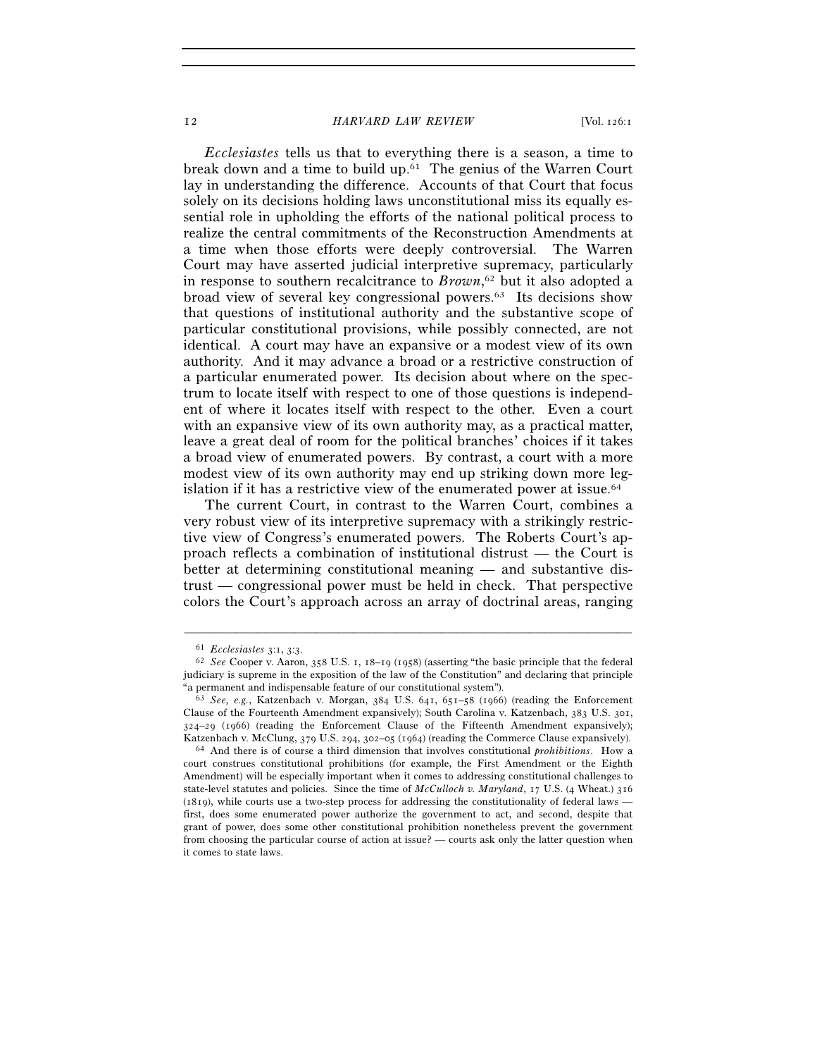*Ecclesiastes* tells us that to everything there is a season, a time to break down and a time to build up.[61] The genius of the Warren Court lay in understanding the difference. Accounts of that Court that focus solely on its decisions holding laws unconstitutional miss its equally essential role in upholding the efforts of the national political process to realize the central commitments of the Reconstruction Amendments at a time when those efforts were deeply controversial. The Warren Court may have asserted judicial interpretive supremacy, particularly in response to southern recalcitrance to *Brown*,[62] but it also adopted a broad view of several key congressional powers.[63] Its decisions show that questions of institutional authority and the substantive scope of particular constitutional provisions, while possibly connected, are not identical. A court may have an expansive or a modest view of its own authority. And it may advance a broad or a restrictive construction of a particular enumerated power. Its decision about where on the spectrum to locate itself with respect to one of those questions is independent of where it locates itself with respect to the other. Even a court with an expansive view of its own authority may, as a practical matter, leave a great deal of room for the political branches' choices if it takes a broad view of enumerated powers. By contrast, a court with a more modest view of its own authority may end up striking down more legislation if it has a restrictive view of the enumerated power at issue.[64]

The current Court, in contrast to the Warren Court, combines a very robust view of its interpretive supremacy with a strikingly restrictive view of Congress's enumerated powers. The Roberts Court's approach reflects a combination of institutional distrust — the Court is better at determining constitutional meaning — and substantive distrust — congressional power must be held in check. That perspective colors the Court's approach across an array of doctrinal areas, ranging

---

[61] *Ecclesiastes* 3:1, 3:3.

[62] *See* Cooper v. Aaron, 358 U.S. 1, 18–19 (1958) (asserting "the basic principle that the federal judiciary is supreme in the exposition of the law of the Constitution" and declaring that principle "a permanent and indispensable feature of our constitutional system").

[63] *See, e.g.*, Katzenbach v. Morgan, 384 U.S. 641, 651–58 (1966) (reading the Enforcement Clause of the Fourteenth Amendment expansively); South Carolina v. Katzenbach, 383 U.S. 301, 324–29 (1966) (reading the Enforcement Clause of the Fifteenth Amendment expansively); Katzenbach v. McClung, 379 U.S. 294, 302–05 (1964) (reading the Commerce Clause expansively).

[64] And there is of course a third dimension that involves constitutional *prohibitions*. How a court construes constitutional prohibitions (for example, the First Amendment or the Eighth Amendment) will be especially important when it comes to addressing constitutional challenges to state-level statutes and policies. Since the time of *McCulloch v. Maryland*, 17 U.S. (4 Wheat.) 316 (1819), while courts use a two-step process for addressing the constitutionality of federal laws — first, does some enumerated power authorize the government to act, and second, despite that grant of power, does some other constitutional prohibition nonetheless prevent the government from choosing the particular course of action at issue? — courts ask only the latter question when it comes to state laws.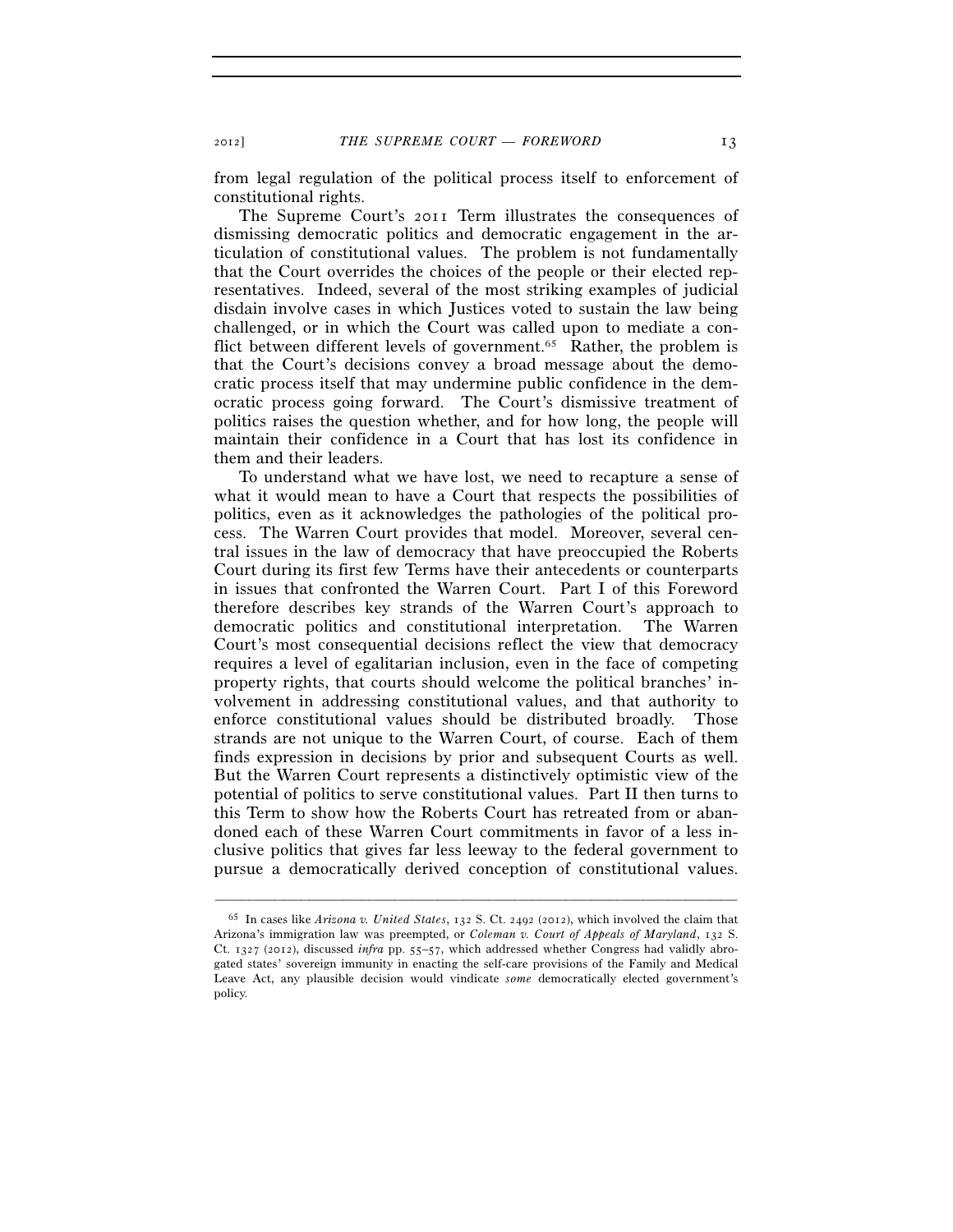from legal regulation of the political process itself to enforcement of constitutional rights.

The Supreme Court's 2011 Term illustrates the consequences of dismissing democratic politics and democratic engagement in the articulation of constitutional values. The problem is not fundamentally that the Court overrides the choices of the people or their elected representatives. Indeed, several of the most striking examples of judicial disdain involve cases in which Justices voted to sustain the law being challenged, or in which the Court was called upon to mediate a conflict between different levels of government.[65] Rather, the problem is that the Court's decisions convey a broad message about the democratic process itself that may undermine public confidence in the democratic process going forward. The Court's dismissive treatment of politics raises the question whether, and for how long, the people will maintain their confidence in a Court that has lost its confidence in them and their leaders.

To understand what we have lost, we need to recapture a sense of what it would mean to have a Court that respects the possibilities of politics, even as it acknowledges the pathologies of the political process. The Warren Court provides that model. Moreover, several central issues in the law of democracy that have preoccupied the Roberts Court during its first few Terms have their antecedents or counterparts in issues that confronted the Warren Court. Part I of this Foreword therefore describes key strands of the Warren Court's approach to democratic politics and constitutional interpretation. The Warren Court's most consequential decisions reflect the view that democracy requires a level of egalitarian inclusion, even in the face of competing property rights, that courts should welcome the political branches' involvement in addressing constitutional values, and that authority to enforce constitutional values should be distributed broadly. Those strands are not unique to the Warren Court, of course. Each of them finds expression in decisions by prior and subsequent Courts as well. But the Warren Court represents a distinctively optimistic view of the potential of politics to serve constitutional values. Part II then turns to this Term to show how the Roberts Court has retreated from or abandoned each of these Warren Court commitments in favor of a less inclusive politics that gives far less leeway to the federal government to pursue a democratically derived conception of constitutional values.

---

[65] In cases like *Arizona v. United States*, 132 S. Ct. 2492 (2012), which involved the claim that Arizona's immigration law was preempted, or *Coleman v. Court of Appeals of Maryland*, 132 S. Ct. 1327 (2012), discussed *infra* pp. 55–57, which addressed whether Congress had validly abrogated states' sovereign immunity in enacting the self-care provisions of the Family and Medical Leave Act, any plausible decision would vindicate *some* democratically elected government's policy.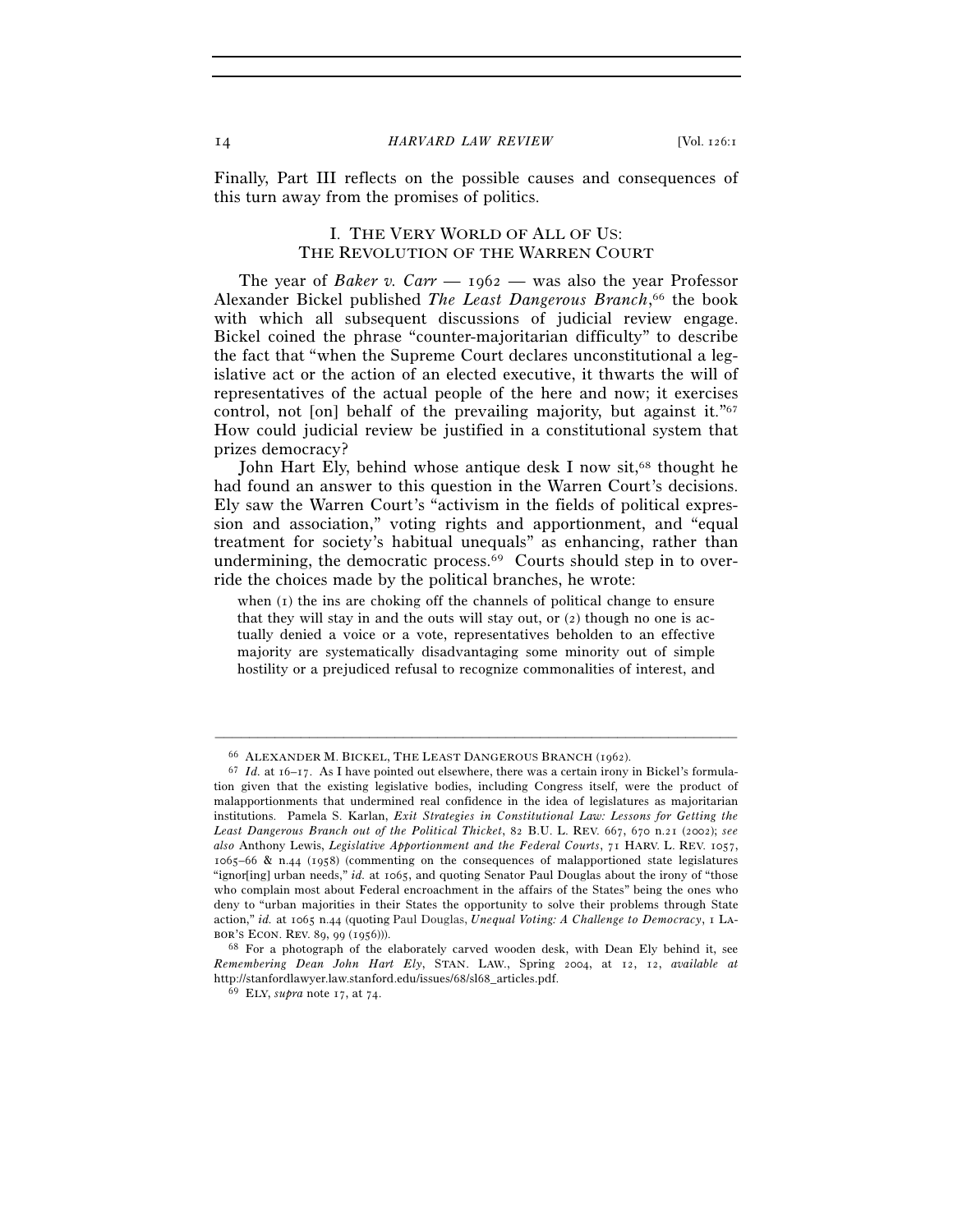Finally, Part III reflects on the possible causes and consequences of this turn away from the promises of politics.

## I. THE VERY WORLD OF ALL OF US: THE REVOLUTION OF THE WARREN COURT

The year of *Baker v. Carr* — 1962 — was also the year Professor Alexander Bickel published *The Least Dangerous Branch*,[66] the book with which all subsequent discussions of judicial review engage. Bickel coined the phrase "counter-majoritarian difficulty" to describe the fact that "when the Supreme Court declares unconstitutional a legislative act or the action of an elected executive, it thwarts the will of representatives of the actual people of the here and now; it exercises control, not [on] behalf of the prevailing majority, but against it."[67] How could judicial review be justified in a constitutional system that prizes democracy?

John Hart Ely, behind whose antique desk I now sit,[68] thought he had found an answer to this question in the Warren Court's decisions. Ely saw the Warren Court's "activism in the fields of political expression and association," voting rights and apportionment, and "equal treatment for society's habitual unequals" as enhancing, rather than undermining, the democratic process.[69] Courts should step in to override the choices made by the political branches, he wrote:

> when (1) the ins are choking off the channels of political change to ensure that they will stay in and the outs will stay out, or (2) though no one is actually denied a voice or a vote, representatives beholden to an effective majority are systematically disadvantaging some minority out of simple hostility or a prejudiced refusal to recognize commonalities of interest, and

---

[66] ALEXANDER M. BICKEL, THE LEAST DANGEROUS BRANCH (1962).

[67] *Id.* at 16–17. As I have pointed out elsewhere, there was a certain irony in Bickel's formulation given that the existing legislative bodies, including Congress itself, were the product of malapportionments that undermined real confidence in the idea of legislatures as majoritarian institutions. Pamela S. Karlan, *Exit Strategies in Constitutional Law: Lessons for Getting the Least Dangerous Branch out of the Political Thicket*, 82 B.U. L. REV. 667, 670 n.21 (2002); *see also* Anthony Lewis, *Legislative Apportionment and the Federal Courts*, 71 HARV. L. REV. 1057, 1065–66 & n.44 (1958) (commenting on the consequences of malapportioned state legislatures "ignor[ing] urban needs," *id.* at 1065, and quoting Senator Paul Douglas about the irony of "those who complain most about Federal encroachment in the affairs of the States" being the ones who deny to "urban majorities in their States the opportunity to solve their problems through State action," *id.* at 1065 n.44 (quoting Paul Douglas, *Unequal Voting: A Challenge to Democracy*, 1 LABOR'S ECON. REV. 89, 99 (1956))).

[68] For a photograph of the elaborately carved wooden desk, with Dean Ely behind it, see *Remembering Dean John Hart Ely*, STAN. LAW., Spring 2004, at 12, 12, *available at* http://stanfordlawyer.law.stanford.edu/issues/68/sl68_articles.pdf.

[69] ELY, *supra* note 17, at 74.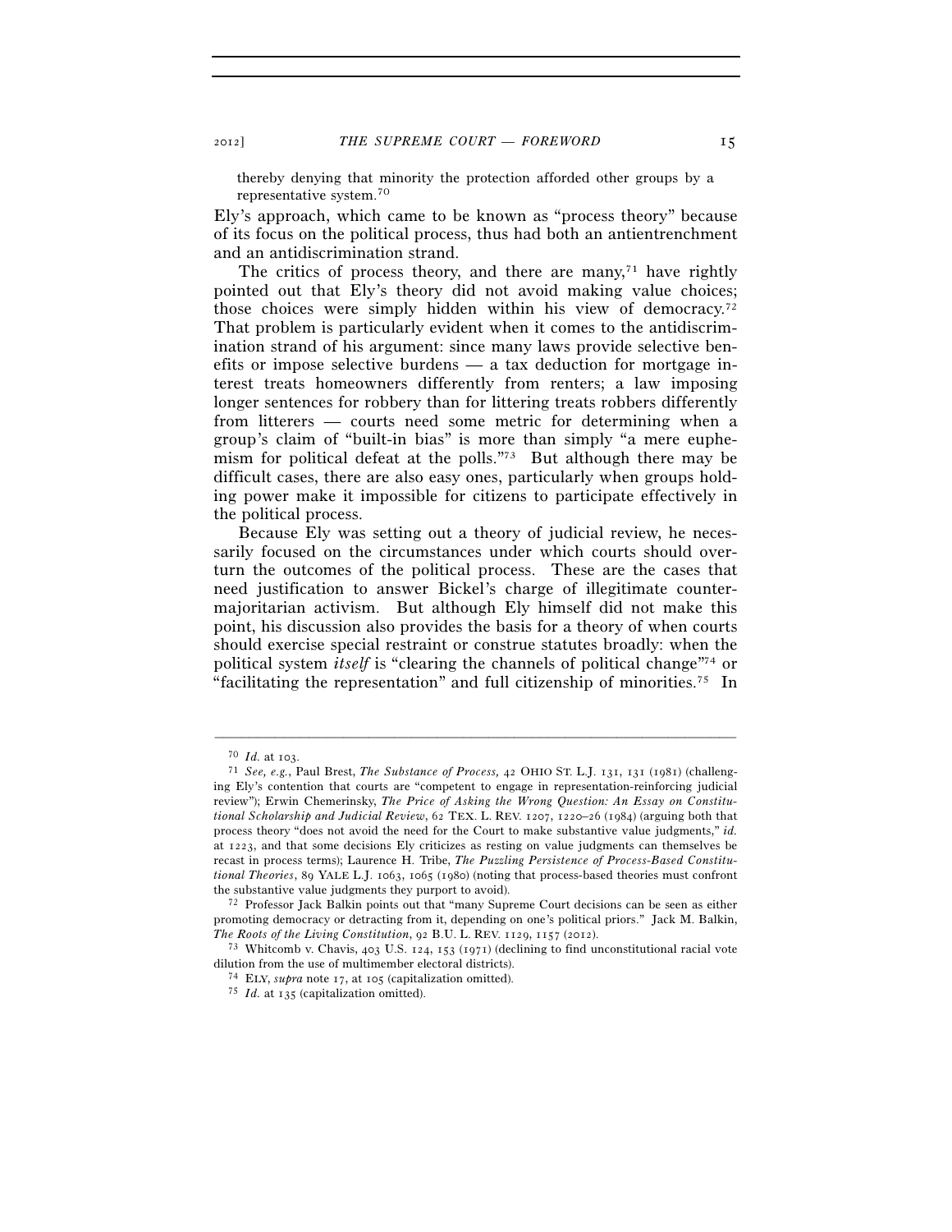> thereby denying that minority the protection afforded other groups by a representative system.[70]

Ely's approach, which came to be known as "process theory" because of its focus on the political process, thus had both an antientrenchment and an antidiscrimination strand.

The critics of process theory, and there are many,[71] have rightly pointed out that Ely's theory did not avoid making value choices; those choices were simply hidden within his view of democracy.[72] That problem is particularly evident when it comes to the antidiscrimination strand of his argument: since many laws provide selective benefits or impose selective burdens — a tax deduction for mortgage interest treats homeowners differently from renters; a law imposing longer sentences for robbery than for littering treats robbers differently from litterers — courts need some metric for determining when a group's claim of "built-in bias" is more than simply "a mere euphemism for political defeat at the polls."[73] But although there may be difficult cases, there are also easy ones, particularly when groups holding power make it impossible for citizens to participate effectively in the political process.

Because Ely was setting out a theory of judicial review, he necessarily focused on the circumstances under which courts should overturn the outcomes of the political process. These are the cases that need justification to answer Bickel's charge of illegitimate countermajoritarian activism. But although Ely himself did not make this point, his discussion also provides the basis for a theory of when courts should exercise special restraint or construe statutes broadly: when the political system *itself* is "clearing the channels of political change"[74] or "facilitating the representation" and full citizenship of minorities.[75] In

---

[70] *Id.* at 103.

[71] *See, e.g.*, Paul Brest, *The Substance of Process,* 42 OHIO ST. L.J. 131, 131 (1981) (challenging Ely's contention that courts are "competent to engage in representation-reinforcing judicial review"); Erwin Chemerinsky, *The Price of Asking the Wrong Question: An Essay on Constitutional Scholarship and Judicial Review*, 62 TEX. L. REV. 1207, 1220–26 (1984) (arguing both that process theory "does not avoid the need for the Court to make substantive value judgments," *id.* at 1223, and that some decisions Ely criticizes as resting on value judgments can themselves be recast in process terms); Laurence H. Tribe, *The Puzzling Persistence of Process-Based Constitutional Theories*, 89 YALE L.J. 1063, 1065 (1980) (noting that process-based theories must confront the substantive value judgments they purport to avoid).

[72] Professor Jack Balkin points out that "many Supreme Court decisions can be seen as either promoting democracy or detracting from it, depending on one's political priors." Jack M. Balkin, *The Roots of the Living Constitution*, 92 B.U. L. REV. 1129, 1157 (2012).

[73] Whitcomb v. Chavis, 403 U.S. 124, 153 (1971) (declining to find unconstitutional racial vote dilution from the use of multimember electoral districts).

[74] ELY, *supra* note 17, at 105 (capitalization omitted).

[75] *Id.* at 135 (capitalization omitted).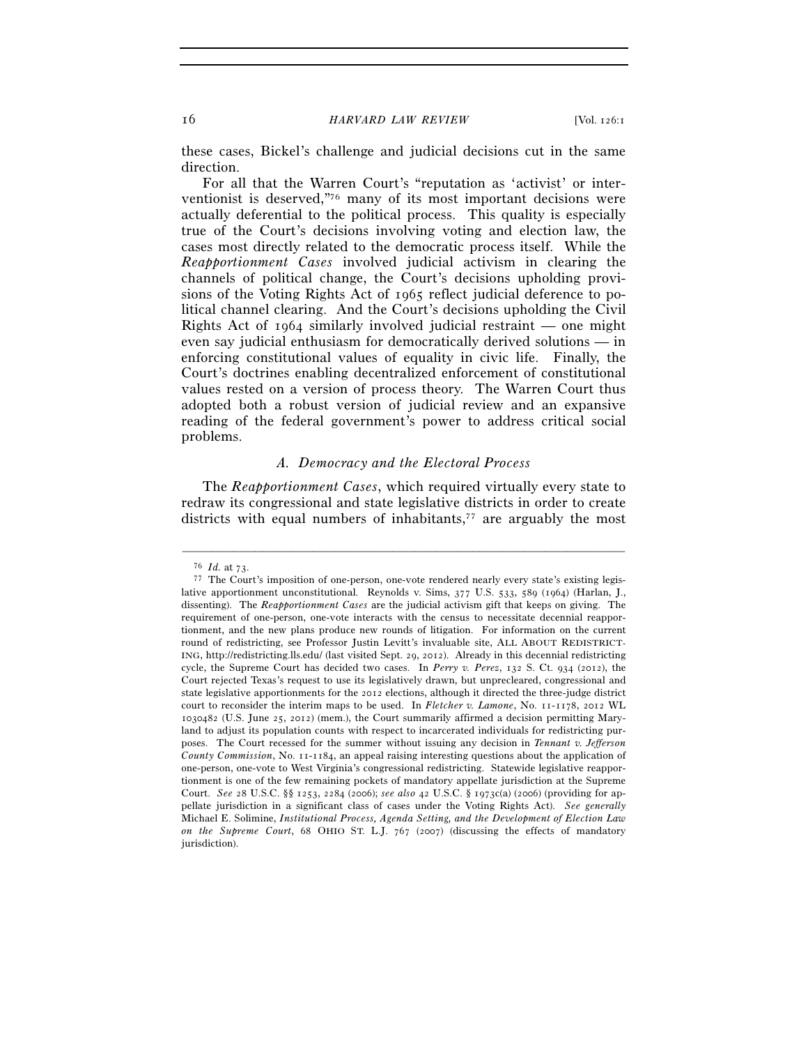these cases, Bickel's challenge and judicial decisions cut in the same direction.

For all that the Warren Court's "reputation as 'activist' or interventionist is deserved,"[76] many of its most important decisions were actually deferential to the political process. This quality is especially true of the Court's decisions involving voting and election law, the cases most directly related to the democratic process itself. While the *Reapportionment Cases* involved judicial activism in clearing the channels of political change, the Court's decisions upholding provisions of the Voting Rights Act of 1965 reflect judicial deference to political channel clearing. And the Court's decisions upholding the Civil Rights Act of 1964 similarly involved judicial restraint — one might even say judicial enthusiasm for democratically derived solutions — in enforcing constitutional values of equality in civic life. Finally, the Court's doctrines enabling decentralized enforcement of constitutional values rested on a version of process theory. The Warren Court thus adopted both a robust version of judicial review and an expansive reading of the federal government's power to address critical social problems.

### *A. Democracy and the Electoral Process*

The *Reapportionment Cases*, which required virtually every state to redraw its congressional and state legislative districts in order to create districts with equal numbers of inhabitants,[77] are arguably the most

---

[76] *Id.* at 73.

[77] The Court's imposition of one-person, one-vote rendered nearly every state's existing legislative apportionment unconstitutional. Reynolds v. Sims, 377 U.S. 533, 589 (1964) (Harlan, J., dissenting). The *Reapportionment Cases* are the judicial activism gift that keeps on giving. The requirement of one-person, one-vote interacts with the census to necessitate decennial reapportionment, and the new plans produce new rounds of litigation. For information on the current round of redistricting, see Professor Justin Levitt's invaluable site, ALL ABOUT REDISTRICTING, http://redistricting.lls.edu/ (last visited Sept. 29, 2012). Already in this decennial redistricting cycle, the Supreme Court has decided two cases. In *Perry v. Perez*, 132 S. Ct. 934 (2012), the Court rejected Texas's request to use its legislatively drawn, but unprecleared, congressional and state legislative apportionments for the 2012 elections, although it directed the three-judge district court to reconsider the interim maps to be used. In *Fletcher v. Lamone*, No. 11-1178, 2012 WL 1030482 (U.S. June 25, 2012) (mem.), the Court summarily affirmed a decision permitting Maryland to adjust its population counts with respect to incarcerated individuals for redistricting purposes. The Court recessed for the summer without issuing any decision in *Tennant v. Jefferson County Commission*, No. 11-1184, an appeal raising interesting questions about the application of one-person, one-vote to West Virginia's congressional redistricting. Statewide legislative reapportionment is one of the few remaining pockets of mandatory appellate jurisdiction at the Supreme Court. *See* 28 U.S.C. §§ 1253, 2284 (2006); *see also* 42 U.S.C. § 1973c(a) (2006) (providing for appellate jurisdiction in a significant class of cases under the Voting Rights Act). *See generally* Michael E. Solimine, *Institutional Process, Agenda Setting, and the Development of Election Law on the Supreme Court*, 68 OHIO ST. L.J. 767 (2007) (discussing the effects of mandatory jurisdiction).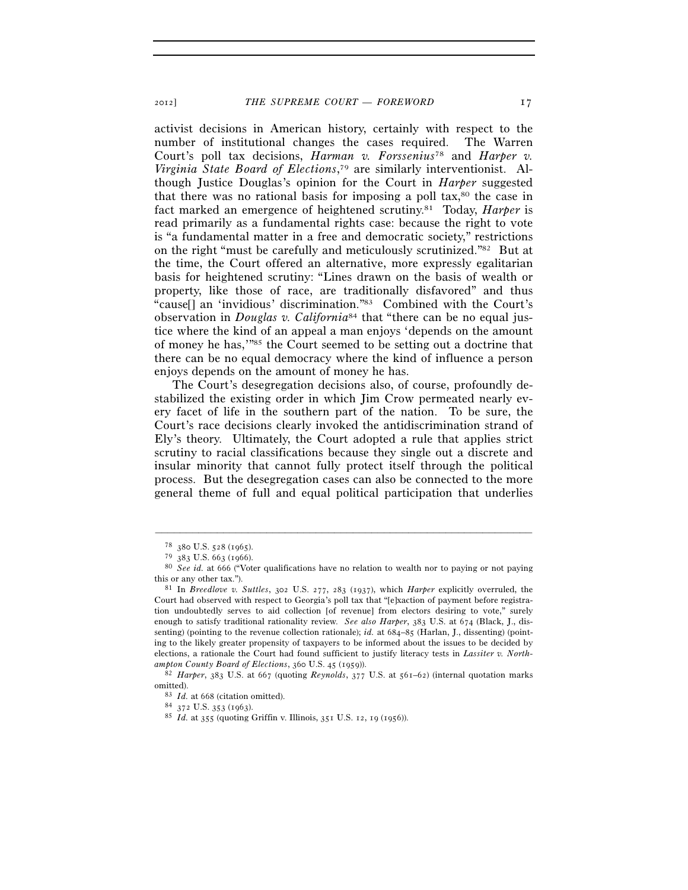activist decisions in American history, certainly with respect to the number of institutional changes the cases required. The Warren Court's poll tax decisions, *Harman v. Forssenius*[78] and *Harper v. Virginia State Board of Elections*,[79] are similarly interventionist. Although Justice Douglas's opinion for the Court in *Harper* suggested that there was no rational basis for imposing a poll tax,[80] the case in fact marked an emergence of heightened scrutiny.[81] Today, *Harper* is read primarily as a fundamental rights case: because the right to vote is "a fundamental matter in a free and democratic society," restrictions on the right "must be carefully and meticulously scrutinized."[82] But at the time, the Court offered an alternative, more expressly egalitarian basis for heightened scrutiny: "Lines drawn on the basis of wealth or property, like those of race, are traditionally disfavored" and thus "cause[] an 'invidious' discrimination."[83] Combined with the Court's observation in *Douglas v. California*[84] that "there can be no equal justice where the kind of an appeal a man enjoys 'depends on the amount of money he has,'"[85] the Court seemed to be setting out a doctrine that there can be no equal democracy where the kind of influence a person enjoys depends on the amount of money he has.

The Court's desegregation decisions also, of course, profoundly destabilized the existing order in which Jim Crow permeated nearly every facet of life in the southern part of the nation. To be sure, the Court's race decisions clearly invoked the antidiscrimination strand of Ely's theory. Ultimately, the Court adopted a rule that applies strict scrutiny to racial classifications because they single out a discrete and insular minority that cannot fully protect itself through the political process. But the desegregation cases can also be connected to the more general theme of full and equal political participation that underlies

---

[78] 380 U.S. 528 (1965).

[79] 383 U.S. 663 (1966).

[80] *See id.* at 666 ("Voter qualifications have no relation to wealth nor to paying or not paying this or any other tax.").

[81] In *Breedlove v. Suttles*, 302 U.S. 277, 283 (1937), which *Harper* explicitly overruled, the Court had observed with respect to Georgia's poll tax that "[e]xaction of payment before registration undoubtedly serves to aid collection [of revenue] from electors desiring to vote," surely enough to satisfy traditional rationality review. *See also Harper*, 383 U.S. at 674 (Black, J., dissenting) (pointing to the revenue collection rationale); *id.* at 684–85 (Harlan, J., dissenting) (pointing to the likely greater propensity of taxpayers to be informed about the issues to be decided by elections, a rationale the Court had found sufficient to justify literacy tests in *Lassiter v. Northampton County Board of Elections*, 360 U.S. 45 (1959)).

[82] *Harper*, 383 U.S. at 667 (quoting *Reynolds*, 377 U.S. at 561–62) (internal quotation marks omitted).

[83] *Id.* at 668 (citation omitted).

[84] 372 U.S. 353 (1963).

[85] *Id.* at 355 (quoting Griffin v. Illinois, 351 U.S. 12, 19 (1956)).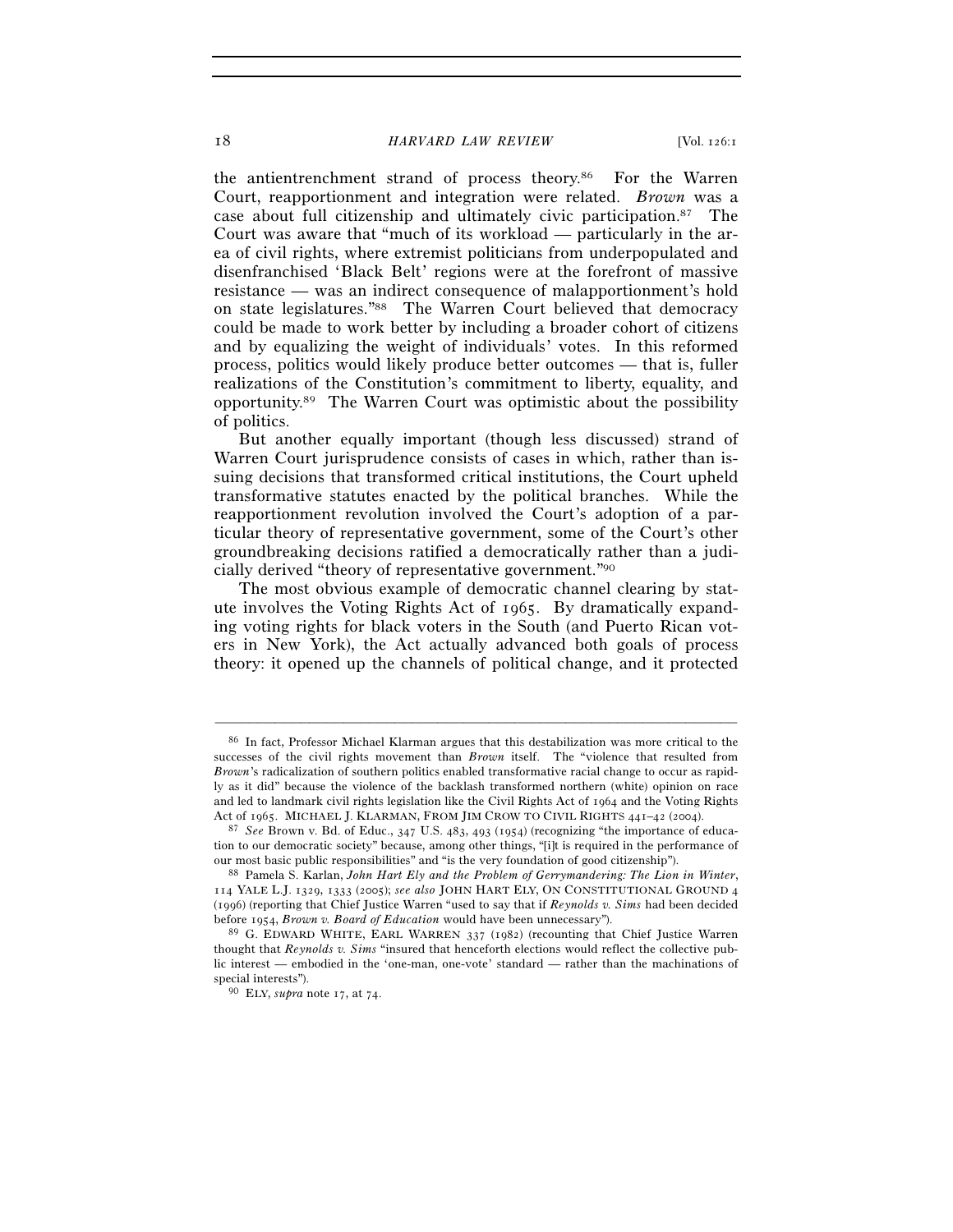the antientrenchment strand of process theory.[86] For the Warren Court, reapportionment and integration were related. *Brown* was a case about full citizenship and ultimately civic participation.[87] The Court was aware that "much of its workload — particularly in the area of civil rights, where extremist politicians from underpopulated and disenfranchised 'Black Belt' regions were at the forefront of massive resistance — was an indirect consequence of malapportionment's hold on state legislatures."[88] The Warren Court believed that democracy could be made to work better by including a broader cohort of citizens and by equalizing the weight of individuals' votes. In this reformed process, politics would likely produce better outcomes — that is, fuller realizations of the Constitution's commitment to liberty, equality, and opportunity.[89] The Warren Court was optimistic about the possibility of politics.

But another equally important (though less discussed) strand of Warren Court jurisprudence consists of cases in which, rather than issuing decisions that transformed critical institutions, the Court upheld transformative statutes enacted by the political branches. While the reapportionment revolution involved the Court's adoption of a particular theory of representative government, some of the Court's other groundbreaking decisions ratified a democratically rather than a judicially derived "theory of representative government."[90]

The most obvious example of democratic channel clearing by statute involves the Voting Rights Act of 1965. By dramatically expanding voting rights for black voters in the South (and Puerto Rican voters in New York), the Act actually advanced both goals of process theory: it opened up the channels of political change, and it protected

---

[86] In fact, Professor Michael Klarman argues that this destabilization was more critical to the successes of the civil rights movement than *Brown* itself. The "violence that resulted from *Brown*'s radicalization of southern politics enabled transformative racial change to occur as rapidly as it did" because the violence of the backlash transformed northern (white) opinion on race and led to landmark civil rights legislation like the Civil Rights Act of 1964 and the Voting Rights Act of 1965. MICHAEL J. KLARMAN, FROM JIM CROW TO CIVIL RIGHTS 441–42 (2004).

[87] *See* Brown v. Bd. of Educ., 347 U.S. 483, 493 (1954) (recognizing "the importance of education to our democratic society" because, among other things, "[i]t is required in the performance of our most basic public responsibilities" and "is the very foundation of good citizenship").

[88] Pamela S. Karlan, *John Hart Ely and the Problem of Gerrymandering: The Lion in Winter*, 114 YALE L.J. 1329, 1333 (2005); *see also* JOHN HART ELY, ON CONSTITUTIONAL GROUND 4 (1996) (reporting that Chief Justice Warren "used to say that if *Reynolds v. Sims* had been decided before 1954, *Brown v. Board of Education* would have been unnecessary").

[89] G. EDWARD WHITE, EARL WARREN 337 (1982) (recounting that Chief Justice Warren thought that *Reynolds v. Sims* "insured that henceforth elections would reflect the collective public interest — embodied in the 'one-man, one-vote' standard — rather than the machinations of special interests").

[90] ELY, *supra* note 17, at 74.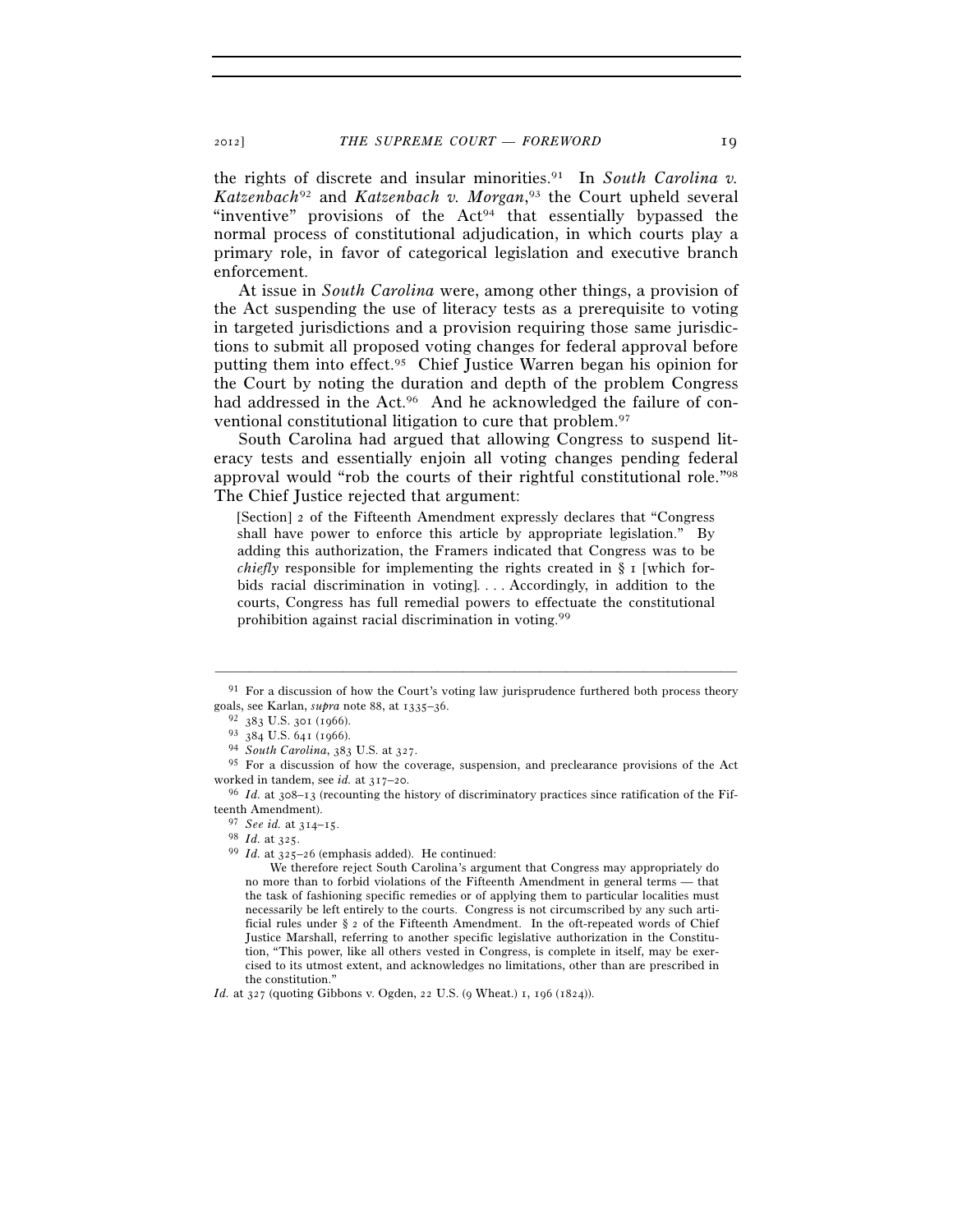the rights of discrete and insular minorities.[91] In *South Carolina v. Katzenbach*[92] and *Katzenbach v. Morgan*,[93] the Court upheld several "inventive" provisions of the Act[94] that essentially bypassed the normal process of constitutional adjudication, in which courts play a primary role, in favor of categorical legislation and executive branch enforcement.

At issue in *South Carolina* were, among other things, a provision of the Act suspending the use of literacy tests as a prerequisite to voting in targeted jurisdictions and a provision requiring those same jurisdictions to submit all proposed voting changes for federal approval before putting them into effect.[95] Chief Justice Warren began his opinion for the Court by noting the duration and depth of the problem Congress had addressed in the Act.[96] And he acknowledged the failure of conventional constitutional litigation to cure that problem.[97]

South Carolina had argued that allowing Congress to suspend literacy tests and essentially enjoin all voting changes pending federal approval would "rob the courts of their rightful constitutional role."[98] The Chief Justice rejected that argument:

> [Section] 2 of the Fifteenth Amendment expressly declares that "Congress shall have power to enforce this article by appropriate legislation." By adding this authorization, the Framers indicated that Congress was to be *chiefly* responsible for implementing the rights created in § 1 [which forbids racial discrimination in voting]. . . . Accordingly, in addition to the courts, Congress has full remedial powers to effectuate the constitutional prohibition against racial discrimination in voting.[99]

---

[91] For a discussion of how the Court's voting law jurisprudence furthered both process theory goals, see Karlan, *supra* note 88, at 1335–36.

[92] 383 U.S. 301 (1966).

[93] 384 U.S. 641 (1966).

[94] *South Carolina*, 383 U.S. at 327.

[95] For a discussion of how the coverage, suspension, and preclearance provisions of the Act worked in tandem, see *id.* at 317–20.

[96] *Id.* at 308–13 (recounting the history of discriminatory practices since ratification of the Fifteenth Amendment).

[97] *See id.* at 314–15.

[98] *Id.* at 325.

[99] *Id.* at 325–26 (emphasis added). He continued:

> We therefore reject South Carolina's argument that Congress may appropriately do no more than to forbid violations of the Fifteenth Amendment in general terms — that the task of fashioning specific remedies or of applying them to particular localities must necessarily be left entirely to the courts. Congress is not circumscribed by any such artificial rules under § 2 of the Fifteenth Amendment. In the oft-repeated words of Chief Justice Marshall, referring to another specific legislative authorization in the Constitution, "This power, like all others vested in Congress, is complete in itself, may be exercised to its utmost extent, and acknowledges no limitations, other than are prescribed in the constitution."

*Id.* at 327 (quoting Gibbons v. Ogden, 22 U.S. (9 Wheat.) 1, 196 (1824)).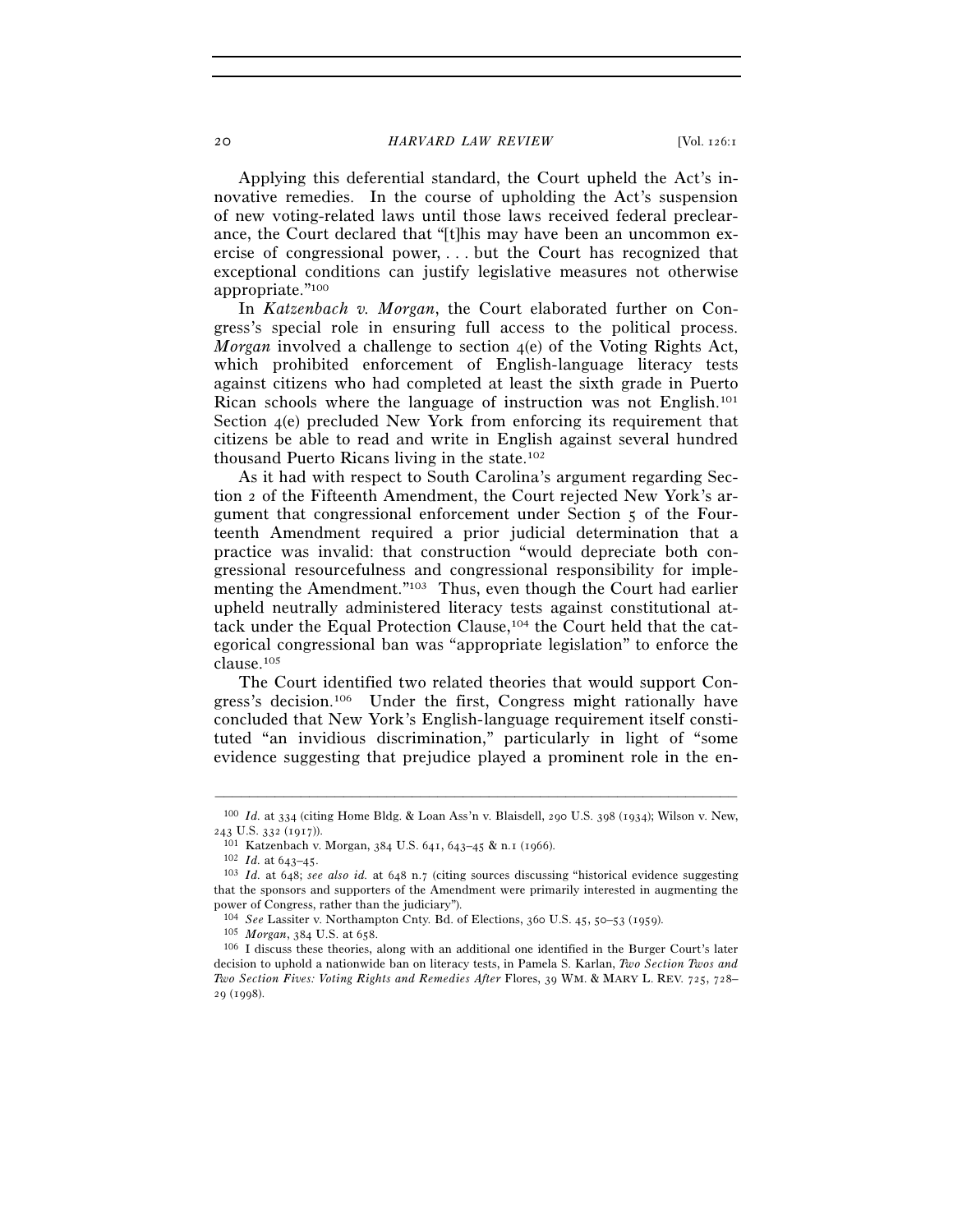Applying this deferential standard, the Court upheld the Act's innovative remedies. In the course of upholding the Act's suspension of new voting-related laws until those laws received federal preclearance, the Court declared that "[t]his may have been an uncommon exercise of congressional power, . . . but the Court has recognized that exceptional conditions can justify legislative measures not otherwise appropriate."[100]

In *Katzenbach v. Morgan*, the Court elaborated further on Congress's special role in ensuring full access to the political process. *Morgan* involved a challenge to section 4(e) of the Voting Rights Act, which prohibited enforcement of English-language literacy tests against citizens who had completed at least the sixth grade in Puerto Rican schools where the language of instruction was not English.[101] Section 4(e) precluded New York from enforcing its requirement that citizens be able to read and write in English against several hundred thousand Puerto Ricans living in the state.[102]

As it had with respect to South Carolina's argument regarding Section 2 of the Fifteenth Amendment, the Court rejected New York's argument that congressional enforcement under Section 5 of the Fourteenth Amendment required a prior judicial determination that a practice was invalid: that construction "would depreciate both congressional resourcefulness and congressional responsibility for implementing the Amendment."[103] Thus, even though the Court had earlier upheld neutrally administered literacy tests against constitutional attack under the Equal Protection Clause,[104] the Court held that the categorical congressional ban was "appropriate legislation" to enforce the clause.[105]

The Court identified two related theories that would support Congress's decision.[106] Under the first, Congress might rationally have concluded that New York's English-language requirement itself constituted "an invidious discrimination," particularly in light of "some evidence suggesting that prejudice played a prominent role in the en-

---

[100] *Id.* at 334 (citing Home Bldg. & Loan Ass'n v. Blaisdell, 290 U.S. 398 (1934); Wilson v. New, 243 U.S. 332 (1917)).

[101] Katzenbach v. Morgan, 384 U.S. 641, 643–45 & n.1 (1966).

[102] *Id.* at 643–45.

[103] *Id.* at 648; *see also id.* at 648 n.7 (citing sources discussing "historical evidence suggesting that the sponsors and supporters of the Amendment were primarily interested in augmenting the power of Congress, rather than the judiciary").

[104] *See* Lassiter v. Northampton Cnty. Bd. of Elections, 360 U.S. 45, 50–53 (1959).

[105] *Morgan*, 384 U.S. at 658.

[106] I discuss these theories, along with an additional one identified in the Burger Court's later decision to uphold a nationwide ban on literacy tests, in Pamela S. Karlan, *Two Section Twos and Two Section Fives: Voting Rights and Remedies After* Flores, 39 WM. & MARY L. REV. 725, 728–29 (1998).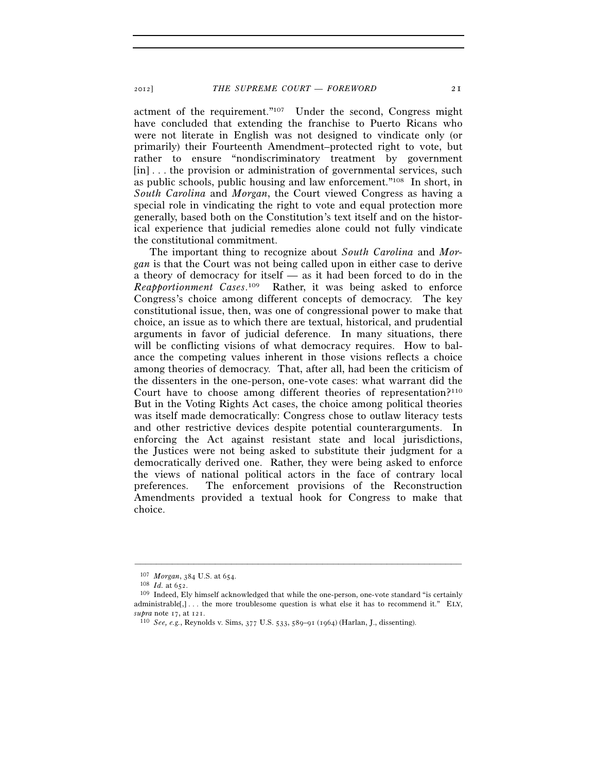actment of the requirement."[107] Under the second, Congress might have concluded that extending the franchise to Puerto Ricans who were not literate in English was not designed to vindicate only (or primarily) their Fourteenth Amendment–protected right to vote, but rather to ensure "nondiscriminatory treatment by government [in] . . . the provision or administration of governmental services, such as public schools, public housing and law enforcement."[108] In short, in *South Carolina* and *Morgan*, the Court viewed Congress as having a special role in vindicating the right to vote and equal protection more generally, based both on the Constitution's text itself and on the historical experience that judicial remedies alone could not fully vindicate the constitutional commitment.

The important thing to recognize about *South Carolina* and *Morgan* is that the Court was not being called upon in either case to derive a theory of democracy for itself — as it had been forced to do in the *Reapportionment Cases*.[109] Rather, it was being asked to enforce Congress's choice among different concepts of democracy. The key constitutional issue, then, was one of congressional power to make that choice, an issue as to which there are textual, historical, and prudential arguments in favor of judicial deference. In many situations, there will be conflicting visions of what democracy requires. How to balance the competing values inherent in those visions reflects a choice among theories of democracy. That, after all, had been the criticism of the dissenters in the one-person, one-vote cases: what warrant did the Court have to choose among different theories of representation?[110] But in the Voting Rights Act cases, the choice among political theories was itself made democratically: Congress chose to outlaw literacy tests and other restrictive devices despite potential counterarguments. In enforcing the Act against resistant state and local jurisdictions, the Justices were not being asked to substitute their judgment for a democratically derived one. Rather, they were being asked to enforce the views of national political actors in the face of contrary local preferences. The enforcement provisions of the Reconstruction Amendments provided a textual hook for Congress to make that choice.

---

[107] *Morgan*, 384 U.S. at 654.

[108] *Id.* at 652.

[109] Indeed, Ely himself acknowledged that while the one-person, one-vote standard "is certainly administrable[,] . . . the more troublesome question is what else it has to recommend it." ELY, *supra* note 17, at 121.

[110] *See, e.g.*, Reynolds v. Sims, 377 U.S. 533, 589–91 (1964) (Harlan, J., dissenting).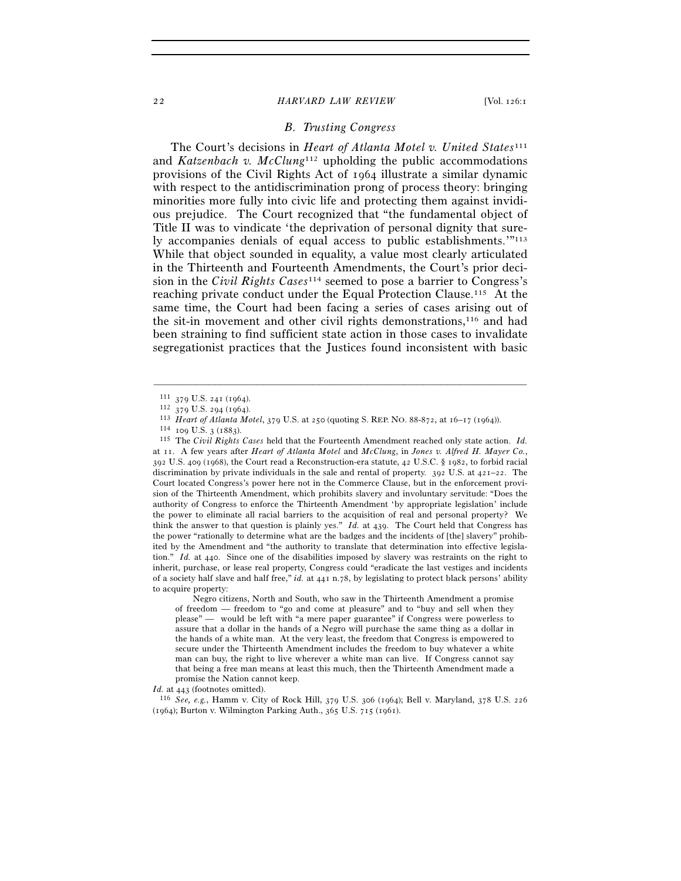### *B. Trusting Congress*

The Court's decisions in *Heart of Atlanta Motel v. United States*[111] and *Katzenbach v. McClung*[112] upholding the public accommodations provisions of the Civil Rights Act of 1964 illustrate a similar dynamic with respect to the antidiscrimination prong of process theory: bringing minorities more fully into civic life and protecting them against invidious prejudice. The Court recognized that "the fundamental object of Title II was to vindicate 'the deprivation of personal dignity that surely accompanies denials of equal access to public establishments.'"[113] While that object sounded in equality, a value most clearly articulated in the Thirteenth and Fourteenth Amendments, the Court's prior decision in the *Civil Rights Cases*[114] seemed to pose a barrier to Congress's reaching private conduct under the Equal Protection Clause.[115] At the same time, the Court had been facing a series of cases arising out of the sit-in movement and other civil rights demonstrations,[116] and had been straining to find sufficient state action in those cases to invalidate segregationist practices that the Justices found inconsistent with basic

---

[111] 379 U.S. 241 (1964).

[112] 379 U.S. 294 (1964).

[113] *Heart of Atlanta Motel*, 379 U.S. at 250 (quoting S. REP. NO. 88-872, at 16–17 (1964)).

[114] 109 U.S. 3 (1883).

[115] The *Civil Rights Cases* held that the Fourteenth Amendment reached only state action. *Id.* at 11. A few years after *Heart of Atlanta Motel* and *McClung*, in *Jones v. Alfred H. Mayer Co.*, 392 U.S. 409 (1968), the Court read a Reconstruction-era statute, 42 U.S.C. § 1982, to forbid racial discrimination by private individuals in the sale and rental of property. 392 U.S. at 421–22. The Court located Congress's power here not in the Commerce Clause, but in the enforcement provision of the Thirteenth Amendment, which prohibits slavery and involuntary servitude: "Does the authority of Congress to enforce the Thirteenth Amendment 'by appropriate legislation' include the power to eliminate all racial barriers to the acquisition of real and personal property? We think the answer to that question is plainly yes." *Id.* at 439. The Court held that Congress has the power "rationally to determine what are the badges and the incidents of [the] slavery" prohibited by the Amendment and "the authority to translate that determination into effective legislation." *Id.* at 440. Since one of the disabilities imposed by slavery was restraints on the right to inherit, purchase, or lease real property, Congress could "eradicate the last vestiges and incidents of a society half slave and half free," *id.* at 441 n.78, by legislating to protect black persons' ability to acquire property:

> Negro citizens, North and South, who saw in the Thirteenth Amendment a promise of freedom — freedom to "go and come at pleasure" and to "buy and sell when they please" — would be left with "a mere paper guarantee" if Congress were powerless to assure that a dollar in the hands of a Negro will purchase the same thing as a dollar in the hands of a white man. At the very least, the freedom that Congress is empowered to secure under the Thirteenth Amendment includes the freedom to buy whatever a white man can buy, the right to live wherever a white man can live. If Congress cannot say that being a free man means at least this much, then the Thirteenth Amendment made a promise the Nation cannot keep.

*Id.* at 443 (footnotes omitted).

[116] *See, e.g.*, Hamm v. City of Rock Hill, 379 U.S. 306 (1964); Bell v. Maryland, 378 U.S. 226 (1964); Burton v. Wilmington Parking Auth., 365 U.S. 715 (1961).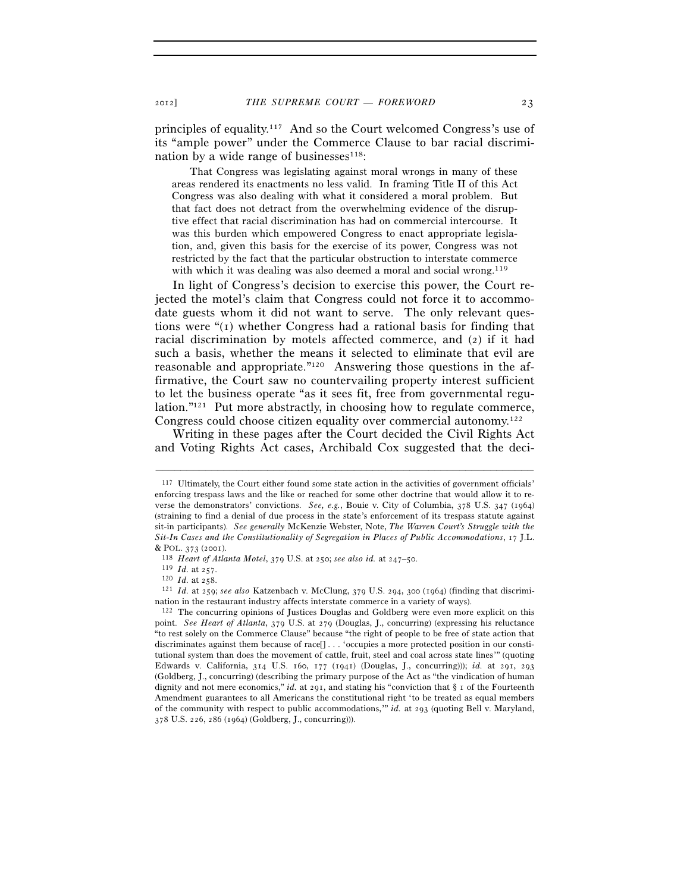principles of equality.[117] And so the Court welcomed Congress's use of its "ample power" under the Commerce Clause to bar racial discrimination by a wide range of businesses[118]:

> That Congress was legislating against moral wrongs in many of these areas rendered its enactments no less valid. In framing Title II of this Act Congress was also dealing with what it considered a moral problem. But that fact does not detract from the overwhelming evidence of the disruptive effect that racial discrimination has had on commercial intercourse. It was this burden which empowered Congress to enact appropriate legislation, and, given this basis for the exercise of its power, Congress was not restricted by the fact that the particular obstruction to interstate commerce with which it was dealing was also deemed a moral and social wrong.[119]

In light of Congress's decision to exercise this power, the Court rejected the motel's claim that Congress could not force it to accommodate guests whom it did not want to serve. The only relevant questions were "(1) whether Congress had a rational basis for finding that racial discrimination by motels affected commerce, and (2) if it had such a basis, whether the means it selected to eliminate that evil are reasonable and appropriate."[120] Answering those questions in the affirmative, the Court saw no countervailing property interest sufficient to let the business operate "as it sees fit, free from governmental regulation."[121] Put more abstractly, in choosing how to regulate commerce, Congress could choose citizen equality over commercial autonomy.[122]

Writing in these pages after the Court decided the Civil Rights Act and Voting Rights Act cases, Archibald Cox suggested that the deci-

---

[117] Ultimately, the Court either found some state action in the activities of government officials' enforcing trespass laws and the like or reached for some other doctrine that would allow it to reverse the demonstrators' convictions. *See, e.g.*, Bouie v. City of Columbia, 378 U.S. 347 (1964) (straining to find a denial of due process in the state's enforcement of its trespass statute against sit-in participants). *See generally* McKenzie Webster, Note, *The Warren Court's Struggle with the Sit-In Cases and the Constitutionality of Segregation in Places of Public Accommodations*, 17 J.L. & POL. 373 (2001).

[118] *Heart of Atlanta Motel*, 379 U.S. at 250; *see also id.* at 247–50.

[119] *Id.* at 257.

[120] *Id.* at 258.

[121] *Id.* at 259; *see also* Katzenbach v. McClung, 379 U.S. 294, 300 (1964) (finding that discrimination in the restaurant industry affects interstate commerce in a variety of ways).

[122] The concurring opinions of Justices Douglas and Goldberg were even more explicit on this point. *See Heart of Atlanta*, 379 U.S. at 279 (Douglas, J., concurring) (expressing his reluctance "to rest solely on the Commerce Clause" because "the right of people to be free of state action that discriminates against them because of race[] . . . 'occupies a more protected position in our constitutional system than does the movement of cattle, fruit, steel and coal across state lines'" (quoting Edwards v. California, 314 U.S. 160, 177 (1941) (Douglas, J., concurring))); *id.* at 291, 293 (Goldberg, J., concurring) (describing the primary purpose of the Act as "the vindication of human dignity and not mere economics," *id.* at 291, and stating his "conviction that § 1 of the Fourteenth Amendment guarantees to all Americans the constitutional right 'to be treated as equal members of the community with respect to public accommodations,'" *id.* at 293 (quoting Bell v. Maryland, 378 U.S. 226, 286 (1964) (Goldberg, J., concurring))).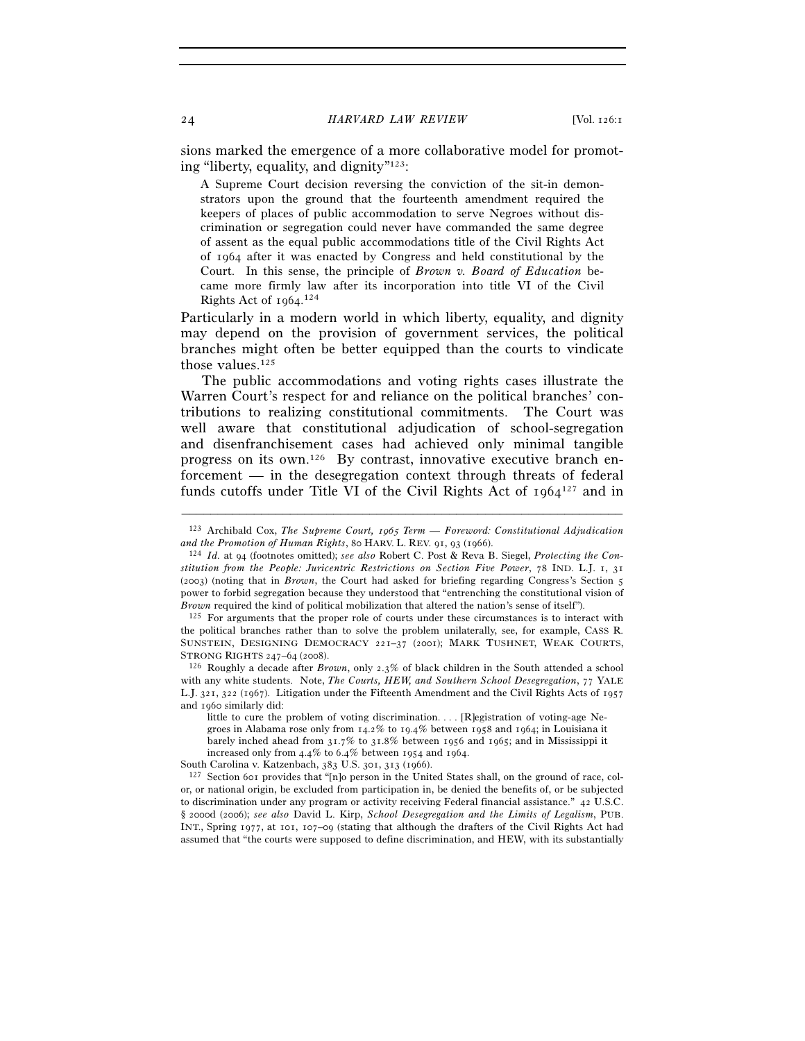sions marked the emergence of a more collaborative model for promoting "liberty, equality, and dignity"[123]:

> A Supreme Court decision reversing the conviction of the sit-in demonstrators upon the ground that the fourteenth amendment required the keepers of places of public accommodation to serve Negroes without discrimination or segregation could never have commanded the same degree of assent as the equal public accommodations title of the Civil Rights Act of 1964 after it was enacted by Congress and held constitutional by the Court. In this sense, the principle of *Brown v. Board of Education* became more firmly law after its incorporation into title VI of the Civil Rights Act of 1964.[124]

Particularly in a modern world in which liberty, equality, and dignity may depend on the provision of government services, the political branches might often be better equipped than the courts to vindicate those values.[125]

The public accommodations and voting rights cases illustrate the Warren Court's respect for and reliance on the political branches' contributions to realizing constitutional commitments. The Court was well aware that constitutional adjudication of school-segregation and disenfranchisement cases had achieved only minimal tangible progress on its own.[126] By contrast, innovative executive branch enforcement — in the desegregation context through threats of federal funds cutoffs under Title VI of the Civil Rights Act of 1964[127] and in

---

[123] Archibald Cox, *The Supreme Court, 1965 Term — Foreword: Constitutional Adjudication and the Promotion of Human Rights*, 80 HARV. L. REV. 91, 93 (1966).

[124] *Id.* at 94 (footnotes omitted); *see also* Robert C. Post & Reva B. Siegel, *Protecting the Constitution from the People: Juricentric Restrictions on Section Five Power*, 78 IND. L.J. 1, 31 (2003) (noting that in *Brown*, the Court had asked for briefing regarding Congress's Section 5 power to forbid segregation because they understood that "entrenching the constitutional vision of *Brown* required the kind of political mobilization that altered the nation's sense of itself").

[125] For arguments that the proper role of courts under these circumstances is to interact with the political branches rather than to solve the problem unilaterally, see, for example, CASS R. SUNSTEIN, DESIGNING DEMOCRACY 221–37 (2001); MARK TUSHNET, WEAK COURTS, STRONG RIGHTS 247–64 (2008).

[126] Roughly a decade after *Brown*, only 2.3% of black children in the South attended a school with any white students. Note, *The Courts, HEW, and Southern School Desegregation*, 77 YALE L.J. 321, 322 (1967). Litigation under the Fifteenth Amendment and the Civil Rights Acts of 1957 and 1960 similarly did:

> little to cure the problem of voting discrimination. . . . [R]egistration of voting-age Negroes in Alabama rose only from 14.2% to 19.4% between 1958 and 1964; in Louisiana it barely inched ahead from 31.7% to 31.8% between 1956 and 1965; and in Mississippi it increased only from 4.4% to 6.4% between 1954 and 1964.

South Carolina v. Katzenbach, 383 U.S. 301, 313 (1966).

[127] Section 601 provides that "[n]o person in the United States shall, on the ground of race, color, or national origin, be excluded from participation in, be denied the benefits of, or be subjected to discrimination under any program or activity receiving Federal financial assistance." 42 U.S.C. § 2000d (2006); *see also* David L. Kirp, *School Desegregation and the Limits of Legalism*, PUB. INT., Spring 1977, at 101, 107–09 (stating that although the drafters of the Civil Rights Act had assumed that "the courts were supposed to define discrimination, and HEW, with its substantially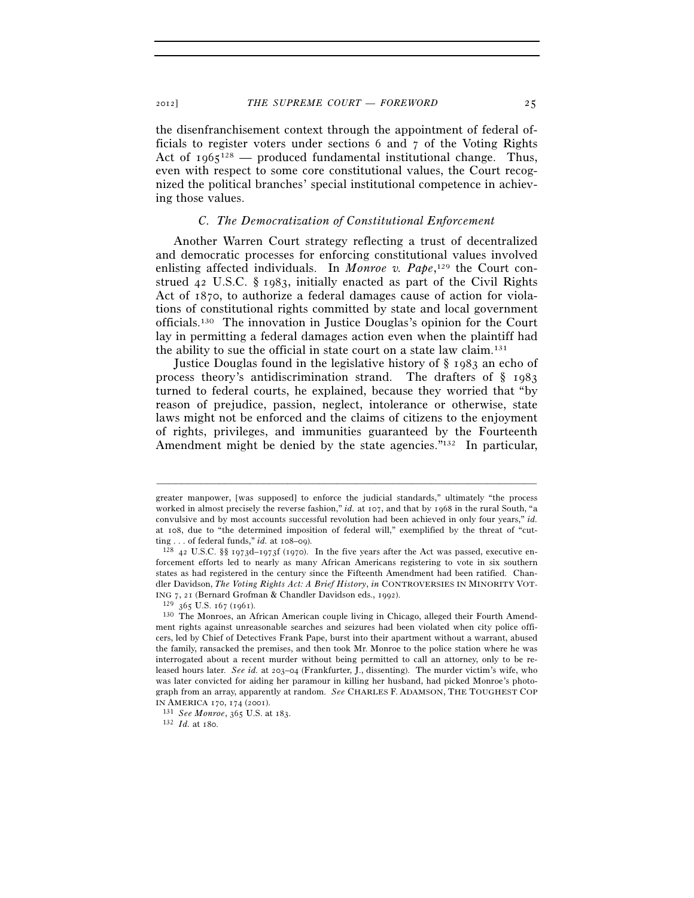the disenfranchisement context through the appointment of federal officials to register voters under sections 6 and 7 of the Voting Rights Act of 1965[128] — produced fundamental institutional change. Thus, even with respect to some core constitutional values, the Court recognized the political branches' special institutional competence in achieving those values.

### C. *The Democratization of Constitutional Enforcement*

Another Warren Court strategy reflecting a trust of decentralized and democratic processes for enforcing constitutional values involved enlisting affected individuals. In *Monroe v. Pape*,[129] the Court construed 42 U.S.C. § 1983, initially enacted as part of the Civil Rights Act of 1870, to authorize a federal damages cause of action for violations of constitutional rights committed by state and local government officials.[130] The innovation in Justice Douglas's opinion for the Court lay in permitting a federal damages action even when the plaintiff had the ability to sue the official in state court on a state law claim.[131]

Justice Douglas found in the legislative history of § 1983 an echo of process theory's antidiscrimination strand. The drafters of § 1983 turned to federal courts, he explained, because they worried that "by reason of prejudice, passion, neglect, intolerance or otherwise, state laws might not be enforced and the claims of citizens to the enjoyment of rights, privileges, and immunities guaranteed by the Fourteenth Amendment might be denied by the state agencies."[132] In particular,

---

greater manpower, [was supposed] to enforce the judicial standards," ultimately "the process worked in almost precisely the reverse fashion," *id.* at 107, and that by 1968 in the rural South, "a convulsive and by most accounts successful revolution had been achieved in only four years," *id.* at 108, due to "the determined imposition of federal will," exemplified by the threat of "cutting . . . of federal funds," *id.* at 108–09).

[128] 42 U.S.C. §§ 1973d–1973f (1970). In the five years after the Act was passed, executive enforcement efforts led to nearly as many African Americans registering to vote in six southern states as had registered in the century since the Fifteenth Amendment had been ratified. Chandler Davidson, *The Voting Rights Act: A Brief History*, *in* CONTROVERSIES IN MINORITY VOTING 7, 21 (Bernard Grofman & Chandler Davidson eds., 1992).

[129] 365 U.S. 167 (1961).

[130] The Monroes, an African American couple living in Chicago, alleged their Fourth Amendment rights against unreasonable searches and seizures had been violated when city police officers, led by Chief of Detectives Frank Pape, burst into their apartment without a warrant, abused the family, ransacked the premises, and then took Mr. Monroe to the police station where he was interrogated about a recent murder without being permitted to call an attorney, only to be released hours later. *See id.* at 203–04 (Frankfurter, J., dissenting). The murder victim's wife, who was later convicted for aiding her paramour in killing her husband, had picked Monroe's photograph from an array, apparently at random. *See* CHARLES F. ADAMSON, THE TOUGHEST COP IN AMERICA 170, 174 (2001).

[131] *See Monroe*, 365 U.S. at 183.

[132] *Id.* at 180.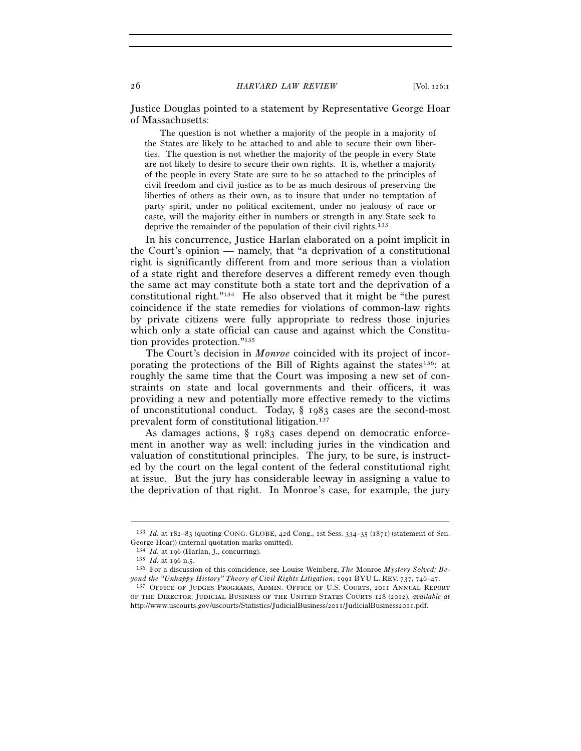Justice Douglas pointed to a statement by Representative George Hoar of Massachusetts:

> The question is not whether a majority of the people in a majority of the States are likely to be attached to and able to secure their own liberties. The question is not whether the majority of the people in every State are not likely to desire to secure their own rights. It is, whether a majority of the people in every State are sure to be so attached to the principles of civil freedom and civil justice as to be as much desirous of preserving the liberties of others as their own, as to insure that under no temptation of party spirit, under no political excitement, under no jealousy of race or caste, will the majority either in numbers or strength in any State seek to deprive the remainder of the population of their civil rights.[133]

In his concurrence, Justice Harlan elaborated on a point implicit in the Court's opinion — namely, that "a deprivation of a constitutional right is significantly different from and more serious than a violation of a state right and therefore deserves a different remedy even though the same act may constitute both a state tort and the deprivation of a constitutional right."[134] He also observed that it might be "the purest coincidence if the state remedies for violations of common-law rights by private citizens were fully appropriate to redress those injuries which only a state official can cause and against which the Constitution provides protection."[135]

The Court's decision in *Monroe* coincided with its project of incorporating the protections of the Bill of Rights against the states[136]: at roughly the same time that the Court was imposing a new set of constraints on state and local governments and their officers, it was providing a new and potentially more effective remedy to the victims of unconstitutional conduct. Today, § 1983 cases are the second-most prevalent form of constitutional litigation.[137]

As damages actions, § 1983 cases depend on democratic enforcement in another way as well: including juries in the vindication and valuation of constitutional principles. The jury, to be sure, is instructed by the court on the legal content of the federal constitutional right at issue. But the jury has considerable leeway in assigning a value to the deprivation of that right. In Monroe's case, for example, the jury

---

[133] *Id.* at 182–83 (quoting CONG. GLOBE, 42d Cong., 1st Sess. 334–35 (1871) (statement of Sen. George Hoar)) (internal quotation marks omitted).

[134] *Id.* at 196 (Harlan, J., concurring).

[135] *Id.* at 196 n.5.

[136] For a discussion of this coincidence, see Louise Weinberg, *The* Monroe *Mystery Solved: Beyond the "Unhappy History" Theory of Civil Rights Litigation*, 1991 BYU L. REV. 737, 746–47.

[137] OFFICE OF JUDGES PROGRAMS, ADMIN. OFFICE OF U.S. COURTS, 2011 ANNUAL REPORT OF THE DIRECTOR: JUDICIAL BUSINESS OF THE UNITED STATES COURTS 128 (2012), *available at* http://www.uscourts.gov/uscourts/Statistics/JudicialBusiness/2011/JudicialBusiness2011.pdf.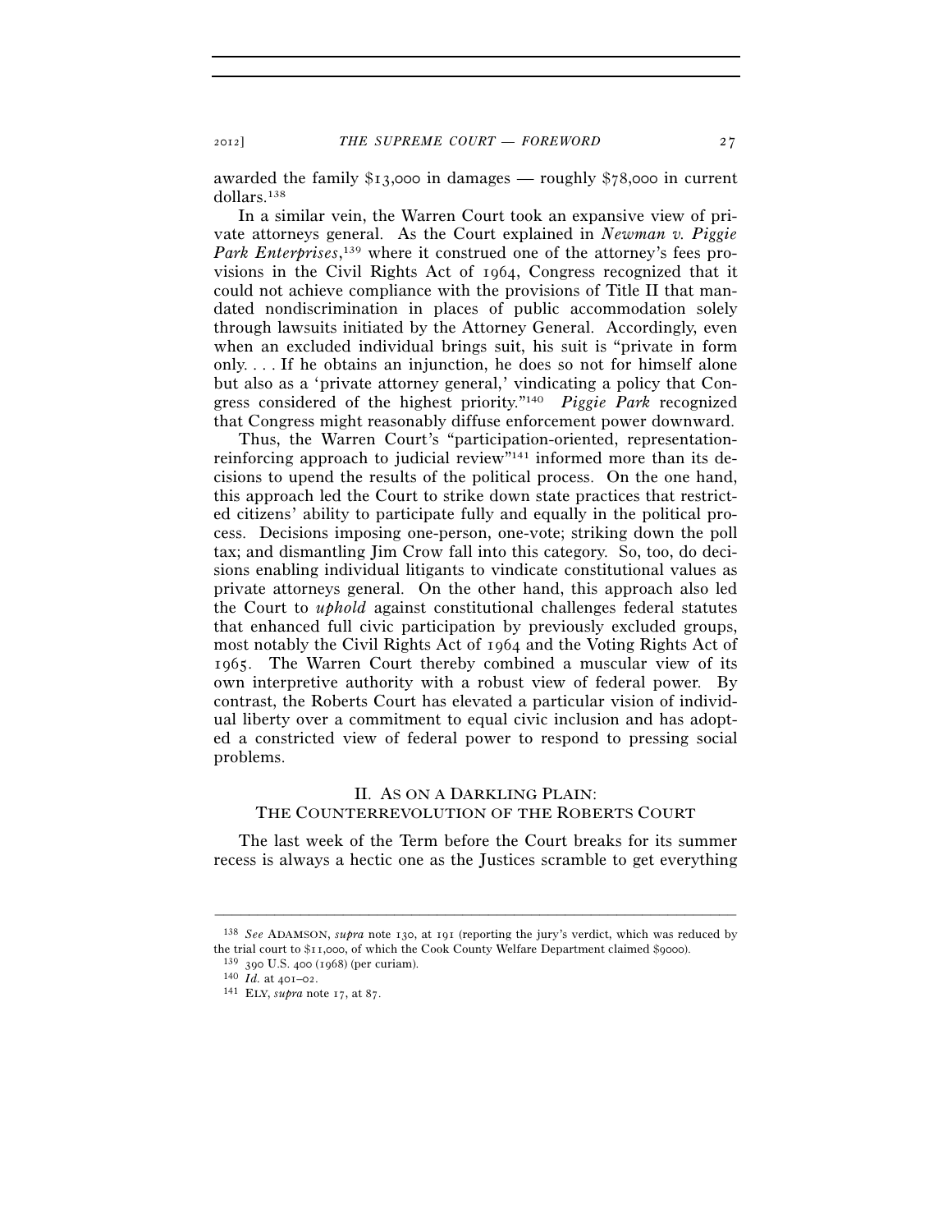awarded the family $13,000 in damages — roughly $78,000 in current dollars.[138]

In a similar vein, the Warren Court took an expansive view of private attorneys general. As the Court explained in *Newman v. Piggie Park Enterprises*,[139] where it construed one of the attorney's fees provisions in the Civil Rights Act of 1964, Congress recognized that it could not achieve compliance with the provisions of Title II that mandated nondiscrimination in places of public accommodation solely through lawsuits initiated by the Attorney General. Accordingly, even when an excluded individual brings suit, his suit is "private in form only. . . . If he obtains an injunction, he does so not for himself alone but also as a 'private attorney general,' vindicating a policy that Congress considered of the highest priority."[140] *Piggie Park* recognized that Congress might reasonably diffuse enforcement power downward.

Thus, the Warren Court's "participation-oriented, representation-reinforcing approach to judicial review"[141] informed more than its decisions to upend the results of the political process. On the one hand, this approach led the Court to strike down state practices that restricted citizens' ability to participate fully and equally in the political process. Decisions imposing one-person, one-vote; striking down the poll tax; and dismantling Jim Crow fall into this category. So, too, do decisions enabling individual litigants to vindicate constitutional values as private attorneys general. On the other hand, this approach also led the Court to *uphold* against constitutional challenges federal statutes that enhanced full civic participation by previously excluded groups, most notably the Civil Rights Act of 1964 and the Voting Rights Act of 1965. The Warren Court thereby combined a muscular view of its own interpretive authority with a robust view of federal power. By contrast, the Roberts Court has elevated a particular vision of individual liberty over a commitment to equal civic inclusion and has adopted a constricted view of federal power to respond to pressing social problems.

## II. AS ON A DARKLING PLAIN: THE COUNTERREVOLUTION OF THE ROBERTS COURT

The last week of the Term before the Court breaks for its summer recess is always a hectic one as the Justices scramble to get everything

---

[138] *See* ADAMSON, *supra* note 130, at 191 (reporting the jury's verdict, which was reduced by the trial court to $11,000, of which the Cook County Welfare Department claimed $9000).

[139] 390 U.S. 400 (1968) (per curiam).

[140] *Id.* at 401–02.

[141] ELY, *supra* note 17, at 87.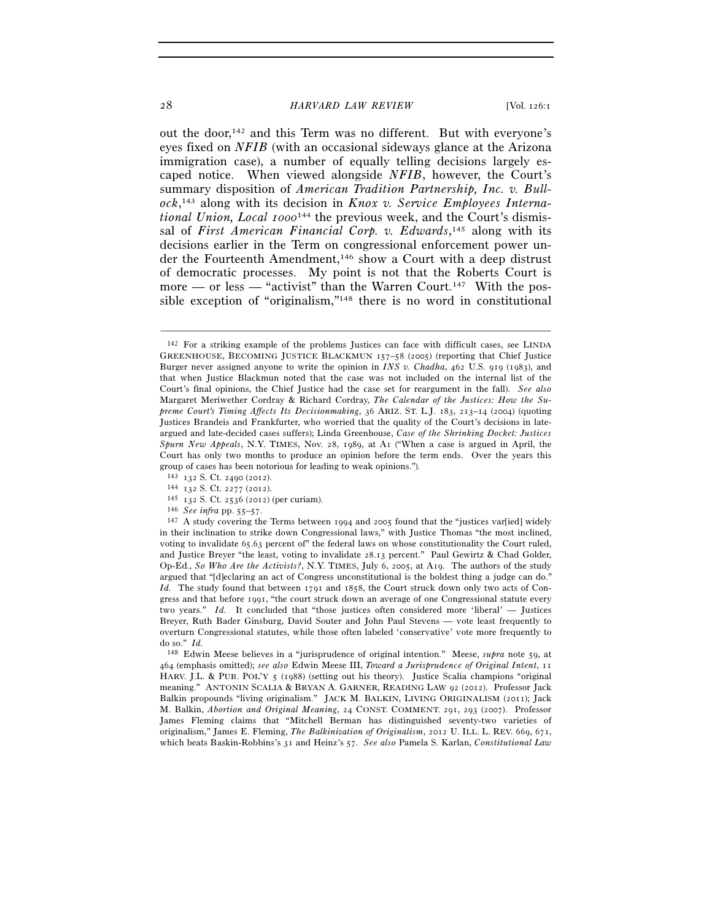out the door,[142] and this Term was no different. But with everyone's eyes fixed on *NFIB* (with an occasional sideways glance at the Arizona immigration case), a number of equally telling decisions largely escaped notice. When viewed alongside *NFIB*, however, the Court's summary disposition of *American Tradition Partnership, Inc. v. Bullock*,[143] along with its decision in *Knox v. Service Employees International Union, Local 1000*[144] the previous week, and the Court's dismissal of *First American Financial Corp. v. Edwards*,[145] along with its decisions earlier in the Term on congressional enforcement power under the Fourteenth Amendment,[146] show a Court with a deep distrust of democratic processes. My point is not that the Roberts Court is more — or less — "activist" than the Warren Court.[147] With the possible exception of "originalism,"[148] there is no word in constitutional

---

[142] For a striking example of the problems Justices can face with difficult cases, see LINDA GREENHOUSE, BECOMING JUSTICE BLACKMUN 157–58 (2005) (reporting that Chief Justice Burger never assigned anyone to write the opinion in *INS v. Chadha*, 462 U.S. 919 (1983), and that when Justice Blackmun noted that the case was not included on the internal list of the Court's final opinions, the Chief Justice had the case set for reargument in the fall). *See also* Margaret Meriwether Cordray & Richard Cordray, *The Calendar of the Justices: How the Supreme Court's Timing Affects Its Decisionmaking*, 36 ARIZ. ST. L.J. 183, 213–14 (2004) (quoting Justices Brandeis and Frankfurter, who worried that the quality of the Court's decisions in late-argued and late-decided cases suffers); Linda Greenhouse, *Case of the Shrinking Docket: Justices Spurn New Appeals*, N.Y. TIMES, Nov. 28, 1989, at A1 ("When a case is argued in April, the Court has only two months to produce an opinion before the term ends. Over the years this group of cases has been notorious for leading to weak opinions.").

[143] 132 S. Ct. 2490 (2012).

[144] 132 S. Ct. 2277 (2012).

[145] 132 S. Ct. 2536 (2012) (per curiam).

[146] *See infra* pp. 55–57.

[147] A study covering the Terms between 1994 and 2005 found that the "justices var[ied] widely in their inclination to strike down Congressional laws," with Justice Thomas "the most inclined, voting to invalidate 65.63 percent of" the federal laws on whose constitutionality the Court ruled, and Justice Breyer "the least, voting to invalidate 28.13 percent." Paul Gewirtz & Chad Golder, Op-Ed., *So Who Are the Activists?*, N.Y. TIMES, July 6, 2005, at A19. The authors of the study argued that "[d]eclaring an act of Congress unconstitutional is the boldest thing a judge can do." *Id.* The study found that between 1791 and 1858, the Court struck down only two acts of Congress and that before 1991, "the court struck down an average of one Congressional statute every two years." *Id.* It concluded that "those justices often considered more 'liberal' — Justices Breyer, Ruth Bader Ginsburg, David Souter and John Paul Stevens — vote least frequently to overturn Congressional statutes, while those often labeled 'conservative' vote more frequently to do so." *Id.*

[148] Edwin Meese believes in a "jurisprudence of original intention." Meese, *supra* note 59, at 464 (emphasis omitted); *see also* Edwin Meese III, *Toward a Jurisprudence of Original Intent*, 11 HARV. J.L. & PUB. POL'Y 5 (1988) (setting out his theory). Justice Scalia champions "original meaning." ANTONIN SCALIA & BRYAN A. GARNER, READING LAW 92 (2012). Professor Jack Balkin propounds "living originalism." JACK M. BALKIN, LIVING ORIGINALISM (2011); Jack M. Balkin, *Abortion and Original Meaning*, 24 CONST. COMMENT. 291, 293 (2007). Professor James Fleming claims that "Mitchell Berman has distinguished seventy-two varieties of originalism," James E. Fleming, *The Balkinization of Originalism*, 2012 U. ILL. L. REV. 669, 671, which beats Baskin-Robbins's 31 and Heinz's 57. *See also* Pamela S. Karlan, *Constitutional Law*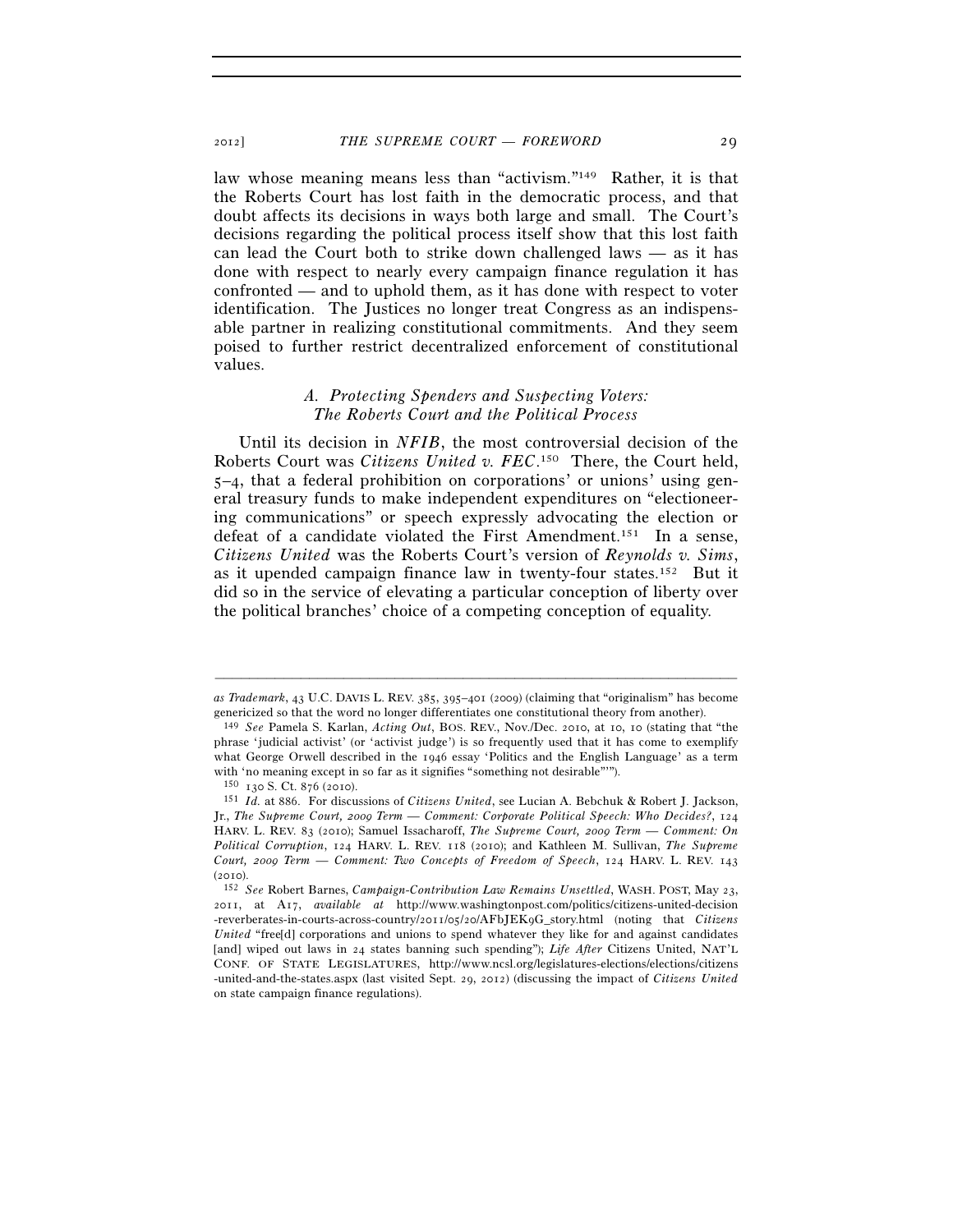law whose meaning means less than "activism."[149] Rather, it is that the Roberts Court has lost faith in the democratic process, and that doubt affects its decisions in ways both large and small. The Court's decisions regarding the political process itself show that this lost faith can lead the Court both to strike down challenged laws — as it has done with respect to nearly every campaign finance regulation it has confronted — and to uphold them, as it has done with respect to voter identification. The Justices no longer treat Congress as an indispensable partner in realizing constitutional commitments. And they seem poised to further restrict decentralized enforcement of constitutional values.

### A. *Protecting Spenders and Suspecting Voters: The Roberts Court and the Political Process*

Until its decision in *NFIB*, the most controversial decision of the Roberts Court was *Citizens United v. FEC*.[150] There, the Court held, 5–4, that a federal prohibition on corporations' or unions' using general treasury funds to make independent expenditures on "electioneering communications" or speech expressly advocating the election or defeat of a candidate violated the First Amendment.[151] In a sense, *Citizens United* was the Roberts Court's version of *Reynolds v. Sims*, as it upended campaign finance law in twenty-four states.[152] But it did so in the service of elevating a particular conception of liberty over the political branches' choice of a competing conception of equality.

---

*as Trademark*, 43 U.C. DAVIS L. REV. 385, 395–401 (2009) (claiming that "originalism" has become genericized so that the word no longer differentiates one constitutional theory from another).

[149] *See* Pamela S. Karlan, *Acting Out*, BOS. REV., Nov./Dec. 2010, at 10, 10 (stating that "the phrase 'judicial activist' (or 'activist judge') is so frequently used that it has come to exemplify what George Orwell described in the 1946 essay 'Politics and the English Language' as a term with 'no meaning except in so far as it signifies "something not desirable"'").

[150] 130 S. Ct. 876 (2010).

[151] *Id.* at 886. For discussions of *Citizens United*, see Lucian A. Bebchuk & Robert J. Jackson, Jr., *The Supreme Court, 2009 Term — Comment: Corporate Political Speech: Who Decides?*, 124 HARV. L. REV. 83 (2010); Samuel Issacharoff, *The Supreme Court, 2009 Term — Comment: On Political Corruption*, 124 HARV. L. REV. 118 (2010); and Kathleen M. Sullivan, *The Supreme Court, 2009 Term — Comment: Two Concepts of Freedom of Speech*, 124 HARV. L. REV. 143 (2010).

[152] *See* Robert Barnes, *Campaign-Contribution Law Remains Unsettled*, WASH. POST, May 23, 2011, at A17, *available at* http://www.washingtonpost.com/politics/citizens-united-decision-reverberates-in-courts-across-country/2011/05/20/AFbJEK9G_story.html (noting that *Citizens United* "free[d] corporations and unions to spend whatever they like for and against candidates [and] wiped out laws in 24 states banning such spending"); *Life After* Citizens United, NAT'L CONF. OF STATE LEGISLATURES, http://www.ncsl.org/legislatures-elections/elections/citizens-united-and-the-states.aspx (last visited Sept. 29, 2012) (discussing the impact of *Citizens United* on state campaign finance regulations).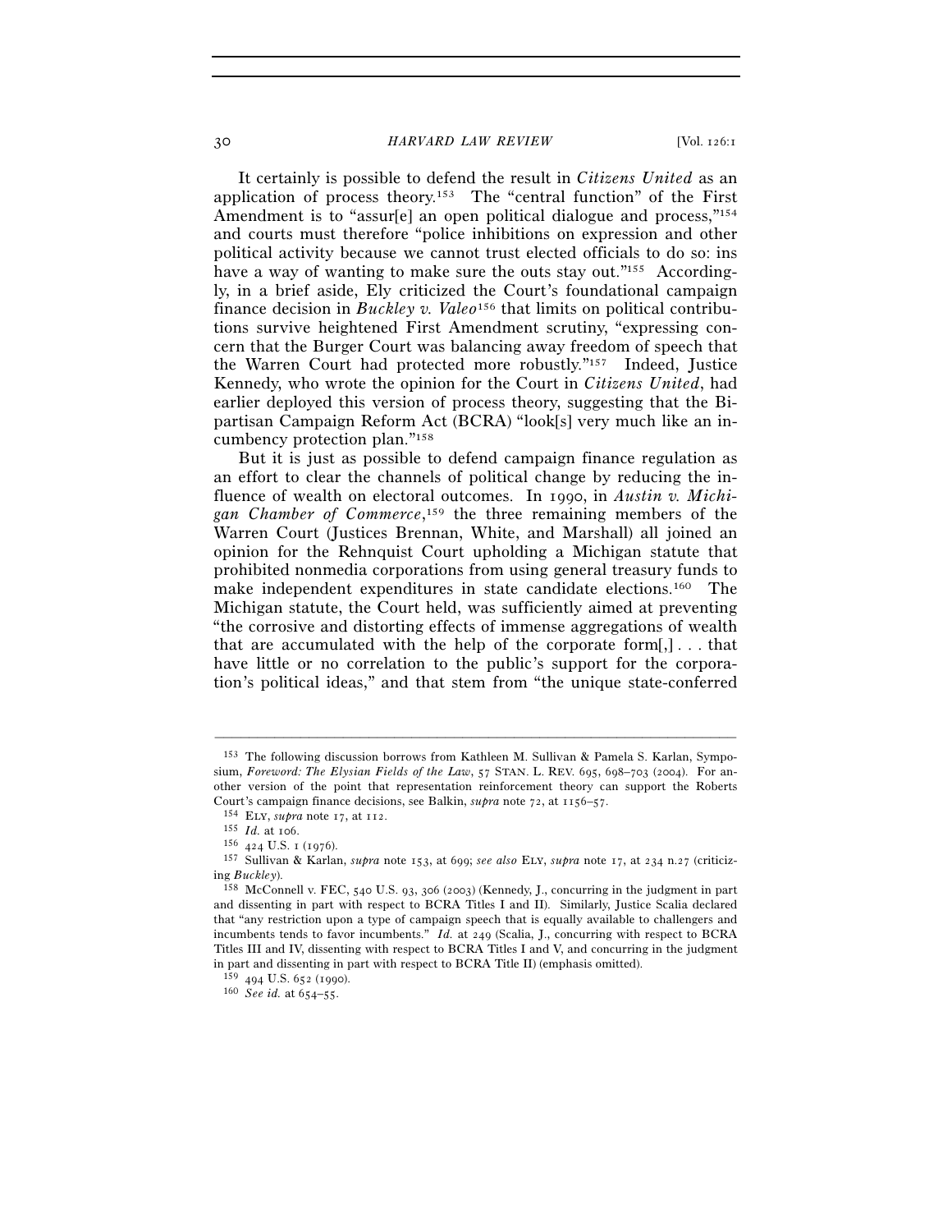It certainly is possible to defend the result in *Citizens United* as an application of process theory.[153] The "central function" of the First Amendment is to "assur[e] an open political dialogue and process,"[154] and courts must therefore "police inhibitions on expression and other political activity because we cannot trust elected officials to do so: ins have a way of wanting to make sure the outs stay out."[155] Accordingly, in a brief aside, Ely criticized the Court's foundational campaign finance decision in *Buckley v. Valeo*[156] that limits on political contributions survive heightened First Amendment scrutiny, "expressing concern that the Burger Court was balancing away freedom of speech that the Warren Court had protected more robustly."[157] Indeed, Justice Kennedy, who wrote the opinion for the Court in *Citizens United*, had earlier deployed this version of process theory, suggesting that the Bipartisan Campaign Reform Act (BCRA) "look[s] very much like an incumbency protection plan."[158]

But it is just as possible to defend campaign finance regulation as an effort to clear the channels of political change by reducing the influence of wealth on electoral outcomes. In 1990, in *Austin v. Michigan Chamber of Commerce*,[159] the three remaining members of the Warren Court (Justices Brennan, White, and Marshall) all joined an opinion for the Rehnquist Court upholding a Michigan statute that prohibited nonmedia corporations from using general treasury funds to make independent expenditures in state candidate elections.[160] The Michigan statute, the Court held, was sufficiently aimed at preventing "the corrosive and distorting effects of immense aggregations of wealth that are accumulated with the help of the corporate form[,] . . . that have little or no correlation to the public's support for the corporation's political ideas," and that stem from "the unique state-conferred

---

[153] The following discussion borrows from Kathleen M. Sullivan & Pamela S. Karlan, Symposium, *Foreword: The Elysian Fields of the Law*, 57 STAN. L. REV. 695, 698–703 (2004). For another version of the point that representation reinforcement theory can support the Roberts Court's campaign finance decisions, see Balkin, *supra* note 72, at 1156–57.

[154] ELY, *supra* note 17, at 112.

[155] *Id.* at 106.

[156] 424 U.S. 1 (1976).

[157] Sullivan & Karlan, *supra* note 153, at 699; *see also* ELY, *supra* note 17, at 234 n.27 (criticizing *Buckley*).

[158] McConnell v. FEC, 540 U.S. 93, 306 (2003) (Kennedy, J., concurring in the judgment in part and dissenting in part with respect to BCRA Titles I and II). Similarly, Justice Scalia declared that "any restriction upon a type of campaign speech that is equally available to challengers and incumbents tends to favor incumbents." *Id.* at 249 (Scalia, J., concurring with respect to BCRA Titles III and IV, dissenting with respect to BCRA Titles I and V, and concurring in the judgment in part and dissenting in part with respect to BCRA Title II) (emphasis omitted).

[159] 494 U.S. 652 (1990).

[160] *See id.* at 654–55.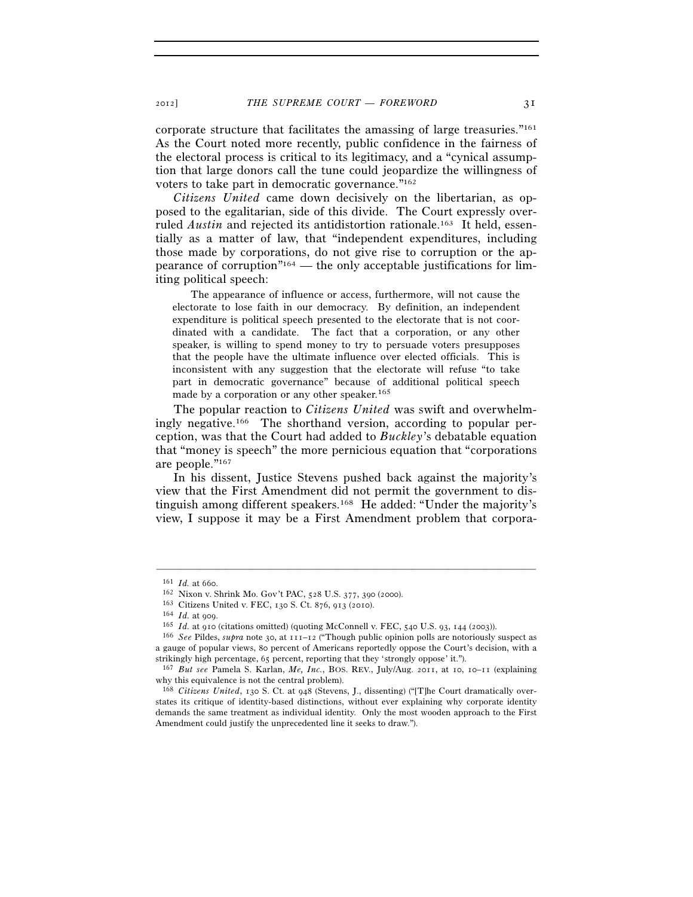corporate structure that facilitates the amassing of large treasuries."[161] As the Court noted more recently, public confidence in the fairness of the electoral process is critical to its legitimacy, and a "cynical assumption that large donors call the tune could jeopardize the willingness of voters to take part in democratic governance."[162]

*Citizens United* came down decisively on the libertarian, as opposed to the egalitarian, side of this divide. The Court expressly overruled *Austin* and rejected its antidistortion rationale.[163] It held, essentially as a matter of law, that "independent expenditures, including those made by corporations, do not give rise to corruption or the appearance of corruption"[164] — the only acceptable justifications for limiting political speech:

> The appearance of influence or access, furthermore, will not cause the electorate to lose faith in our democracy. By definition, an independent expenditure is political speech presented to the electorate that is not coordinated with a candidate. The fact that a corporation, or any other speaker, is willing to spend money to try to persuade voters presupposes that the people have the ultimate influence over elected officials. This is inconsistent with any suggestion that the electorate will refuse "to take part in democratic governance" because of additional political speech made by a corporation or any other speaker.[165]

The popular reaction to *Citizens United* was swift and overwhelmingly negative.[166] The shorthand version, according to popular perception, was that the Court had added to *Buckley*'s debatable equation that "money is speech" the more pernicious equation that "corporations are people."[167]

In his dissent, Justice Stevens pushed back against the majority's view that the First Amendment did not permit the government to distinguish among different speakers.[168] He added: "Under the majority's view, I suppose it may be a First Amendment problem that corpora-

---

[161] *Id.* at 660.

[162] Nixon v. Shrink Mo. Gov't PAC, 528 U.S. 377, 390 (2000).

[163] Citizens United v. FEC, 130 S. Ct. 876, 913 (2010).

[164] *Id.* at 909.

[165] *Id.* at 910 (citations omitted) (quoting McConnell v. FEC, 540 U.S. 93, 144 (2003)).

[166] *See* Pildes, *supra* note 30, at 111–12 ("Though public opinion polls are notoriously suspect as a gauge of popular views, 80 percent of Americans reportedly oppose the Court's decision, with a strikingly high percentage, 65 percent, reporting that they 'strongly oppose' it.").

[167] *But see* Pamela S. Karlan, *Me, Inc.*, BOS. REV., July/Aug. 2011, at 10, 10–11 (explaining why this equivalence is not the central problem).

[168] *Citizens United*, 130 S. Ct. at 948 (Stevens, J., dissenting) ("[T]he Court dramatically overstates its critique of identity-based distinctions, without ever explaining why corporate identity demands the same treatment as individual identity. Only the most wooden approach to the First Amendment could justify the unprecedented line it seeks to draw.").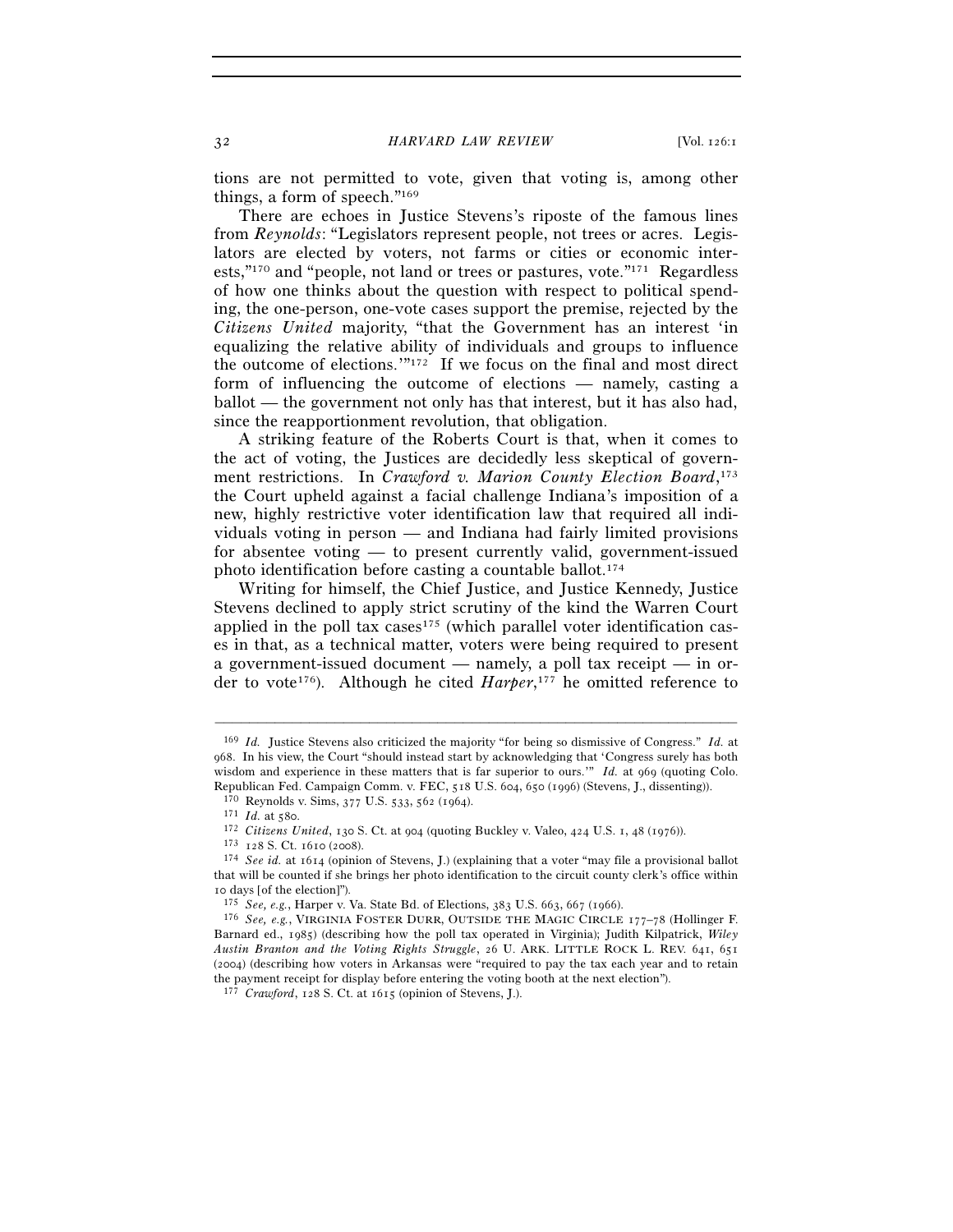tions are not permitted to vote, given that voting is, among other things, a form of speech."[169]

There are echoes in Justice Stevens's riposte of the famous lines from *Reynolds*: "Legislators represent people, not trees or acres. Legislators are elected by voters, not farms or cities or economic interests,"[170] and "people, not land or trees or pastures, vote."[171] Regardless of how one thinks about the question with respect to political spending, the one-person, one-vote cases support the premise, rejected by the *Citizens United* majority, "that the Government has an interest 'in equalizing the relative ability of individuals and groups to influence the outcome of elections.'"[172] If we focus on the final and most direct form of influencing the outcome of elections — namely, casting a ballot — the government not only has that interest, but it has also had, since the reapportionment revolution, that obligation.

A striking feature of the Roberts Court is that, when it comes to the act of voting, the Justices are decidedly less skeptical of government restrictions. In *Crawford v. Marion County Election Board*,[173] the Court upheld against a facial challenge Indiana's imposition of a new, highly restrictive voter identification law that required all individuals voting in person — and Indiana had fairly limited provisions for absentee voting — to present currently valid, government-issued photo identification before casting a countable ballot.[174]

Writing for himself, the Chief Justice, and Justice Kennedy, Justice Stevens declined to apply strict scrutiny of the kind the Warren Court applied in the poll tax cases[175] (which parallel voter identification cases in that, as a technical matter, voters were being required to present a government-issued document — namely, a poll tax receipt — in order to vote[176]). Although he cited *Harper*,[177] he omitted reference to

---

[169] *Id.* Justice Stevens also criticized the majority "for being so dismissive of Congress." *Id.* at 968. In his view, the Court "should instead start by acknowledging that 'Congress surely has both wisdom and experience in these matters that is far superior to ours.'" *Id.* at 969 (quoting Colo. Republican Fed. Campaign Comm. v. FEC, 518 U.S. 604, 650 (1996) (Stevens, J., dissenting)).

[170] Reynolds v. Sims, 377 U.S. 533, 562 (1964).

[171] *Id.* at 580.

[172] *Citizens United*, 130 S. Ct. at 904 (quoting Buckley v. Valeo, 424 U.S. 1, 48 (1976)).

[173] 128 S. Ct. 1610 (2008).

[174] *See id.* at 1614 (opinion of Stevens, J.) (explaining that a voter "may file a provisional ballot that will be counted if she brings her photo identification to the circuit county clerk's office within 10 days [of the election]").

[175] *See, e.g.*, Harper v. Va. State Bd. of Elections, 383 U.S. 663, 667 (1966).

[176] *See, e.g.*, VIRGINIA FOSTER DURR, OUTSIDE THE MAGIC CIRCLE 177–78 (Hollinger F. Barnard ed., 1985) (describing how the poll tax operated in Virginia); Judith Kilpatrick, *Wiley Austin Branton and the Voting Rights Struggle*, 26 U. ARK. LITTLE ROCK L. REV. 641, 651 (2004) (describing how voters in Arkansas were "required to pay the tax each year and to retain the payment receipt for display before entering the voting booth at the next election").

[177] *Crawford*, 128 S. Ct. at 1615 (opinion of Stevens, J.).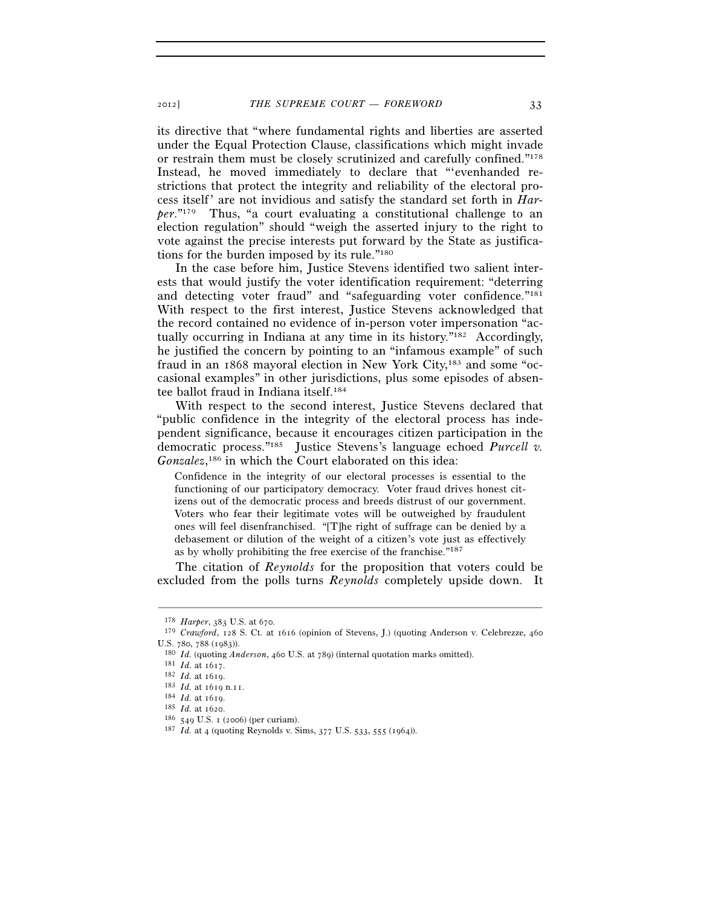its directive that "where fundamental rights and liberties are asserted under the Equal Protection Clause, classifications which might invade or restrain them must be closely scrutinized and carefully confined."[178] Instead, he moved immediately to declare that "'evenhanded restrictions that protect the integrity and reliability of the electoral process itself' are not invidious and satisfy the standard set forth in *Harper*."[179] Thus, "a court evaluating a constitutional challenge to an election regulation" should "weigh the asserted injury to the right to vote against the precise interests put forward by the State as justifications for the burden imposed by its rule."[180]

In the case before him, Justice Stevens identified two salient interests that would justify the voter identification requirement: "deterring and detecting voter fraud" and "safeguarding voter confidence."[181] With respect to the first interest, Justice Stevens acknowledged that the record contained no evidence of in-person voter impersonation "actually occurring in Indiana at any time in its history."[182] Accordingly, he justified the concern by pointing to an "infamous example" of such fraud in an 1868 mayoral election in New York City,[183] and some "occasional examples" in other jurisdictions, plus some episodes of absentee ballot fraud in Indiana itself.[184]

With respect to the second interest, Justice Stevens declared that "public confidence in the integrity of the electoral process has independent significance, because it encourages citizen participation in the democratic process."[185] Justice Stevens's language echoed *Purcell v. Gonzalez*,[186] in which the Court elaborated on this idea:

> Confidence in the integrity of our electoral processes is essential to the functioning of our participatory democracy. Voter fraud drives honest citizens out of the democratic process and breeds distrust of our government. Voters who fear their legitimate votes will be outweighed by fraudulent ones will feel disenfranchised. "[T]he right of suffrage can be denied by a debasement or dilution of the weight of a citizen's vote just as effectively as by wholly prohibiting the free exercise of the franchise."[187]

The citation of *Reynolds* for the proposition that voters could be excluded from the polls turns *Reynolds* completely upside down. It

---

[178] *Harper*, 383 U.S. at 670.

[179] *Crawford*, 128 S. Ct. at 1616 (opinion of Stevens, J.) (quoting Anderson v. Celebrezze, 460 U.S. 780, 788 (1983)).

[180] *Id.* (quoting *Anderson*, 460 U.S. at 789) (internal quotation marks omitted).

[181] *Id.* at 1617.

[182] *Id.* at 1619.

[183] *Id.* at 1619 n.11.

[184] *Id.* at 1619.

[185] *Id.* at 1620.

[186] 549 U.S. 1 (2006) (per curiam).

[187] *Id.* at 4 (quoting Reynolds v. Sims, 377 U.S. 533, 555 (1964)).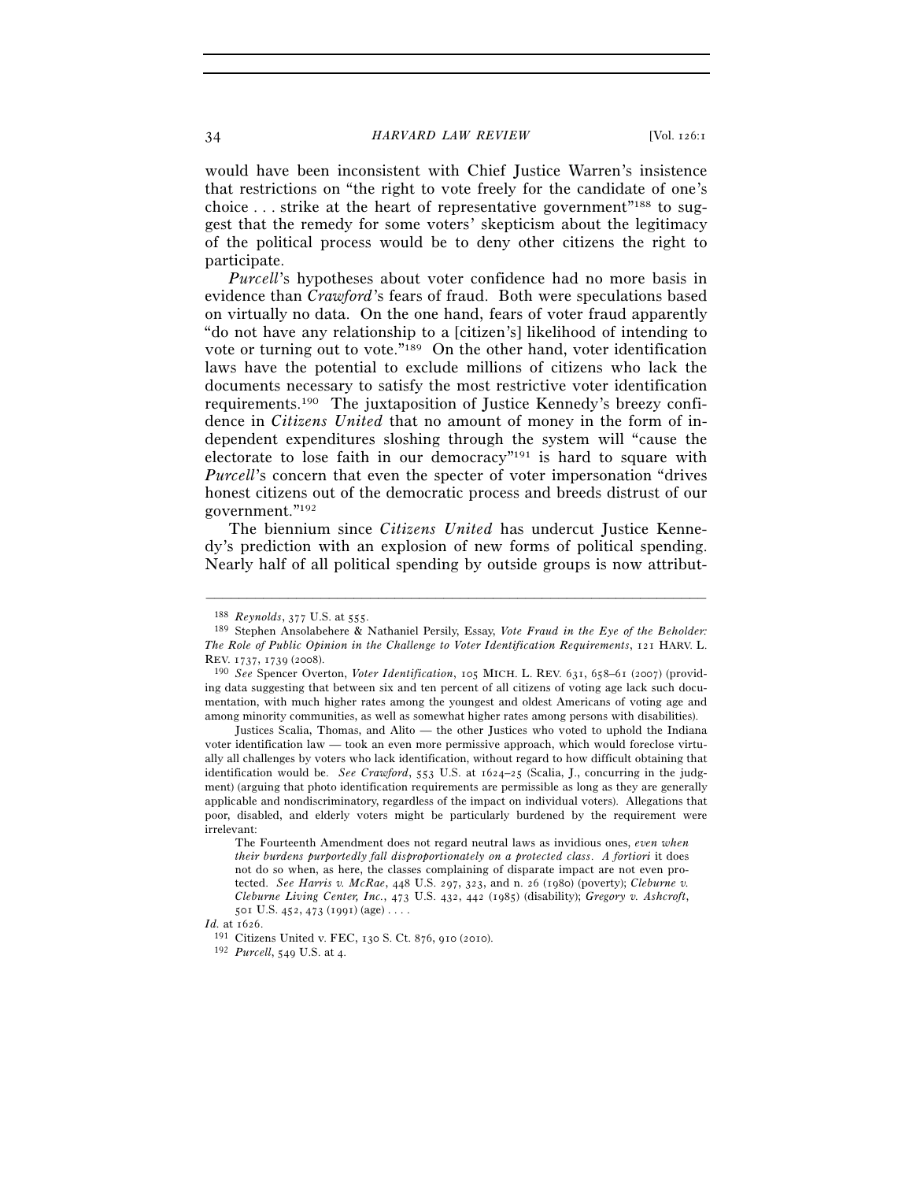would have been inconsistent with Chief Justice Warren's insistence that restrictions on "the right to vote freely for the candidate of one's choice . . . strike at the heart of representative government"[188] to suggest that the remedy for some voters' skepticism about the legitimacy of the political process would be to deny other citizens the right to participate.

*Purcell*'s hypotheses about voter confidence had no more basis in evidence than *Crawford*'s fears of fraud. Both were speculations based on virtually no data. On the one hand, fears of voter fraud apparently "do not have any relationship to a [citizen's] likelihood of intending to vote or turning out to vote."[189] On the other hand, voter identification laws have the potential to exclude millions of citizens who lack the documents necessary to satisfy the most restrictive voter identification requirements.[190] The juxtaposition of Justice Kennedy's breezy confidence in *Citizens United* that no amount of money in the form of independent expenditures sloshing through the system will "cause the electorate to lose faith in our democracy"[191] is hard to square with *Purcell*'s concern that even the specter of voter impersonation "drives honest citizens out of the democratic process and breeds distrust of our government."[192]

The biennium since *Citizens United* has undercut Justice Kennedy's prediction with an explosion of new forms of political spending. Nearly half of all political spending by outside groups is now attribut-

---

[188] *Reynolds*, 377 U.S. at 555.

[189] Stephen Ansolabehere & Nathaniel Persily, Essay, *Vote Fraud in the Eye of the Beholder: The Role of Public Opinion in the Challenge to Voter Identification Requirements*, 121 HARV. L. REV. 1737, 1739 (2008).

[190] *See* Spencer Overton, *Voter Identification*, 105 MICH. L. REV. 631, 658–61 (2007) (providing data suggesting that between six and ten percent of all citizens of voting age lack such documentation, with much higher rates among the youngest and oldest Americans of voting age and among minority communities, as well as somewhat higher rates among persons with disabilities).

Justices Scalia, Thomas, and Alito — the other Justices who voted to uphold the Indiana voter identification law — took an even more permissive approach, which would foreclose virtually all challenges by voters who lack identification, without regard to how difficult obtaining that identification would be. *See Crawford*, 553 U.S. at 1624–25 (Scalia, J., concurring in the judgment) (arguing that photo identification requirements are permissible as long as they are generally applicable and nondiscriminatory, regardless of the impact on individual voters). Allegations that poor, disabled, and elderly voters might be particularly burdened by the requirement were irrelevant:

> The Fourteenth Amendment does not regard neutral laws as invidious ones, *even when their burdens purportedly fall disproportionately on a protected class*. *A fortiori* it does not do so when, as here, the classes complaining of disparate impact are not even protected. *See Harris v. McRae*, 448 U.S. 297, 323, and n. 26 (1980) (poverty); *Cleburne v. Cleburne Living Center, Inc.*, 473 U.S. 432, 442 (1985) (disability); *Gregory v. Ashcroft*, 501 U.S. 452, 473 (1991) (age) . . . .

*Id.* at 1626.

[191] Citizens United v. FEC, 130 S. Ct. 876, 910 (2010).

[192] *Purcell*, 549 U.S. at 4.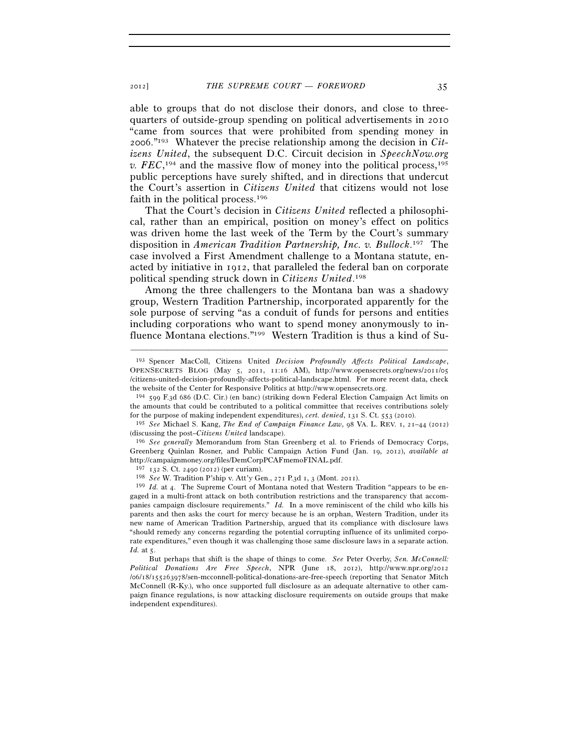able to groups that do not disclose their donors, and close to three-quarters of outside-group spending on political advertisements in 2010 "came from sources that were prohibited from spending money in 2006."[193] Whatever the precise relationship among the decision in *Citizens United*, the subsequent D.C. Circuit decision in *SpeechNow.org v. FEC*,[194] and the massive flow of money into the political process,[195] public perceptions have surely shifted, and in directions that undercut the Court's assertion in *Citizens United* that citizens would not lose faith in the political process.[196]

That the Court's decision in *Citizens United* reflected a philosophical, rather than an empirical, position on money's effect on politics was driven home the last week of the Term by the Court's summary disposition in *American Tradition Partnership, Inc. v. Bullock*.[197] The case involved a First Amendment challenge to a Montana statute, enacted by initiative in 1912, that paralleled the federal ban on corporate political spending struck down in *Citizens United*.[198]

Among the three challengers to the Montana ban was a shadowy group, Western Tradition Partnership, incorporated apparently for the sole purpose of serving "as a conduit of funds for persons and entities including corporations who want to spend money anonymously to influence Montana elections."[199] Western Tradition is thus a kind of Su-

---

[193] Spencer MacColl, Citizens United *Decision Profoundly Affects Political Landscape*, OPENSECRETS BLOG (May 5, 2011, 11:16 AM), http://www.opensecrets.org/news/2011/05/citizens-united-decision-profoundly-affects-political-landscape.html. For more recent data, check the website of the Center for Responsive Politics at http://www.opensecrets.org.

[194] 599 F.3d 686 (D.C. Cir.) (en banc) (striking down Federal Election Campaign Act limits on the amounts that could be contributed to a political committee that receives contributions solely for the purpose of making independent expenditures), *cert. denied*, 131 S. Ct. 553 (2010).

[195] *See* Michael S. Kang, *The End of Campaign Finance Law*, 98 VA. L. REV. 1, 21–44 (2012) (discussing the post–*Citizens United* landscape).

[196] *See generally* Memorandum from Stan Greenberg et al. to Friends of Democracy Corps, Greenberg Quinlan Rosner, and Public Campaign Action Fund (Jan. 19, 2012), *available at* http://campaignmoney.org/files/DemCorpPCAFmemoFINAL.pdf.

[197] 132 S. Ct. 2490 (2012) (per curiam).

[198] *See* W. Tradition P'ship v. Att'y Gen., 271 P.3d 1, 3 (Mont. 2011).

[199] *Id.* at 4. The Supreme Court of Montana noted that Western Tradition "appears to be engaged in a multi-front attack on both contribution restrictions and the transparency that accompanies campaign disclosure requirements." *Id.* In a move reminiscent of the child who kills his parents and then asks the court for mercy because he is an orphan, Western Tradition, under its new name of American Tradition Partnership, argued that its compliance with disclosure laws "should remedy any concerns regarding the potential corrupting influence of its unlimited corporate expenditures," even though it was challenging those same disclosure laws in a separate action. *Id.* at 5.

But perhaps that shift is the shape of things to come. *See* Peter Overby, *Sen. McConnell: Political Donations Are Free Speech*, NPR (June 18, 2012), http://www.npr.org/2012/06/18/155263978/sen-mcconnell-political-donations-are-free-speech (reporting that Senator Mitch McConnell (R-Ky.), who once supported full disclosure as an adequate alternative to other campaign finance regulations, is now attacking disclosure requirements on outside groups that make independent expenditures).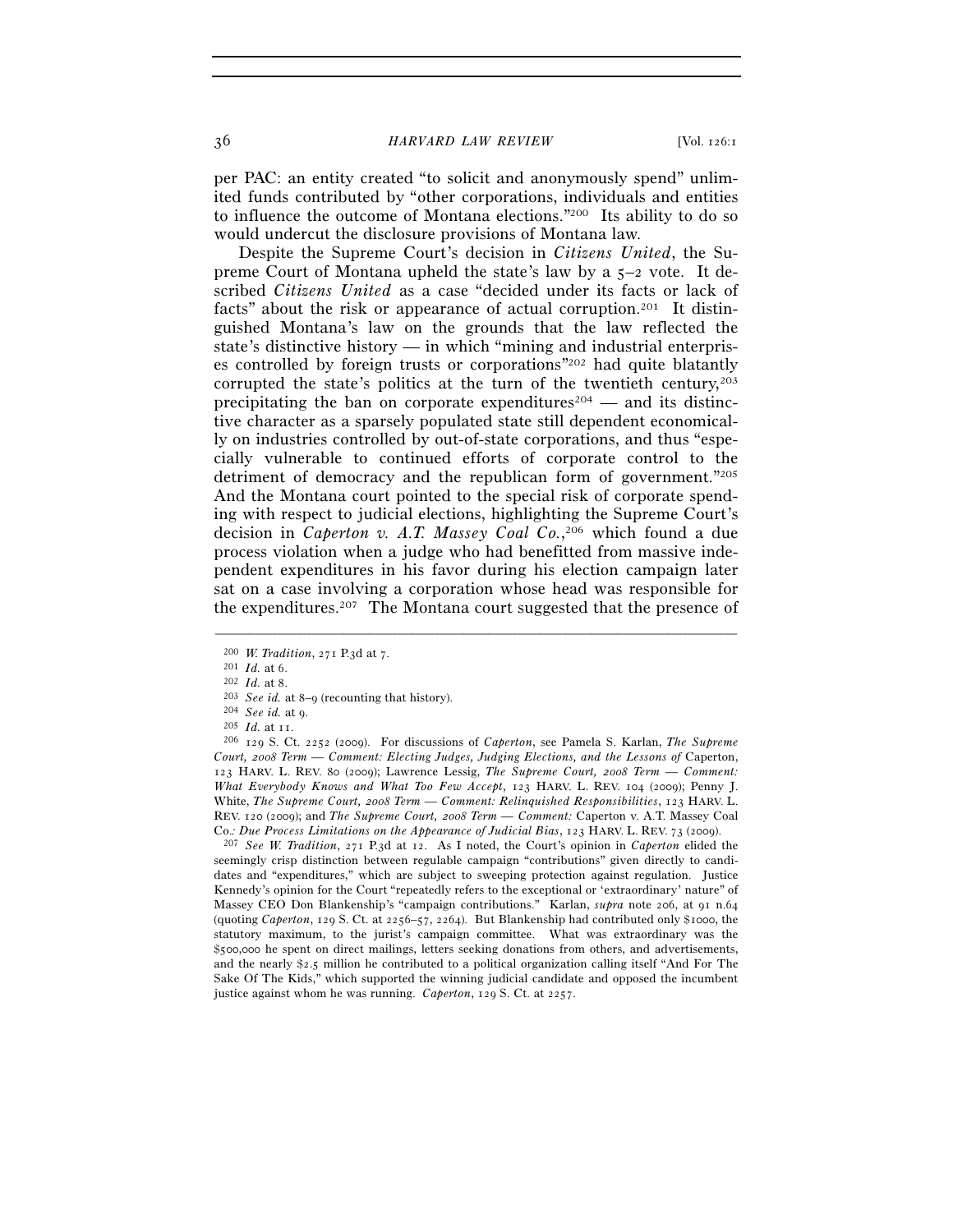per PAC: an entity created "to solicit and anonymously spend" unlimited funds contributed by "other corporations, individuals and entities to influence the outcome of Montana elections."[200] Its ability to do so would undercut the disclosure provisions of Montana law.

Despite the Supreme Court's decision in *Citizens United*, the Supreme Court of Montana upheld the state's law by a 5–2 vote. It described *Citizens United* as a case "decided under its facts or lack of facts" about the risk or appearance of actual corruption.[201] It distinguished Montana's law on the grounds that the law reflected the state's distinctive history — in which "mining and industrial enterprises controlled by foreign trusts or corporations"[202] had quite blatantly corrupted the state's politics at the turn of the twentieth century,[203] precipitating the ban on corporate expenditures[204] — and its distinctive character as a sparsely populated state still dependent economically on industries controlled by out-of-state corporations, and thus "especially vulnerable to continued efforts of corporate control to the detriment of democracy and the republican form of government."[205] And the Montana court pointed to the special risk of corporate spending with respect to judicial elections, highlighting the Supreme Court's decision in *Caperton v. A.T. Massey Coal Co.*,[206] which found a due process violation when a judge who had benefitted from massive independent expenditures in his favor during his election campaign later sat on a case involving a corporation whose head was responsible for the expenditures.[207] The Montana court suggested that the presence of

---

[200] *W. Tradition*, 271 P.3d at 7.

[201] *Id.* at 6.

[202] *Id.* at 8.

[203] *See id.* at 8–9 (recounting that history).

[204] *See id.* at 9.

[205] *Id.* at 11.

[206] 129 S. Ct. 2252 (2009). For discussions of *Caperton*, see Pamela S. Karlan, *The Supreme Court, 2008 Term — Comment: Electing Judges, Judging Elections, and the Lessons of* Caperton, 123 HARV. L. REV. 80 (2009); Lawrence Lessig, *The Supreme Court, 2008 Term — Comment: What Everybody Knows and What Too Few Accept*, 123 HARV. L. REV. 104 (2009); Penny J. White, *The Supreme Court, 2008 Term — Comment: Relinquished Responsibilities*, 123 HARV. L. REV. 120 (2009); and *The Supreme Court, 2008 Term — Comment:* Caperton v. A.T. Massey Coal Co.*: Due Process Limitations on the Appearance of Judicial Bias*, 123 HARV. L. REV. 73 (2009).

[207] *See W. Tradition*, 271 P.3d at 12. As I noted, the Court's opinion in *Caperton* elided the seemingly crisp distinction between regulable campaign "contributions" given directly to candidates and "expenditures," which are subject to sweeping protection against regulation. Justice Kennedy's opinion for the Court "repeatedly refers to the exceptional or 'extraordinary' nature" of Massey CEO Don Blankenship's "campaign contributions." Karlan, *supra* note 206, at 91 n.64 (quoting *Caperton*, 129 S. Ct. at 2256–57, 2264). But Blankenship had contributed only $1000, the statutory maximum, to the jurist's campaign committee. What was extraordinary was the $500,000 he spent on direct mailings, letters seeking donations from others, and advertisements, and the nearly $2.5 million he contributed to a political organization calling itself "And For The Sake Of The Kids," which supported the winning judicial candidate and opposed the incumbent justice against whom he was running. *Caperton*, 129 S. Ct. at 2257.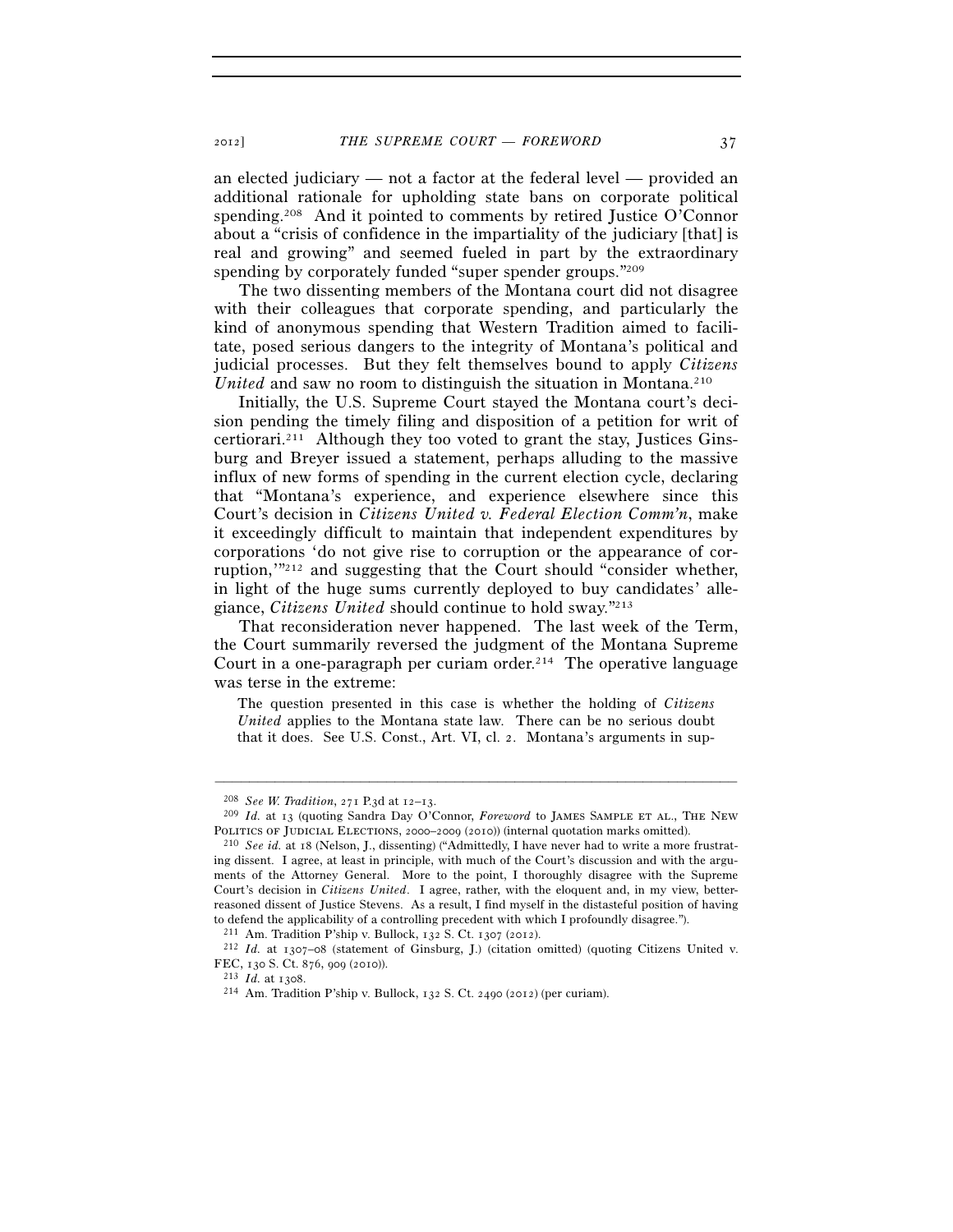an elected judiciary — not a factor at the federal level — provided an additional rationale for upholding state bans on corporate political spending.[208] And it pointed to comments by retired Justice O'Connor about a "crisis of confidence in the impartiality of the judiciary [that] is real and growing" and seemed fueled in part by the extraordinary spending by corporately funded "super spender groups."[209]

The two dissenting members of the Montana court did not disagree with their colleagues that corporate spending, and particularly the kind of anonymous spending that Western Tradition aimed to facilitate, posed serious dangers to the integrity of Montana's political and judicial processes. But they felt themselves bound to apply *Citizens United* and saw no room to distinguish the situation in Montana.[210]

Initially, the U.S. Supreme Court stayed the Montana court's decision pending the timely filing and disposition of a petition for writ of certiorari.[211] Although they too voted to grant the stay, Justices Ginsburg and Breyer issued a statement, perhaps alluding to the massive influx of new forms of spending in the current election cycle, declaring that "Montana's experience, and experience elsewhere since this Court's decision in *Citizens United v. Federal Election Comm'n*, make it exceedingly difficult to maintain that independent expenditures by corporations 'do not give rise to corruption or the appearance of corruption,'"[212] and suggesting that the Court should "consider whether, in light of the huge sums currently deployed to buy candidates' allegiance, *Citizens United* should continue to hold sway."[213]

That reconsideration never happened. The last week of the Term, the Court summarily reversed the judgment of the Montana Supreme Court in a one-paragraph per curiam order.[214] The operative language was terse in the extreme:

> The question presented in this case is whether the holding of *Citizens United* applies to the Montana state law. There can be no serious doubt that it does. See U.S. Const., Art. VI, cl. 2. Montana's arguments in sup-

---

[208] *See W. Tradition*, 271 P.3d at 12–13.

[209] *Id.* at 13 (quoting Sandra Day O'Connor, *Foreword* to JAMES SAMPLE ET AL., THE NEW POLITICS OF JUDICIAL ELECTIONS, 2000–2009 (2010)) (internal quotation marks omitted).

[210] *See id.* at 18 (Nelson, J., dissenting) ("Admittedly, I have never had to write a more frustrating dissent. I agree, at least in principle, with much of the Court's discussion and with the arguments of the Attorney General. More to the point, I thoroughly disagree with the Supreme Court's decision in *Citizens United*. I agree, rather, with the eloquent and, in my view, better-reasoned dissent of Justice Stevens. As a result, I find myself in the distasteful position of having to defend the applicability of a controlling precedent with which I profoundly disagree.").

[211] Am. Tradition P'ship v. Bullock, 132 S. Ct. 1307 (2012).

[212] *Id.* at 1307–08 (statement of Ginsburg, J.) (citation omitted) (quoting Citizens United v. FEC, 130 S. Ct. 876, 909 (2010)).

[213] *Id.* at 1308.

[214] Am. Tradition P'ship v. Bullock, 132 S. Ct. 2490 (2012) (per curiam).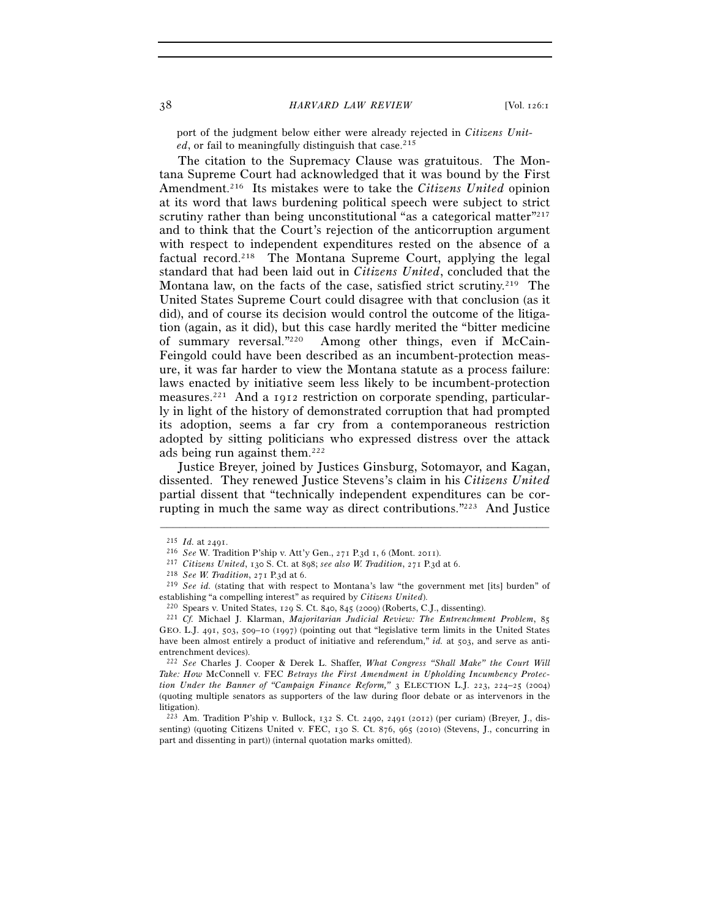port of the judgment below either were already rejected in *Citizens United*, or fail to meaningfully distinguish that case.[215]

The citation to the Supremacy Clause was gratuitous. The Montana Supreme Court had acknowledged that it was bound by the First Amendment.[216] Its mistakes were to take the *Citizens United* opinion at its word that laws burdening political speech were subject to strict scrutiny rather than being unconstitutional "as a categorical matter"[217] and to think that the Court's rejection of the anticorruption argument with respect to independent expenditures rested on the absence of a factual record.[218] The Montana Supreme Court, applying the legal standard that had been laid out in *Citizens United*, concluded that the Montana law, on the facts of the case, satisfied strict scrutiny.[219] The United States Supreme Court could disagree with that conclusion (as it did), and of course its decision would control the outcome of the litigation (again, as it did), but this case hardly merited the "bitter medicine of summary reversal."[220] Among other things, even if McCain-Feingold could have been described as an incumbent-protection measure, it was far harder to view the Montana statute as a process failure: laws enacted by initiative seem less likely to be incumbent-protection measures.[221] And a 1912 restriction on corporate spending, particularly in light of the history of demonstrated corruption that had prompted its adoption, seems a far cry from a contemporaneous restriction adopted by sitting politicians who expressed distress over the attack ads being run against them.[222]

Justice Breyer, joined by Justices Ginsburg, Sotomayor, and Kagan, dissented. They renewed Justice Stevens's claim in his *Citizens United* partial dissent that "technically independent expenditures can be corrupting in much the same way as direct contributions."[223] And Justice

---

[215] *Id.* at 2491.

[216] *See* W. Tradition P'ship v. Att'y Gen., 271 P.3d 1, 6 (Mont. 2011).

[217] *Citizens United*, 130 S. Ct. at 898; *see also W. Tradition*, 271 P.3d at 6.

[218] *See W. Tradition*, 271 P.3d at 6.

[219] *See id.* (stating that with respect to Montana's law "the government met [its] burden" of establishing "a compelling interest" as required by *Citizens United*).

[220] Spears v. United States, 129 S. Ct. 840, 845 (2009) (Roberts, C.J., dissenting).

[221] *Cf.* Michael J. Klarman, *Majoritarian Judicial Review: The Entrenchment Problem*, 85 GEO. L.J. 491, 503, 509–10 (1997) (pointing out that "legislative term limits in the United States have been almost entirely a product of initiative and referendum," *id.* at 503, and serve as anti-entrenchment devices).

[222] *See* Charles J. Cooper & Derek L. Shaffer, *What Congress "Shall Make" the Court Will Take: How* McConnell v. FEC *Betrays the First Amendment in Upholding Incumbency Protection Under the Banner of "Campaign Finance Reform,"* 3 ELECTION L.J. 223, 224–25 (2004) (quoting multiple senators as supporters of the law during floor debate or as intervenors in the litigation).

[223] Am. Tradition P'ship v. Bullock, 132 S. Ct. 2490, 2491 (2012) (per curiam) (Breyer, J., dissenting) (quoting Citizens United v. FEC, 130 S. Ct. 876, 965 (2010) (Stevens, J., concurring in part and dissenting in part)) (internal quotation marks omitted).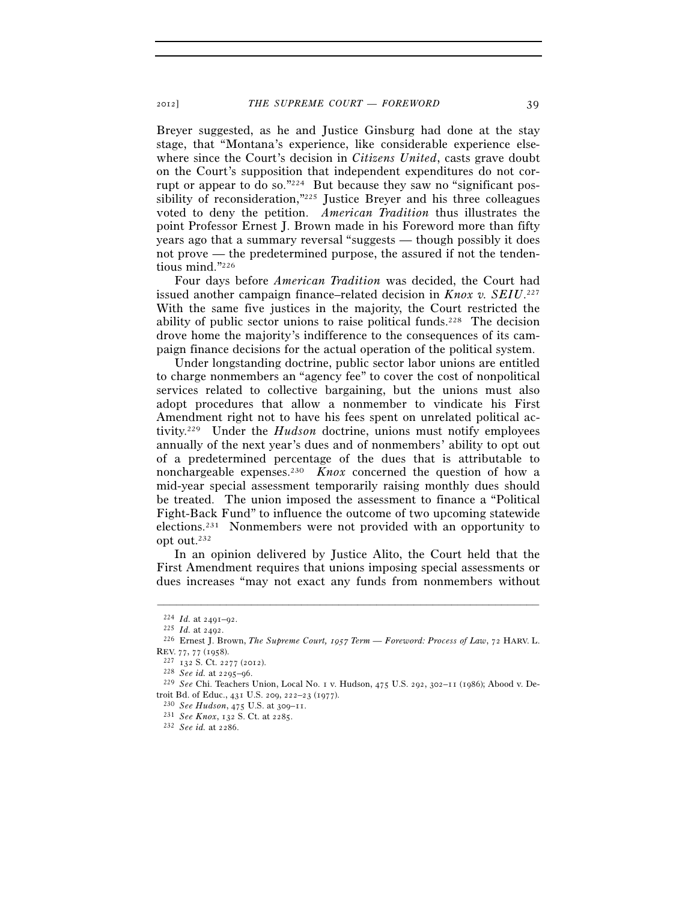Breyer suggested, as he and Justice Ginsburg had done at the stay stage, that "Montana's experience, like considerable experience elsewhere since the Court's decision in *Citizens United*, casts grave doubt on the Court's supposition that independent expenditures do not corrupt or appear to do so."[224] But because they saw no "significant possibility of reconsideration,"[225] Justice Breyer and his three colleagues voted to deny the petition. *American Tradition* thus illustrates the point Professor Ernest J. Brown made in his Foreword more than fifty years ago that a summary reversal "suggests — though possibly it does not prove — the predetermined purpose, the assured if not the tendentious mind."[226]

Four days before *American Tradition* was decided, the Court had issued another campaign finance–related decision in *Knox v. SEIU*.[227] With the same five justices in the majority, the Court restricted the ability of public sector unions to raise political funds.[228] The decision drove home the majority's indifference to the consequences of its campaign finance decisions for the actual operation of the political system.

Under longstanding doctrine, public sector labor unions are entitled to charge nonmembers an "agency fee" to cover the cost of nonpolitical services related to collective bargaining, but the unions must also adopt procedures that allow a nonmember to vindicate his First Amendment right not to have his fees spent on unrelated political activity.[229] Under the *Hudson* doctrine, unions must notify employees annually of the next year's dues and of nonmembers' ability to opt out of a predetermined percentage of the dues that is attributable to nonchargeable expenses.[230] *Knox* concerned the question of how a mid-year special assessment temporarily raising monthly dues should be treated. The union imposed the assessment to finance a "Political Fight-Back Fund" to influence the outcome of two upcoming statewide elections.[231] Nonmembers were not provided with an opportunity to opt out.[232]

In an opinion delivered by Justice Alito, the Court held that the First Amendment requires that unions imposing special assessments or dues increases "may not exact any funds from nonmembers without

---

[224] *Id.* at 2491–92.

[225] *Id.* at 2492.

[226] Ernest J. Brown, *The Supreme Court, 1957 Term — Foreword: Process of Law*, 72 HARV. L. REV. 77, 77 (1958).

[227] 132 S. Ct. 2277 (2012).

[228] *See id.* at 2295–96.

[229] *See* Chi. Teachers Union, Local No. 1 v. Hudson, 475 U.S. 292, 302–11 (1986); Abood v. Detroit Bd. of Educ., 431 U.S. 209, 222–23 (1977).

[230] *See Hudson*, 475 U.S. at 309–11.

[231] *See Knox*, 132 S. Ct. at 2285.

[232] *See id.* at 2286.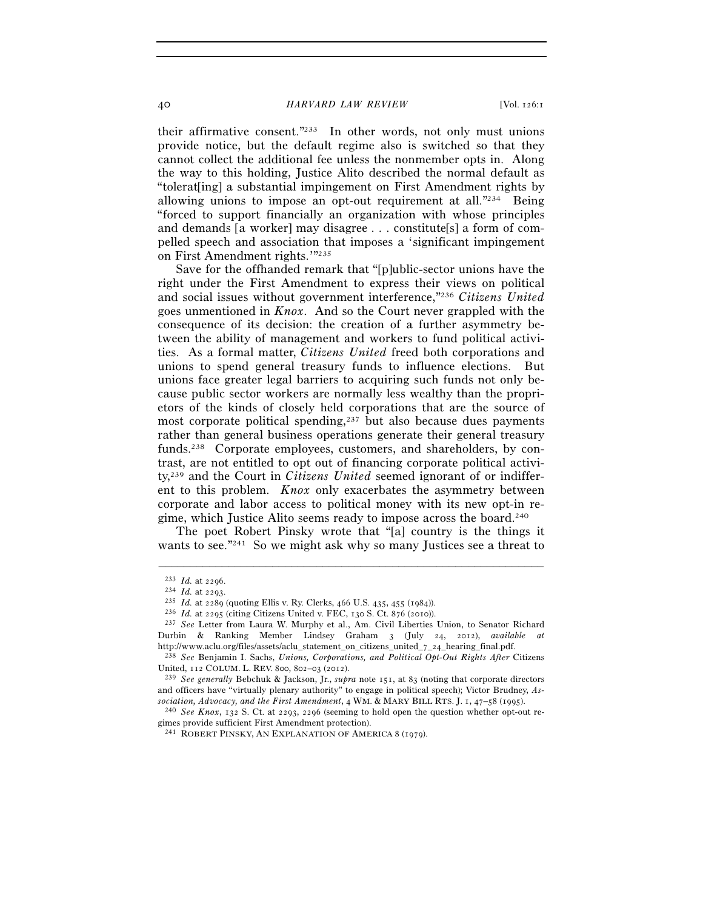their affirmative consent."[233] In other words, not only must unions provide notice, but the default regime also is switched so that they cannot collect the additional fee unless the nonmember opts in. Along the way to this holding, Justice Alito described the normal default as "tolerat[ing] a substantial impingement on First Amendment rights by allowing unions to impose an opt-out requirement at all."[234] Being "forced to support financially an organization with whose principles and demands [a worker] may disagree . . . constitute[s] a form of compelled speech and association that imposes a 'significant impingement on First Amendment rights.'"[235]

Save for the offhanded remark that "[p]ublic-sector unions have the right under the First Amendment to express their views on political and social issues without government interference,"[236] *Citizens United* goes unmentioned in *Knox*. And so the Court never grappled with the consequence of its decision: the creation of a further asymmetry between the ability of management and workers to fund political activities. As a formal matter, *Citizens United* freed both corporations and unions to spend general treasury funds to influence elections. But unions face greater legal barriers to acquiring such funds not only because public sector workers are normally less wealthy than the proprietors of the kinds of closely held corporations that are the source of most corporate political spending,[237] but also because dues payments rather than general business operations generate their general treasury funds.[238] Corporate employees, customers, and shareholders, by contrast, are not entitled to opt out of financing corporate political activity,[239] and the Court in *Citizens United* seemed ignorant of or indifferent to this problem. *Knox* only exacerbates the asymmetry between corporate and labor access to political money with its new opt-in regime, which Justice Alito seems ready to impose across the board.[240]

The poet Robert Pinsky wrote that "[a] country is the things it wants to see."[241] So we might ask why so many Justices see a threat to

---

[233] *Id.* at 2296.

[234] *Id.* at 2293.

[235] *Id.* at 2289 (quoting Ellis v. Ry. Clerks, 466 U.S. 435, 455 (1984)).

[236] *Id.* at 2295 (citing Citizens United v. FEC, 130 S. Ct. 876 (2010)).

[237] *See* Letter from Laura W. Murphy et al., Am. Civil Liberties Union, to Senator Richard Durbin & Ranking Member Lindsey Graham 3 (July 24, 2012), *available at* http://www.aclu.org/files/assets/aclu_statement_on_citizens_united_7_24_hearing_final.pdf.

[238] *See* Benjamin I. Sachs, *Unions, Corporations, and Political Opt-Out Rights After* Citizens United, 112 COLUM. L. REV. 800, 802–03 (2012).

[239] *See generally* Bebchuk & Jackson, Jr., *supra* note 151, at 83 (noting that corporate directors and officers have "virtually plenary authority" to engage in political speech); Victor Brudney, *Association, Advocacy, and the First Amendment*, 4 WM. & MARY BILL RTS. J. 1, 47–58 (1995).

[240] *See Knox*, 132 S. Ct. at 2293, 2296 (seeming to hold open the question whether opt-out regimes provide sufficient First Amendment protection).

[241] ROBERT PINSKY, AN EXPLANATION OF AMERICA 8 (1979).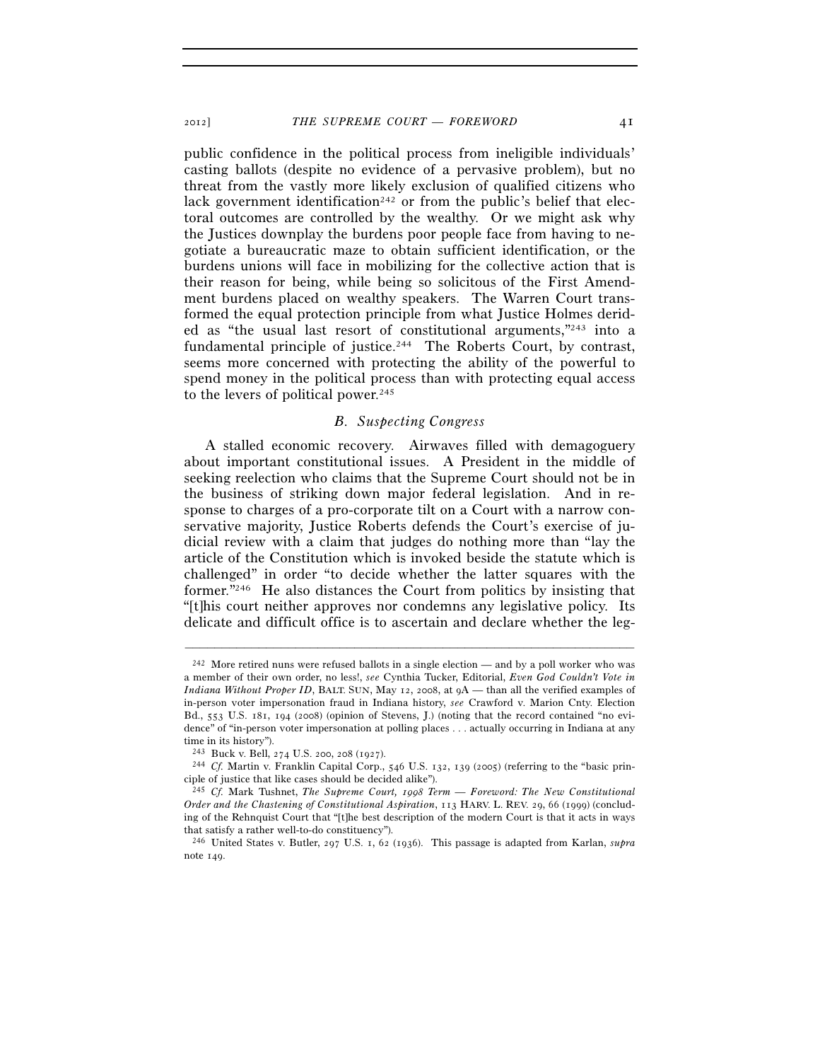public confidence in the political process from ineligible individuals' casting ballots (despite no evidence of a pervasive problem), but no threat from the vastly more likely exclusion of qualified citizens who lack government identification[242] or from the public's belief that electoral outcomes are controlled by the wealthy. Or we might ask why the Justices downplay the burdens poor people face from having to negotiate a bureaucratic maze to obtain sufficient identification, or the burdens unions will face in mobilizing for the collective action that is their reason for being, while being so solicitous of the First Amendment burdens placed on wealthy speakers. The Warren Court transformed the equal protection principle from what Justice Holmes derided as "the usual last resort of constitutional arguments,"[243] into a fundamental principle of justice.[244] The Roberts Court, by contrast, seems more concerned with protecting the ability of the powerful to spend money in the political process than with protecting equal access to the levers of political power.[245]

### *B. Suspecting Congress*

A stalled economic recovery. Airwaves filled with demagoguery about important constitutional issues. A President in the middle of seeking reelection who claims that the Supreme Court should not be in the business of striking down major federal legislation. And in response to charges of a pro-corporate tilt on a Court with a narrow conservative majority, Justice Roberts defends the Court's exercise of judicial review with a claim that judges do nothing more than "lay the article of the Constitution which is invoked beside the statute which is challenged" in order "to decide whether the latter squares with the former."[246] He also distances the Court from politics by insisting that "[t]his court neither approves nor condemns any legislative policy. Its delicate and difficult office is to ascertain and declare whether the leg-

---

[242] More retired nuns were refused ballots in a single election — and by a poll worker who was a member of their own order, no less!, *see* Cynthia Tucker, Editorial, *Even God Couldn't Vote in Indiana Without Proper ID*, BALT. SUN, May 12, 2008, at 9A — than all the verified examples of in-person voter impersonation fraud in Indiana history, *see* Crawford v. Marion Cnty. Election Bd., 553 U.S. 181, 194 (2008) (opinion of Stevens, J.) (noting that the record contained "no evidence" of "in-person voter impersonation at polling places . . . actually occurring in Indiana at any time in its history").

[243] Buck v. Bell, 274 U.S. 200, 208 (1927).

[244] *Cf.* Martin v. Franklin Capital Corp., 546 U.S. 132, 139 (2005) (referring to the "basic principle of justice that like cases should be decided alike").

[245] *Cf.* Mark Tushnet, *The Supreme Court, 1998 Term — Foreword: The New Constitutional Order and the Chastening of Constitutional Aspiration*, 113 HARV. L. REV. 29, 66 (1999) (concluding of the Rehnquist Court that "[t]he best description of the modern Court is that it acts in ways that satisfy a rather well-to-do constituency").

[246] United States v. Butler, 297 U.S. 1, 62 (1936). This passage is adapted from Karlan, *supra* note 149.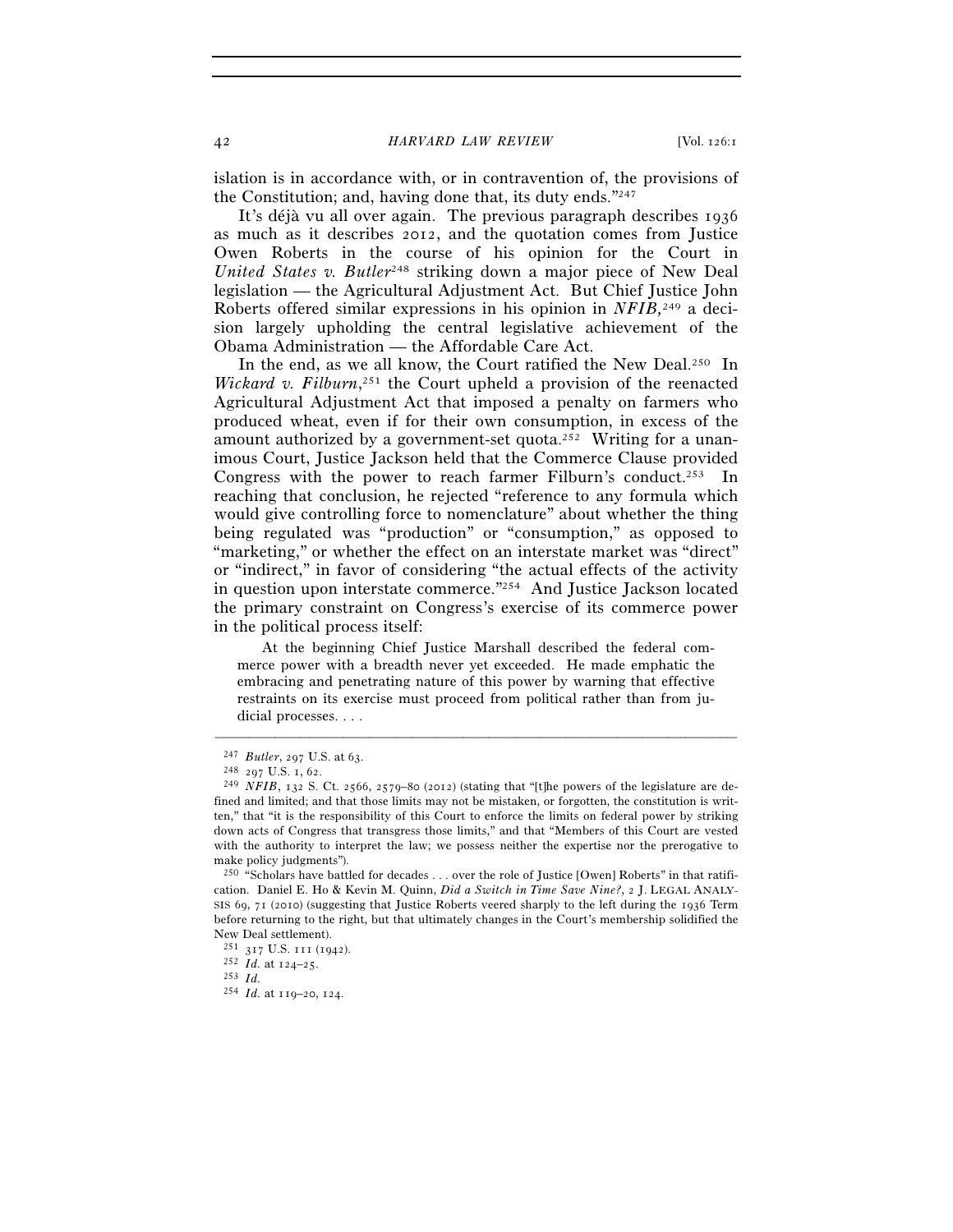islation is in accordance with, or in contravention of, the provisions of the Constitution; and, having done that, its duty ends."[247]

It's déjà vu all over again. The previous paragraph describes 1936 as much as it describes 2012, and the quotation comes from Justice Owen Roberts in the course of his opinion for the Court in *United States v. Butler*[248] striking down a major piece of New Deal legislation — the Agricultural Adjustment Act. But Chief Justice John Roberts offered similar expressions in his opinion in *NFIB*,[249] a decision largely upholding the central legislative achievement of the Obama Administration — the Affordable Care Act.

In the end, as we all know, the Court ratified the New Deal.[250] In *Wickard v. Filburn*,[251] the Court upheld a provision of the reenacted Agricultural Adjustment Act that imposed a penalty on farmers who produced wheat, even if for their own consumption, in excess of the amount authorized by a government-set quota.[252] Writing for a unanimous Court, Justice Jackson held that the Commerce Clause provided Congress with the power to reach farmer Filburn's conduct.[253] In reaching that conclusion, he rejected "reference to any formula which would give controlling force to nomenclature" about whether the thing being regulated was "production" or "consumption," as opposed to "marketing," or whether the effect on an interstate market was "direct" or "indirect," in favor of considering "the actual effects of the activity in question upon interstate commerce."[254] And Justice Jackson located the primary constraint on Congress's exercise of its commerce power in the political process itself:

> At the beginning Chief Justice Marshall described the federal commerce power with a breadth never yet exceeded. He made emphatic the embracing and penetrating nature of this power by warning that effective restraints on its exercise must proceed from political rather than from judicial processes. . . .

---

[247] *Butler*, 297 U.S. at 63.

[248] 297 U.S. 1, 62.

[249] *NFIB*, 132 S. Ct. 2566, 2579–80 (2012) (stating that "[t]he powers of the legislature are defined and limited; and that those limits may not be mistaken, or forgotten, the constitution is written," that "it is the responsibility of this Court to enforce the limits on federal power by striking down acts of Congress that transgress those limits," and that "Members of this Court are vested with the authority to interpret the law; we possess neither the expertise nor the prerogative to make policy judgments").

[250] "Scholars have battled for decades . . . over the role of Justice [Owen] Roberts" in that ratification. Daniel E. Ho & Kevin M. Quinn, *Did a Switch in Time Save Nine?*, 2 J. LEGAL ANALYSIS 69, 71 (2010) (suggesting that Justice Roberts veered sharply to the left during the 1936 Term before returning to the right, but that ultimately changes in the Court's membership solidified the New Deal settlement).

[251] 317 U.S. 111 (1942).

[252] *Id.* at 124–25.

[253] *Id.*

[254] *Id.* at 119–20, 124.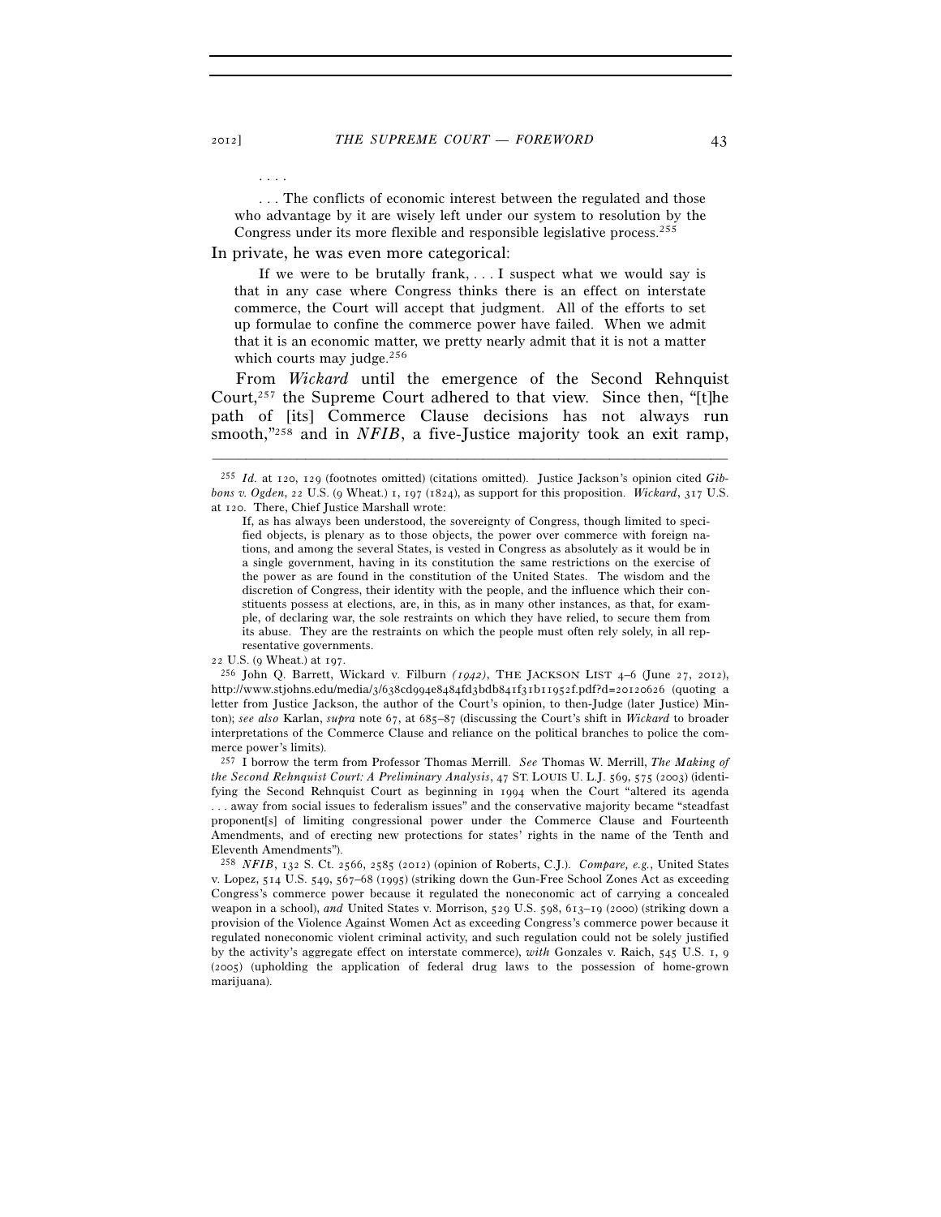. . . .

. . . The conflicts of economic interest between the regulated and those who advantage by it are wisely left under our system to resolution by the Congress under its more flexible and responsible legislative process.[255]

In private, he was even more categorical:

> If we were to be brutally frank, . . . I suspect what we would say is that in any case where Congress thinks there is an effect on interstate commerce, the Court will accept that judgment. All of the efforts to set up formulae to confine the commerce power have failed. When we admit that it is an economic matter, we pretty nearly admit that it is not a matter which courts may judge.[256]

From *Wickard* until the emergence of the Second Rehnquist Court,[257] the Supreme Court adhered to that view. Since then, "[t]he path of [its] Commerce Clause decisions has not always run smooth,"[258] and in *NFIB*, a five-Justice majority took an exit ramp,

---

[255] *Id.* at 120, 129 (footnotes omitted) (citations omitted). Justice Jackson's opinion cited *Gibbons v. Ogden*, 22 U.S. (9 Wheat.) 1, 197 (1824), as support for this proposition. *Wickard*, 317 U.S. at 120. There, Chief Justice Marshall wrote:

> If, as has always been understood, the sovereignty of Congress, though limited to specified objects, is plenary as to those objects, the power over commerce with foreign nations, and among the several States, is vested in Congress as absolutely as it would be in a single government, having in its constitution the same restrictions on the exercise of the power as are found in the constitution of the United States. The wisdom and the discretion of Congress, their identity with the people, and the influence which their constituents possess at elections, are, in this, as in many other instances, as that, for example, of declaring war, the sole restraints on which they have relied, to secure them from its abuse. They are the restraints on which the people must often rely solely, in all representative governments.

22 U.S. (9 Wheat.) at 197.

[256] John Q. Barrett, Wickard v. Filburn *(1942)*, THE JACKSON LIST 4–6 (June 27, 2012), http://www.stjohns.edu/media/3/638cd994e8484fd3bdb841f31b11952f.pdf?d=20120626 (quoting a letter from Justice Jackson, the author of the Court's opinion, to then-Judge (later Justice) Minton); *see also* Karlan, *supra* note 67, at 685–87 (discussing the Court's shift in *Wickard* to broader interpretations of the Commerce Clause and reliance on the political branches to police the commerce power's limits).

[257] I borrow the term from Professor Thomas Merrill. *See* Thomas W. Merrill, *The Making of the Second Rehnquist Court: A Preliminary Analysis*, 47 ST. LOUIS U. L.J. 569, 575 (2003) (identifying the Second Rehnquist Court as beginning in 1994 when the Court "altered its agenda . . . away from social issues to federalism issues" and the conservative majority became "steadfast proponent[s] of limiting congressional power under the Commerce Clause and Fourteenth Amendments, and of erecting new protections for states' rights in the name of the Tenth and Eleventh Amendments").

[258] *NFIB*, 132 S. Ct. 2566, 2585 (2012) (opinion of Roberts, C.J.). *Compare, e.g.*, United States v. Lopez, 514 U.S. 549, 567–68 (1995) (striking down the Gun-Free School Zones Act as exceeding Congress's commerce power because it regulated the noneconomic act of carrying a concealed weapon in a school), *and* United States v. Morrison, 529 U.S. 598, 613–19 (2000) (striking down a provision of the Violence Against Women Act as exceeding Congress's commerce power because it regulated noneconomic violent criminal activity, and such regulation could not be solely justified by the activity's aggregate effect on interstate commerce), *with* Gonzales v. Raich, 545 U.S. 1, 9 (2005) (upholding the application of federal drug laws to the possession of home-grown marijuana).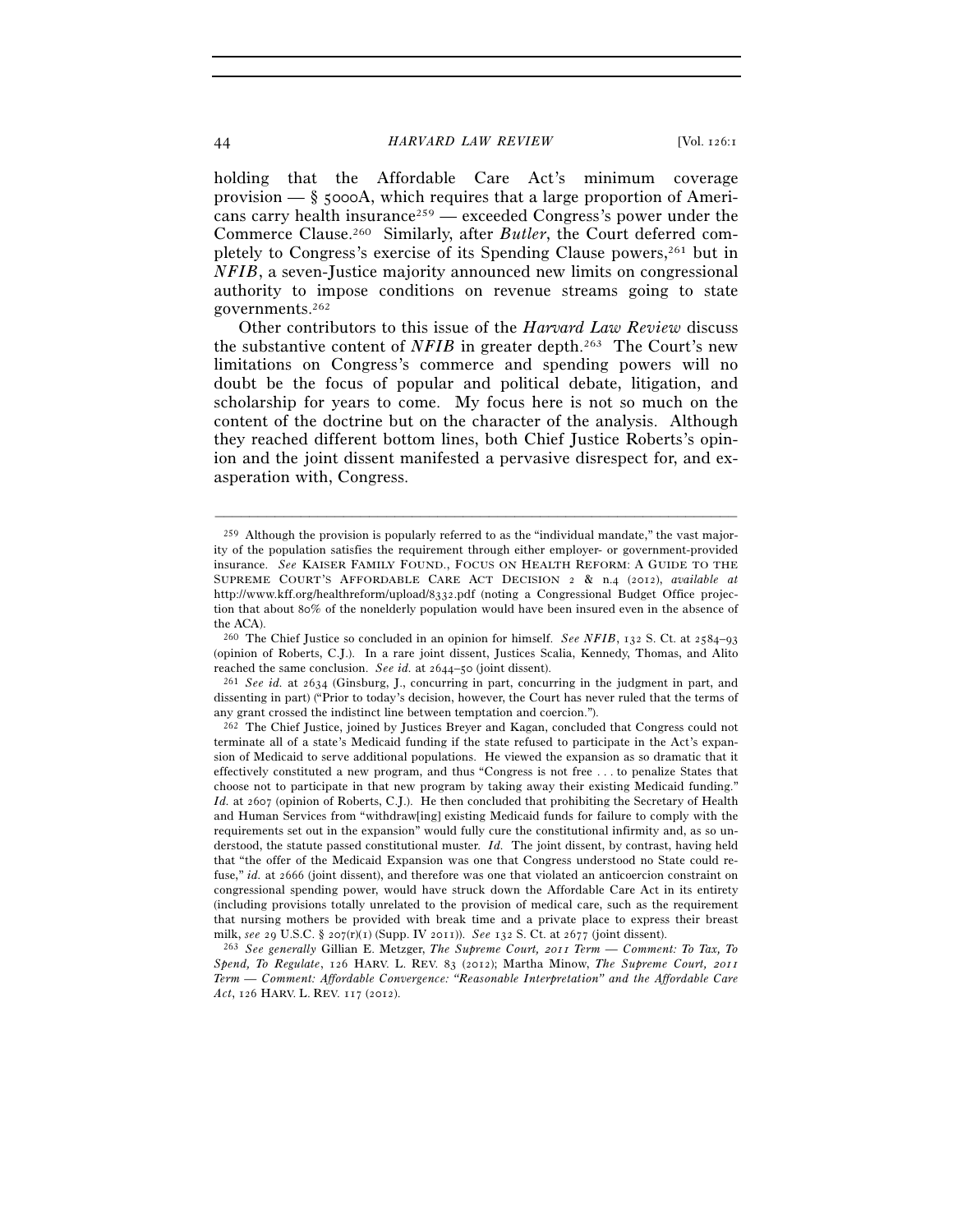holding that the Affordable Care Act's minimum coverage provision — § 5000A, which requires that a large proportion of Americans carry health insurance[259] — exceeded Congress's power under the Commerce Clause.[260] Similarly, after *Butler*, the Court deferred completely to Congress's exercise of its Spending Clause powers,[261] but in *NFIB*, a seven-Justice majority announced new limits on congressional authority to impose conditions on revenue streams going to state governments.[262]

Other contributors to this issue of the *Harvard Law Review* discuss the substantive content of *NFIB* in greater depth.[263] The Court's new limitations on Congress's commerce and spending powers will no doubt be the focus of popular and political debate, litigation, and scholarship for years to come. My focus here is not so much on the content of the doctrine but on the character of the analysis. Although they reached different bottom lines, both Chief Justice Roberts's opinion and the joint dissent manifested a pervasive disrespect for, and exasperation with, Congress.

---

[259] Although the provision is popularly referred to as the "individual mandate," the vast majority of the population satisfies the requirement through either employer- or government-provided insurance. *See* KAISER FAMILY FOUND., FOCUS ON HEALTH REFORM: A GUIDE TO THE SUPREME COURT'S AFFORDABLE CARE ACT DECISION 2 & n.4 (2012), *available at* http://www.kff.org/healthreform/upload/8332.pdf (noting a Congressional Budget Office projection that about 80% of the nonelderly population would have been insured even in the absence of the ACA).

[260] The Chief Justice so concluded in an opinion for himself. *See NFIB*, 132 S. Ct. at 2584–93 (opinion of Roberts, C.J.). In a rare joint dissent, Justices Scalia, Kennedy, Thomas, and Alito reached the same conclusion. *See id.* at 2644–50 (joint dissent).

[261] *See id.* at 2634 (Ginsburg, J., concurring in part, concurring in the judgment in part, and dissenting in part) ("Prior to today's decision, however, the Court has never ruled that the terms of any grant crossed the indistinct line between temptation and coercion.").

[262] The Chief Justice, joined by Justices Breyer and Kagan, concluded that Congress could not terminate all of a state's Medicaid funding if the state refused to participate in the Act's expansion of Medicaid to serve additional populations. He viewed the expansion as so dramatic that it effectively constituted a new program, and thus "Congress is not free . . . to penalize States that choose not to participate in that new program by taking away their existing Medicaid funding." *Id.* at 2607 (opinion of Roberts, C.J.). He then concluded that prohibiting the Secretary of Health and Human Services from "withdraw[ing] existing Medicaid funds for failure to comply with the requirements set out in the expansion" would fully cure the constitutional infirmity and, as so understood, the statute passed constitutional muster. *Id.* The joint dissent, by contrast, having held that "the offer of the Medicaid Expansion was one that Congress understood no State could refuse," *id.* at 2666 (joint dissent), and therefore was one that violated an anticoercion constraint on congressional spending power, would have struck down the Affordable Care Act in its entirety (including provisions totally unrelated to the provision of medical care, such as the requirement that nursing mothers be provided with break time and a private place to express their breast milk, *see* 29 U.S.C. § 207(r)(1) (Supp. IV 2011)). *See* 132 S. Ct. at 2677 (joint dissent).

[263] *See generally* Gillian E. Metzger, *The Supreme Court, 2011 Term — Comment: To Tax, To Spend, To Regulate*, 126 HARV. L. REV. 83 (2012); Martha Minow, *The Supreme Court, 2011 Term — Comment: Affordable Convergence: "Reasonable Interpretation" and the Affordable Care Act*, 126 HARV. L. REV. 117 (2012).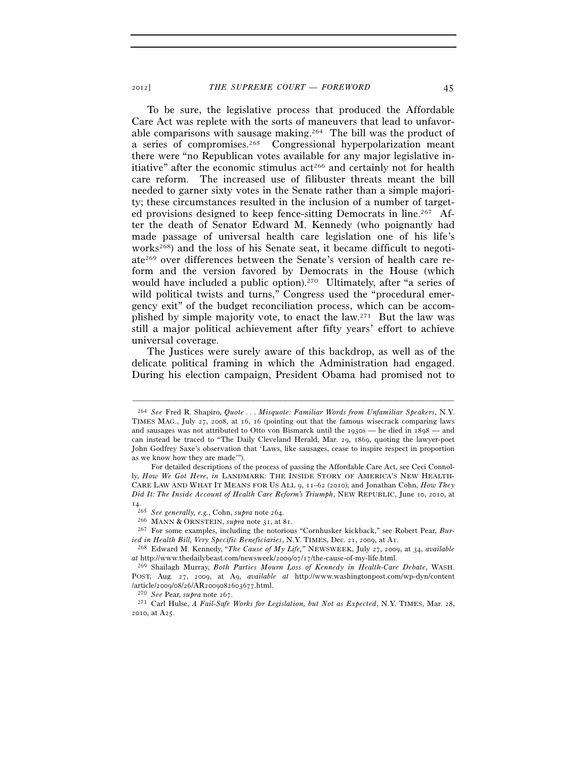To be sure, the legislative process that produced the Affordable Care Act was replete with the sorts of maneuvers that lead to unfavorable comparisons with sausage making.[264] The bill was the product of a series of compromises.[265] Congressional hyperpolarization meant there were "no Republican votes available for any major legislative initiative" after the economic stimulus act[266] and certainly not for health care reform. The increased use of filibuster threats meant the bill needed to garner sixty votes in the Senate rather than a simple majority; these circumstances resulted in the inclusion of a number of targeted provisions designed to keep fence-sitting Democrats in line.[267] After the death of Senator Edward M. Kennedy (who poignantly had made passage of universal health care legislation one of his life's works[268]) and the loss of his Senate seat, it became difficult to negotiate[269] over differences between the Senate's version of health care reform and the version favored by Democrats in the House (which would have included a public option).[270] Ultimately, after "a series of wild political twists and turns," Congress used the "procedural emergency exit" of the budget reconciliation process, which can be accomplished by simple majority vote, to enact the law.[271] But the law was still a major political achievement after fifty years' effort to achieve universal coverage.

The Justices were surely aware of this backdrop, as well as of the delicate political framing in which the Administration had engaged. During his election campaign, President Obama had promised not to

---

[264] *See* Fred R. Shapiro, *Quote . . . Misquote: Familiar Words from Unfamiliar Speakers*, N.Y. TIMES MAG., July 27, 2008, at 16, 16 (pointing out that the famous wisecrack comparing laws and sausages was not attributed to Otto von Bismarck until the 1930s — he died in 1898 — and can instead be traced to "The Daily Cleveland Herald, Mar. 29, 1869, quoting the lawyer-poet John Godfrey Saxe's observation that 'Laws, like sausages, cease to inspire respect in proportion as we know how they are made'").

For detailed descriptions of the process of passing the Affordable Care Act, see Ceci Connolly, *How We Got Here*, *in* LANDMARK: THE INSIDE STORY OF AMERICA'S NEW HEALTH-CARE LAW AND WHAT IT MEANS FOR US ALL 9, 11–62 (2010); and Jonathan Cohn, *How They Did It: The Inside Account of Health Care Reform's Triumph*, NEW REPUBLIC, June 10, 2010, at 14.

[265] *See generally, e.g.*, Cohn, *supra* note 264.

[266] MANN & ORNSTEIN, *supra* note 31, at 81.

[267] For some examples, including the notorious "Cornhusker kickback," see Robert Pear, *Buried in Health Bill, Very Specific Beneficiaries*, N.Y. TIMES, Dec. 21, 2009, at A1.

[268] Edward M. Kennedy, *"The Cause of My Life,"* NEWSWEEK, July 27, 2009, at 34, *available at* http://www.thedailybeast.com/newsweek/2009/07/17/the-cause-of-my-life.html.

[269] Shailagh Murray, *Both Parties Mourn Loss of Kennedy in Health-Care Debate*, WASH. POST, Aug. 27, 2009, at A9, *available at* http://www.washingtonpost.com/wp-dyn/content/article/2009/08/26/AR2009082603677.html.

[270] *See* Pear, *supra* note 267.

[271] Carl Hulse, *A Fail-Safe Works for Legislation, but Not as Expected*, N.Y. TIMES, Mar. 28, 2010, at A25.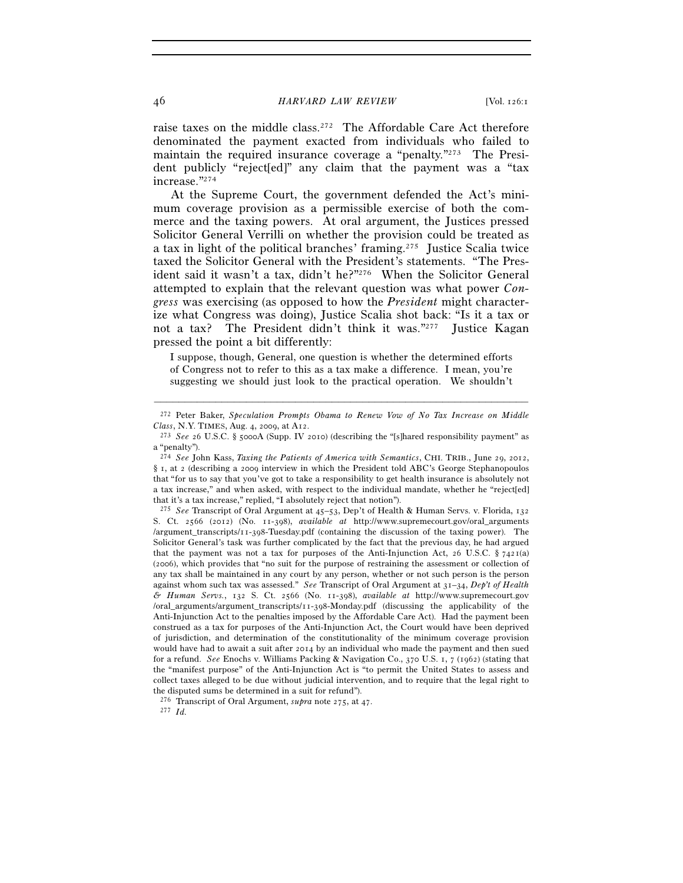raise taxes on the middle class.[272] The Affordable Care Act therefore denominated the payment exacted from individuals who failed to maintain the required insurance coverage a "penalty."[273] The President publicly "reject[ed]" any claim that the payment was a "tax increase."[274]

At the Supreme Court, the government defended the Act's minimum coverage provision as a permissible exercise of both the commerce and the taxing powers. At oral argument, the Justices pressed Solicitor General Verrilli on whether the provision could be treated as a tax in light of the political branches' framing.[275] Justice Scalia twice taxed the Solicitor General with the President's statements. "The President said it wasn't a tax, didn't he?"[276] When the Solicitor General attempted to explain that the relevant question was what power *Congress* was exercising (as opposed to how the *President* might characterize what Congress was doing), Justice Scalia shot back: "Is it a tax or not a tax? The President didn't think it was."[277] Justice Kagan pressed the point a bit differently:

> I suppose, though, General, one question is whether the determined efforts of Congress not to refer to this as a tax make a difference. I mean, you're suggesting we should just look to the practical operation. We shouldn't

---

[272] Peter Baker, *Speculation Prompts Obama to Renew Vow of No Tax Increase on Middle Class*, N.Y. TIMES, Aug. 4, 2009, at A12.

[273] *See* 26 U.S.C. § 5000A (Supp. IV 2010) (describing the "[s]hared responsibility payment" as a "penalty").

[274] *See* John Kass, *Taxing the Patients of America with Semantics*, CHI. TRIB., June 29, 2012, § 1, at 2 (describing a 2009 interview in which the President told ABC's George Stephanopoulos that "for us to say that you've got to take a responsibility to get health insurance is absolutely not a tax increase," and when asked, with respect to the individual mandate, whether he "reject[ed] that it's a tax increase," replied, "I absolutely reject that notion").

[275] *See* Transcript of Oral Argument at 45–53, Dep't of Health & Human Servs. v. Florida, 132 S. Ct. 2566 (2012) (No. 11-398), *available at* http://www.supremecourt.gov/oral_arguments/argument_transcripts/11-398-Tuesday.pdf (containing the discussion of the taxing power). The Solicitor General's task was further complicated by the fact that the previous day, he had argued that the payment was not a tax for purposes of the Anti-Injunction Act, 26 U.S.C. § 7421(a) (2006), which provides that "no suit for the purpose of restraining the assessment or collection of any tax shall be maintained in any court by any person, whether or not such person is the person against whom such tax was assessed." *See* Transcript of Oral Argument at 31–34, *Dep't of Health & Human Servs.*, 132 S. Ct. 2566 (No. 11-398), *available at* http://www.supremecourt.gov/oral_arguments/argument_transcripts/11-398-Monday.pdf (discussing the applicability of the Anti-Injunction Act to the penalties imposed by the Affordable Care Act). Had the payment been construed as a tax for purposes of the Anti-Injunction Act, the Court would have been deprived of jurisdiction, and determination of the constitutionality of the minimum coverage provision would have had to await a suit after 2014 by an individual who made the payment and then sued for a refund. *See* Enochs v. Williams Packing & Navigation Co., 370 U.S. 1, 7 (1962) (stating that the "manifest purpose" of the Anti-Injunction Act is "to permit the United States to assess and collect taxes alleged to be due without judicial intervention, and to require that the legal right to the disputed sums be determined in a suit for refund").

[276] Transcript of Oral Argument, *supra* note 275, at 47.

[277] *Id.*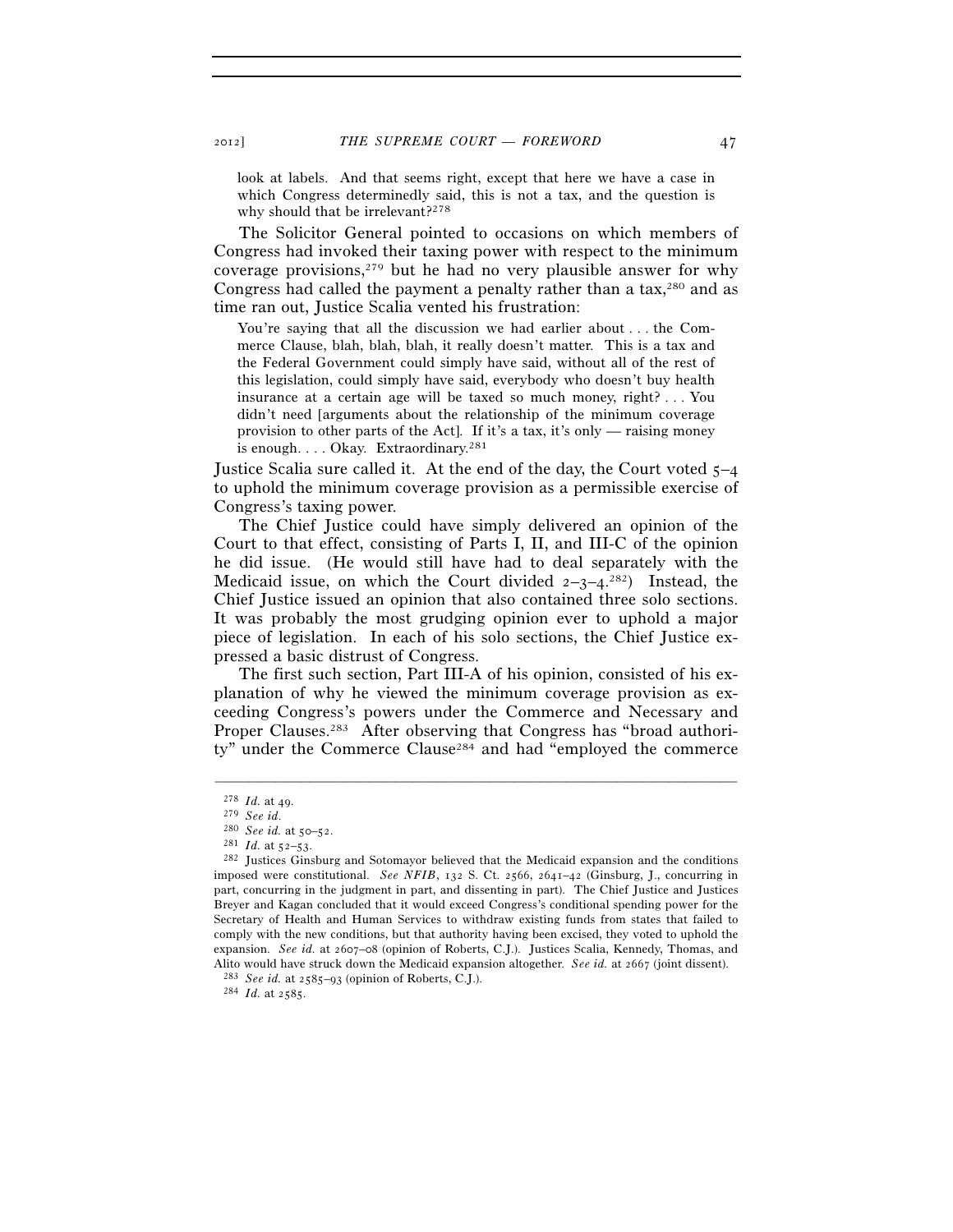look at labels. And that seems right, except that here we have a case in which Congress determinedly said, this is not a tax, and the question is why should that be irrelevant?[278]

The Solicitor General pointed to occasions on which members of Congress had invoked their taxing power with respect to the minimum coverage provisions,[279] but he had no very plausible answer for why Congress had called the payment a penalty rather than a tax,[280] and as time ran out, Justice Scalia vented his frustration:

> You're saying that all the discussion we had earlier about . . . the Commerce Clause, blah, blah, blah, it really doesn't matter. This is a tax and the Federal Government could simply have said, without all of the rest of this legislation, could simply have said, everybody who doesn't buy health insurance at a certain age will be taxed so much money, right? . . . You didn't need [arguments about the relationship of the minimum coverage provision to other parts of the Act]. If it's a tax, it's only — raising money is enough. . . . Okay. Extraordinary.[281]

Justice Scalia sure called it. At the end of the day, the Court voted 5–4 to uphold the minimum coverage provision as a permissible exercise of Congress's taxing power.

The Chief Justice could have simply delivered an opinion of the Court to that effect, consisting of Parts I, II, and III-C of the opinion he did issue. (He would still have had to deal separately with the Medicaid issue, on which the Court divided 2–3–4.[282]) Instead, the Chief Justice issued an opinion that also contained three solo sections. It was probably the most grudging opinion ever to uphold a major piece of legislation. In each of his solo sections, the Chief Justice expressed a basic distrust of Congress.

The first such section, Part III-A of his opinion, consisted of his explanation of why he viewed the minimum coverage provision as exceeding Congress's powers under the Commerce and Necessary and Proper Clauses.[283] After observing that Congress has "broad authority" under the Commerce Clause[284] and had "employed the commerce

---

[278] *Id.* at 49.

[279] *See id.*

[280] *See id.* at 50–52.

[281] *Id.* at 52–53.

[282] Justices Ginsburg and Sotomayor believed that the Medicaid expansion and the conditions imposed were constitutional. *See NFIB*, 132 S. Ct. 2566, 2641–42 (Ginsburg, J., concurring in part, concurring in the judgment in part, and dissenting in part). The Chief Justice and Justices Breyer and Kagan concluded that it would exceed Congress's conditional spending power for the Secretary of Health and Human Services to withdraw existing funds from states that failed to comply with the new conditions, but that authority having been excised, they voted to uphold the expansion. *See id.* at 2607–08 (opinion of Roberts, C.J.). Justices Scalia, Kennedy, Thomas, and Alito would have struck down the Medicaid expansion altogether. *See id.* at 2667 (joint dissent).

[283] *See id.* at 2585–93 (opinion of Roberts, C.J.).

[284] *Id.* at 2585.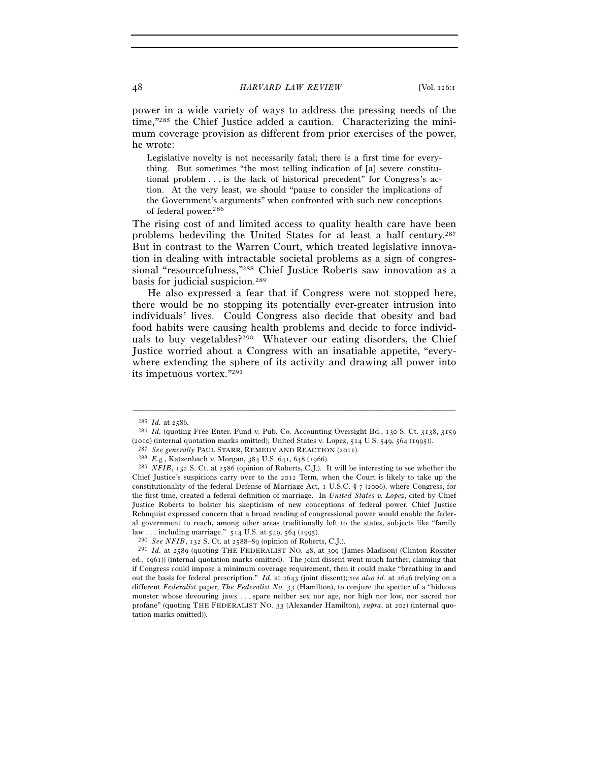power in a wide variety of ways to address the pressing needs of the time,"[285] the Chief Justice added a caution. Characterizing the minimum coverage provision as different from prior exercises of the power, he wrote:

> Legislative novelty is not necessarily fatal; there is a first time for everything. But sometimes "the most telling indication of [a] severe constitutional problem . . . is the lack of historical precedent" for Congress's action. At the very least, we should "pause to consider the implications of the Government's arguments" when confronted with such new conceptions of federal power.[286]

The rising cost of and limited access to quality health care have been problems bedeviling the United States for at least a half century.[287] But in contrast to the Warren Court, which treated legislative innovation in dealing with intractable societal problems as a sign of congressional "resourcefulness,"[288] Chief Justice Roberts saw innovation as a basis for judicial suspicion.[289]

He also expressed a fear that if Congress were not stopped here, there would be no stopping its potentially ever-greater intrusion into individuals' lives. Could Congress also decide that obesity and bad food habits were causing health problems and decide to force individuals to buy vegetables?[290] Whatever our eating disorders, the Chief Justice worried about a Congress with an insatiable appetite, "everywhere extending the sphere of its activity and drawing all power into its impetuous vortex."[291]

---

[285] *Id.* at 2586.

[286] *Id.* (quoting Free Enter. Fund v. Pub. Co. Accounting Oversight Bd., 130 S. Ct. 3138, 3159 (2010) (internal quotation marks omitted); United States v. Lopez, 514 U.S. 549, 564 (1995)).

[287] *See generally* PAUL STARR, REMEDY AND REACTION (2011).

[288] *E.g.*, Katzenbach v. Morgan, 384 U.S. 641, 648 (1966).

[289] *NFIB*, 132 S. Ct. at 2586 (opinion of Roberts, C.J.). It will be interesting to see whether the Chief Justice's suspicions carry over to the 2012 Term, when the Court is likely to take up the constitutionality of the federal Defense of Marriage Act, 1 U.S.C. § 7 (2006), where Congress, for the first time, created a federal definition of marriage. In *United States v. Lopez*, cited by Chief Justice Roberts to bolster his skepticism of new conceptions of federal power, Chief Justice Rehnquist expressed concern that a broad reading of congressional power would enable the federal government to reach, among other areas traditionally left to the states, subjects like "family law . . . including marriage." 514 U.S. at 549, 564 (1995).

[290] *See NFIB*, 132 S. Ct. at 2588–89 (opinion of Roberts, C.J.).

[291] *Id.* at 2589 (quoting THE FEDERALIST NO. 48, at 309 (James Madison) (Clinton Rossiter ed., 1961)) (internal quotation marks omitted). The joint dissent went much farther, claiming that if Congress could impose a minimum coverage requirement, then it could make "breathing in and out the basis for federal prescription." *Id.* at 2643 (joint dissent); *see also id.* at 2646 (relying on a different *Federalist* paper, *The Federalist No. 33* (Hamilton), to conjure the specter of a "hideous monster whose devouring jaws . . . spare neither sex nor age, nor high nor low, nor sacred nor profane" (quoting THE FEDERALIST NO. 33 (Alexander Hamilton), *supra*, at 202) (internal quotation marks omitted)).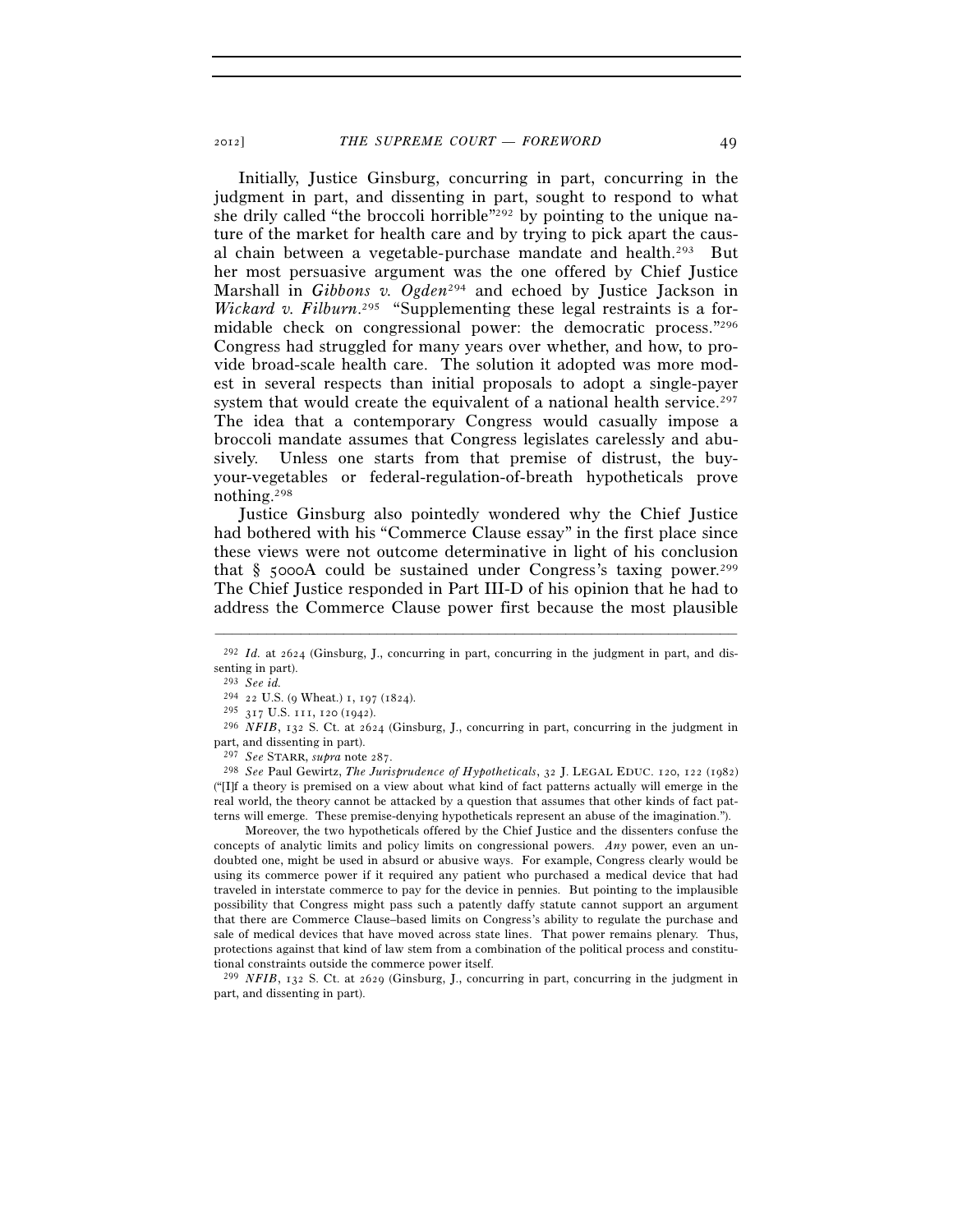Initially, Justice Ginsburg, concurring in part, concurring in the judgment in part, and dissenting in part, sought to respond to what she drily called "the broccoli horrible"[292] by pointing to the unique nature of the market for health care and by trying to pick apart the causal chain between a vegetable-purchase mandate and health.[293] But her most persuasive argument was the one offered by Chief Justice Marshall in *Gibbons v. Ogden*[294] and echoed by Justice Jackson in *Wickard v. Filburn*.[295] "Supplementing these legal restraints is a formidable check on congressional power: the democratic process."[296] Congress had struggled for many years over whether, and how, to provide broad-scale health care. The solution it adopted was more modest in several respects than initial proposals to adopt a single-payer system that would create the equivalent of a national health service.[297] The idea that a contemporary Congress would casually impose a broccoli mandate assumes that Congress legislates carelessly and abusively. Unless one starts from that premise of distrust, the buy-your-vegetables or federal-regulation-of-breath hypotheticals prove nothing.[298]

Justice Ginsburg also pointedly wondered why the Chief Justice had bothered with his "Commerce Clause essay" in the first place since these views were not outcome determinative in light of his conclusion that § 5000A could be sustained under Congress's taxing power.[299] The Chief Justice responded in Part III-D of his opinion that he had to address the Commerce Clause power first because the most plausible

---

[292] *Id.* at 2624 (Ginsburg, J., concurring in part, concurring in the judgment in part, and dissenting in part).

[293] *See id.*

[294] 22 U.S. (9 Wheat.) 1, 197 (1824).

[295] 317 U.S. 111, 120 (1942).

[296] *NFIB*, 132 S. Ct. at 2624 (Ginsburg, J., concurring in part, concurring in the judgment in part, and dissenting in part).

[297] *See* STARR, *supra* note 287.

[298] *See* Paul Gewirtz, *The Jurisprudence of Hypotheticals*, 32 J. LEGAL EDUC. 120, 122 (1982) ("[I]f a theory is premised on a view about what kind of fact patterns actually will emerge in the real world, the theory cannot be attacked by a question that assumes that other kinds of fact patterns will emerge. These premise-denying hypotheticals represent an abuse of the imagination.").

Moreover, the two hypotheticals offered by the Chief Justice and the dissenters confuse the concepts of analytic limits and policy limits on congressional powers. *Any* power, even an undoubted one, might be used in absurd or abusive ways. For example, Congress clearly would be using its commerce power if it required any patient who purchased a medical device that had traveled in interstate commerce to pay for the device in pennies. But pointing to the implausible possibility that Congress might pass such a patently daffy statute cannot support an argument that there are Commerce Clause–based limits on Congress's ability to regulate the purchase and sale of medical devices that have moved across state lines. That power remains plenary. Thus, protections against that kind of law stem from a combination of the political process and constitutional constraints outside the commerce power itself.

[299] *NFIB*, 132 S. Ct. at 2629 (Ginsburg, J., concurring in part, concurring in the judgment in part, and dissenting in part).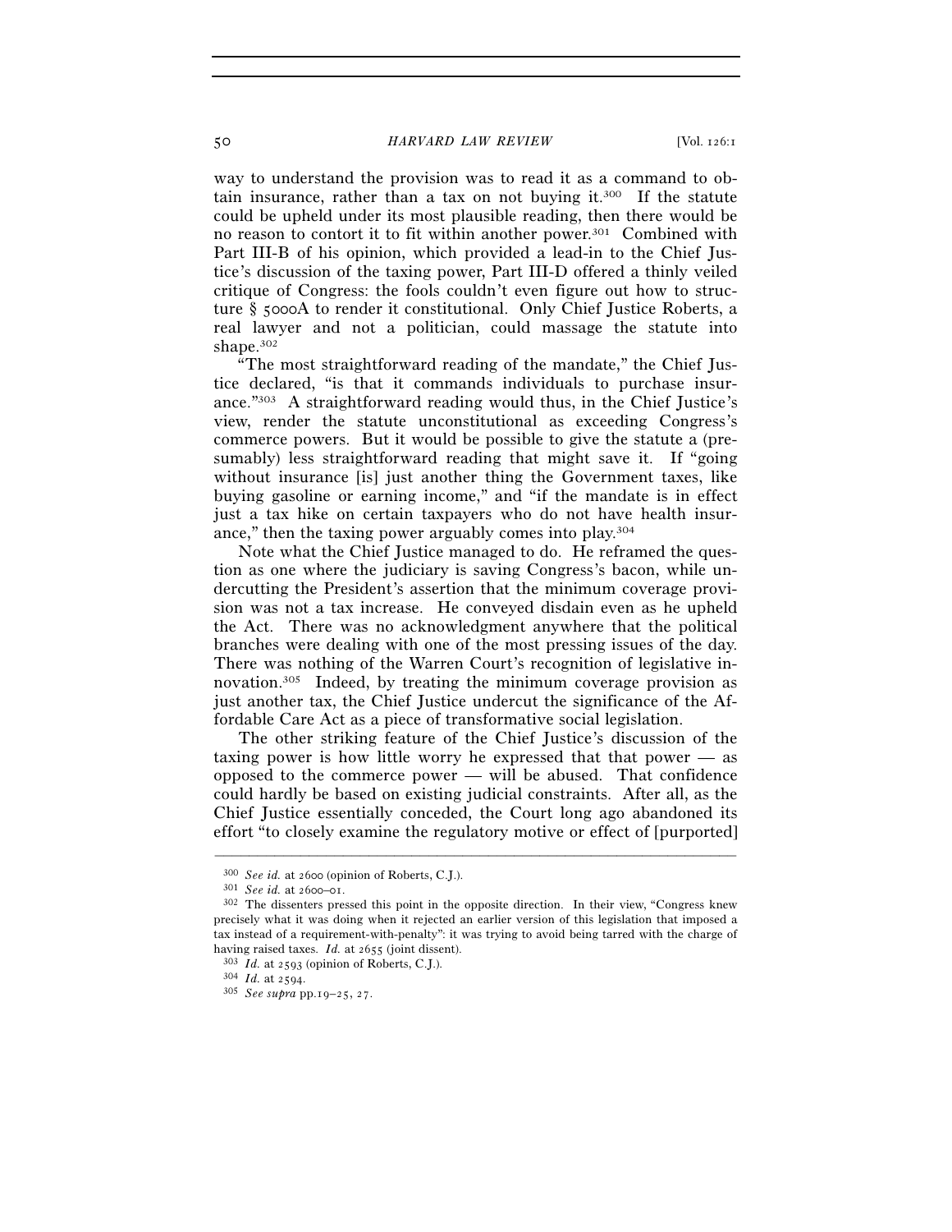way to understand the provision was to read it as a command to obtain insurance, rather than a tax on not buying it.[300] If the statute could be upheld under its most plausible reading, then there would be no reason to contort it to fit within another power.[301] Combined with Part III-B of his opinion, which provided a lead-in to the Chief Justice's discussion of the taxing power, Part III-D offered a thinly veiled critique of Congress: the fools couldn't even figure out how to structure § 5000A to render it constitutional. Only Chief Justice Roberts, a real lawyer and not a politician, could massage the statute into shape.[302]

"The most straightforward reading of the mandate," the Chief Justice declared, "is that it commands individuals to purchase insurance."[303] A straightforward reading would thus, in the Chief Justice's view, render the statute unconstitutional as exceeding Congress's commerce powers. But it would be possible to give the statute a (presumably) less straightforward reading that might save it. If "going without insurance [is] just another thing the Government taxes, like buying gasoline or earning income," and "if the mandate is in effect just a tax hike on certain taxpayers who do not have health insurance," then the taxing power arguably comes into play.[304]

Note what the Chief Justice managed to do. He reframed the question as one where the judiciary is saving Congress's bacon, while undercutting the President's assertion that the minimum coverage provision was not a tax increase. He conveyed disdain even as he upheld the Act. There was no acknowledgment anywhere that the political branches were dealing with one of the most pressing issues of the day. There was nothing of the Warren Court's recognition of legislative innovation.[305] Indeed, by treating the minimum coverage provision as just another tax, the Chief Justice undercut the significance of the Affordable Care Act as a piece of transformative social legislation.

The other striking feature of the Chief Justice's discussion of the taxing power is how little worry he expressed that that power — as opposed to the commerce power — will be abused. That confidence could hardly be based on existing judicial constraints. After all, as the Chief Justice essentially conceded, the Court long ago abandoned its effort "to closely examine the regulatory motive or effect of [purported]

---

[300] *See id.* at 2600 (opinion of Roberts, C.J.).

[301] *See id.* at 2600–01.

[302] The dissenters pressed this point in the opposite direction. In their view, "Congress knew precisely what it was doing when it rejected an earlier version of this legislation that imposed a tax instead of a requirement-with-penalty": it was trying to avoid being tarred with the charge of having raised taxes. *Id.* at 2655 (joint dissent).

[303] *Id.* at 2593 (opinion of Roberts, C.J.).

[304] *Id.* at 2594.

[305] *See supra* pp. 19–25, 27.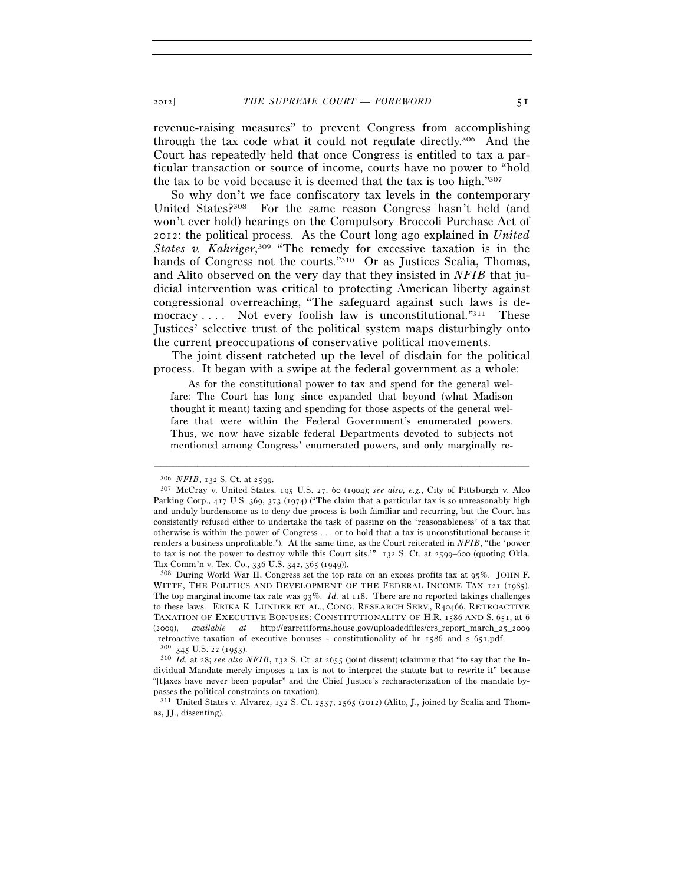revenue-raising measures" to prevent Congress from accomplishing through the tax code what it could not regulate directly.[306] And the Court has repeatedly held that once Congress is entitled to tax a particular transaction or source of income, courts have no power to "hold the tax to be void because it is deemed that the tax is too high."[307]

So why don't we face confiscatory tax levels in the contemporary United States?[308] For the same reason Congress hasn't held (and won't ever hold) hearings on the Compulsory Broccoli Purchase Act of 2012: the political process. As the Court long ago explained in *United States v. Kahriger*,[309] "The remedy for excessive taxation is in the hands of Congress not the courts."[310] Or as Justices Scalia, Thomas, and Alito observed on the very day that they insisted in *NFIB* that judicial intervention was critical to protecting American liberty against congressional overreaching, "The safeguard against such laws is democracy . . . . Not every foolish law is unconstitutional."[311] These Justices' selective trust of the political system maps disturbingly onto the current preoccupations of conservative political movements.

The joint dissent ratcheted up the level of disdain for the political process. It began with a swipe at the federal government as a whole:

> As for the constitutional power to tax and spend for the general welfare: The Court has long since expanded that beyond (what Madison thought it meant) taxing and spending for those aspects of the general welfare that were within the Federal Government's enumerated powers. Thus, we now have sizable federal Departments devoted to subjects not mentioned among Congress' enumerated powers, and only marginally re-

---

[306] *NFIB*, 132 S. Ct. at 2599.

[307] McCray v. United States, 195 U.S. 27, 60 (1904); *see also, e.g.*, City of Pittsburgh v. Alco Parking Corp., 417 U.S. 369, 373 (1974) ("The claim that a particular tax is so unreasonably high and unduly burdensome as to deny due process is both familiar and recurring, but the Court has consistently refused either to undertake the task of passing on the 'reasonableness' of a tax that otherwise is within the power of Congress . . . or to hold that a tax is unconstitutional because it renders a business unprofitable."). At the same time, as the Court reiterated in *NFIB*, "the 'power to tax is not the power to destroy while this Court sits.'" 132 S. Ct. at 2599–600 (quoting Okla. Tax Comm'n v. Tex. Co., 336 U.S. 342, 365 (1949)).

[308] During World War II, Congress set the top rate on an excess profits tax at 95%. JOHN F. WITTE, THE POLITICS AND DEVELOPMENT OF THE FEDERAL INCOME TAX 121 (1985). The top marginal income tax rate was 93%. *Id.* at 118. There are no reported takings challenges to these laws. ERIKA K. LUNDER ET AL., CONG. RESEARCH SERV., R40466, RETROACTIVE TAXATION OF EXECUTIVE BONUSES: CONSTITUTIONALITY OF H.R. 1586 AND S. 651, at 6 (2009), *available at* http://garrettforms.house.gov/uploadedfiles/crs_report_march_25_2009_retroactive_taxation_of_executive_bonuses_-_constitutionality_of_hr_1586_and_s_651.pdf.

[309] 345 U.S. 22 (1953).

[310] *Id.* at 28; *see also NFIB*, 132 S. Ct. at 2655 (joint dissent) (claiming that "to say that the Individual Mandate merely imposes a tax is not to interpret the statute but to rewrite it" because "[t]axes have never been popular" and the Chief Justice's recharacterization of the mandate bypasses the political constraints on taxation).

[311] United States v. Alvarez, 132 S. Ct. 2537, 2565 (2012) (Alito, J., joined by Scalia and Thomas, JJ., dissenting).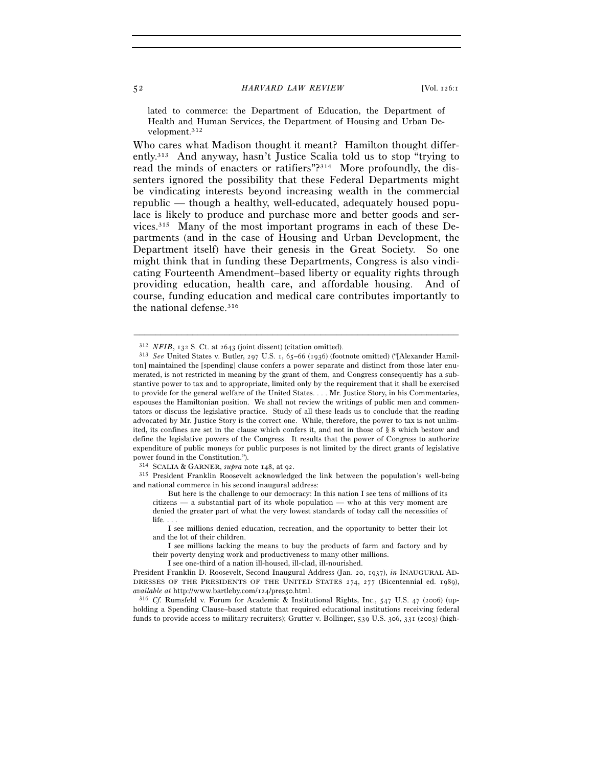lated to commerce: the Department of Education, the Department of Health and Human Services, the Department of Housing and Urban Development.[312]

Who cares what Madison thought it meant? Hamilton thought differently.[313] And anyway, hasn't Justice Scalia told us to stop "trying to read the minds of enacters or ratifiers"?[314] More profoundly, the dissenters ignored the possibility that these Federal Departments might be vindicating interests beyond increasing wealth in the commercial republic — though a healthy, well-educated, adequately housed populace is likely to produce and purchase more and better goods and services.[315] Many of the most important programs in each of these Departments (and in the case of Housing and Urban Development, the Department itself) have their genesis in the Great Society. So one might think that in funding these Departments, Congress is also vindicating Fourteenth Amendment–based liberty or equality rights through providing education, health care, and affordable housing. And of course, funding education and medical care contributes importantly to the national defense.[316]

---

[312] *NFIB*, 132 S. Ct. at 2643 (joint dissent) (citation omitted).

[313] *See* United States v. Butler, 297 U.S. 1, 65–66 (1936) (footnote omitted) ("[Alexander Hamilton] maintained the [spending] clause confers a power separate and distinct from those later enumerated, is not restricted in meaning by the grant of them, and Congress consequently has a substantive power to tax and to appropriate, limited only by the requirement that it shall be exercised to provide for the general welfare of the United States. . . . Mr. Justice Story, in his Commentaries, espouses the Hamiltonian position. We shall not review the writings of public men and commentators or discuss the legislative practice. Study of all these leads us to conclude that the reading advocated by Mr. Justice Story is the correct one. While, therefore, the power to tax is not unlimited, its confines are set in the clause which confers it, and not in those of § 8 which bestow and define the legislative powers of the Congress. It results that the power of Congress to authorize expenditure of public moneys for public purposes is not limited by the direct grants of legislative power found in the Constitution.").

[314] SCALIA & GARNER, *supra* note 148, at 92.

[315] President Franklin Roosevelt acknowledged the link between the population's well-being and national commerce in his second inaugural address:

> But here is the challenge to our democracy: In this nation I see tens of millions of its citizens — a substantial part of its whole population — who at this very moment are denied the greater part of what the very lowest standards of today call the necessities of life. . . .
>
> I see millions denied education, recreation, and the opportunity to better their lot and the lot of their children.
>
> I see millions lacking the means to buy the products of farm and factory and by their poverty denying work and productiveness to many other millions.
>
> I see one-third of a nation ill-housed, ill-clad, ill-nourished.

President Franklin D. Roosevelt, Second Inaugural Address (Jan. 20, 1937), *in* INAUGURAL ADDRESSES OF THE PRESIDENTS OF THE UNITED STATES 274, 277 (Bicentennial ed. 1989), *available at* http://www.bartleby.com/124/pres50.html.

[316] *Cf.* Rumsfeld v. Forum for Academic & Institutional Rights, Inc., 547 U.S. 47 (2006) (upholding a Spending Clause–based statute that required educational institutions receiving federal funds to provide access to military recruiters); Grutter v. Bollinger, 539 U.S. 306, 331 (2003) (high-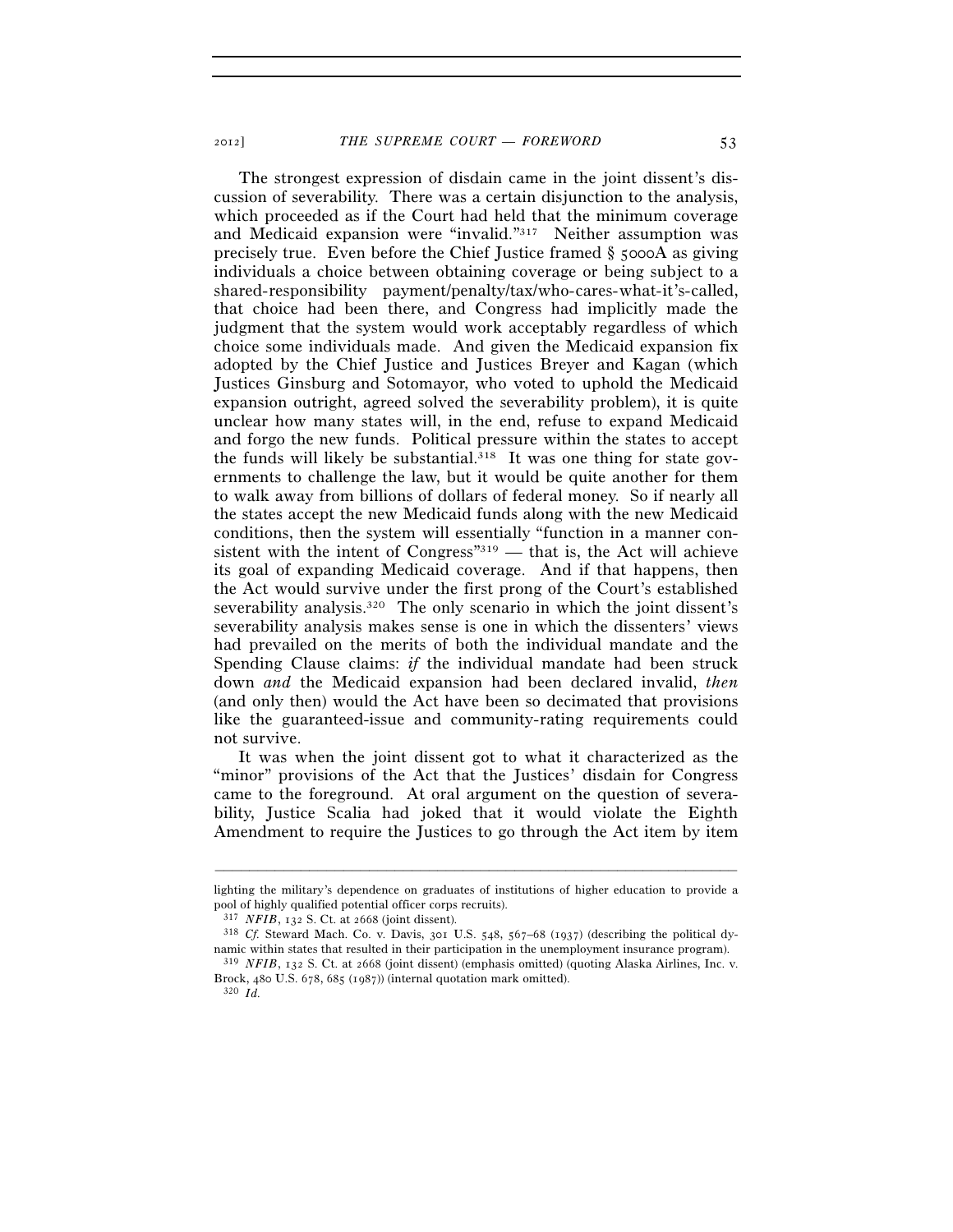The strongest expression of disdain came in the joint dissent's discussion of severability. There was a certain disjunction to the analysis, which proceeded as if the Court had held that the minimum coverage and Medicaid expansion were "invalid."[317] Neither assumption was precisely true. Even before the Chief Justice framed § 5000A as giving individuals a choice between obtaining coverage or being subject to a shared-responsibility payment/penalty/tax/who-cares-what-it's-called, that choice had been there, and Congress had implicitly made the judgment that the system would work acceptably regardless of which choice some individuals made. And given the Medicaid expansion fix adopted by the Chief Justice and Justices Breyer and Kagan (which Justices Ginsburg and Sotomayor, who voted to uphold the Medicaid expansion outright, agreed solved the severability problem), it is quite unclear how many states will, in the end, refuse to expand Medicaid and forgo the new funds. Political pressure within the states to accept the funds will likely be substantial.[318] It was one thing for state governments to challenge the law, but it would be quite another for them to walk away from billions of dollars of federal money. So if nearly all the states accept the new Medicaid funds along with the new Medicaid conditions, then the system will essentially "function in a manner consistent with the intent of Congress"[319] — that is, the Act will achieve its goal of expanding Medicaid coverage. And if that happens, then the Act would survive under the first prong of the Court's established severability analysis.[320] The only scenario in which the joint dissent's severability analysis makes sense is one in which the dissenters' views had prevailed on the merits of both the individual mandate and the Spending Clause claims: *if* the individual mandate had been struck down *and* the Medicaid expansion had been declared invalid, *then* (and only then) would the Act have been so decimated that provisions like the guaranteed-issue and community-rating requirements could not survive.

It was when the joint dissent got to what it characterized as the "minor" provisions of the Act that the Justices' disdain for Congress came to the foreground. At oral argument on the question of severability, Justice Scalia had joked that it would violate the Eighth Amendment to require the Justices to go through the Act item by item

---

lighting the military's dependence on graduates of institutions of higher education to provide a pool of highly qualified potential officer corps recruits).

[317] *NFIB*, 132 S. Ct. at 2668 (joint dissent).

[318] *Cf.* Steward Mach. Co. v. Davis, 301 U.S. 548, 567–68 (1937) (describing the political dynamic within states that resulted in their participation in the unemployment insurance program).

[319] *NFIB*, 132 S. Ct. at 2668 (joint dissent) (emphasis omitted) (quoting Alaska Airlines, Inc. v. Brock, 480 U.S. 678, 685 (1987)) (internal quotation mark omitted).

[320] *Id.*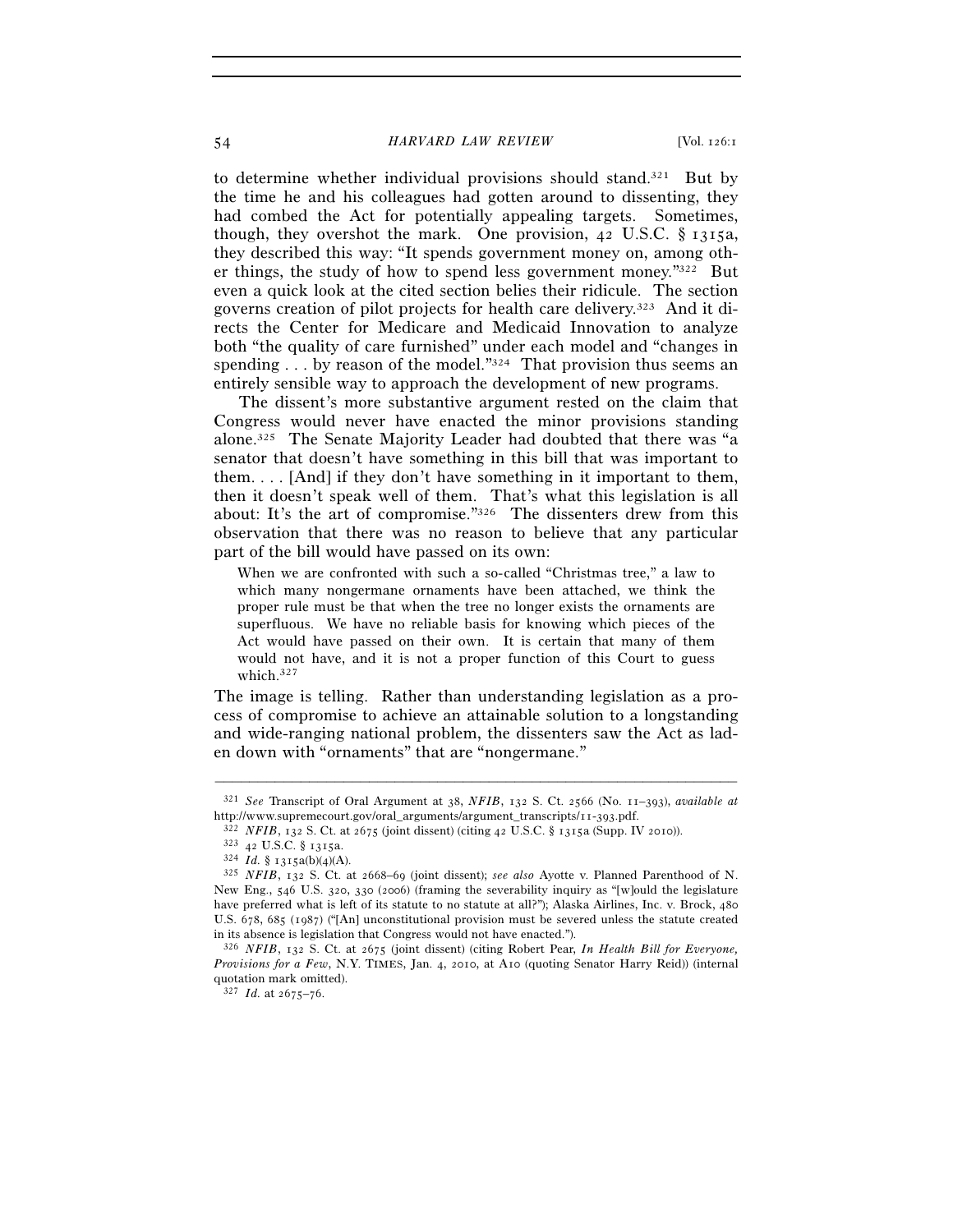to determine whether individual provisions should stand.[321] But by the time he and his colleagues had gotten around to dissenting, they had combed the Act for potentially appealing targets. Sometimes, though, they overshot the mark. One provision, 42 U.S.C. § 1315a, they described this way: "It spends government money on, among other things, the study of how to spend less government money."[322] But even a quick look at the cited section belies their ridicule. The section governs creation of pilot projects for health care delivery.[323] And it directs the Center for Medicare and Medicaid Innovation to analyze both "the quality of care furnished" under each model and "changes in spending . . . by reason of the model."[324] That provision thus seems an entirely sensible way to approach the development of new programs.

The dissent's more substantive argument rested on the claim that Congress would never have enacted the minor provisions standing alone.[325] The Senate Majority Leader had doubted that there was "a senator that doesn't have something in this bill that was important to them. . . . [And] if they don't have something in it important to them, then it doesn't speak well of them. That's what this legislation is all about: It's the art of compromise."[326] The dissenters drew from this observation that there was no reason to believe that any particular part of the bill would have passed on its own:

> When we are confronted with such a so-called "Christmas tree," a law to which many nongermane ornaments have been attached, we think the proper rule must be that when the tree no longer exists the ornaments are superfluous. We have no reliable basis for knowing which pieces of the Act would have passed on their own. It is certain that many of them would not have, and it is not a proper function of this Court to guess which.[327]

The image is telling. Rather than understanding legislation as a process of compromise to achieve an attainable solution to a longstanding and wide-ranging national problem, the dissenters saw the Act as laden down with "ornaments" that are "nongermane."

---

[321] *See* Transcript of Oral Argument at 38, *NFIB*, 132 S. Ct. 2566 (No. 11–393), *available at* http://www.supremecourt.gov/oral_arguments/argument_transcripts/11-393.pdf.

[322] *NFIB*, 132 S. Ct. at 2675 (joint dissent) (citing 42 U.S.C. § 1315a (Supp. IV 2010)).

[323] 42 U.S.C. § 1315a.

[324] *Id.* § 1315a(b)(4)(A).

[325] *NFIB*, 132 S. Ct. at 2668–69 (joint dissent); *see also* Ayotte v. Planned Parenthood of N. New Eng., 546 U.S. 320, 330 (2006) (framing the severability inquiry as "[w]ould the legislature have preferred what is left of its statute to no statute at all?"); Alaska Airlines, Inc. v. Brock, 480 U.S. 678, 685 (1987) ("[An] unconstitutional provision must be severed unless the statute created in its absence is legislation that Congress would not have enacted.").

[326] *NFIB*, 132 S. Ct. at 2675 (joint dissent) (citing Robert Pear, *In Health Bill for Everyone, Provisions for a Few*, N.Y. TIMES, Jan. 4, 2010, at A10 (quoting Senator Harry Reid)) (internal quotation mark omitted).

[327] *Id.* at 2675–76.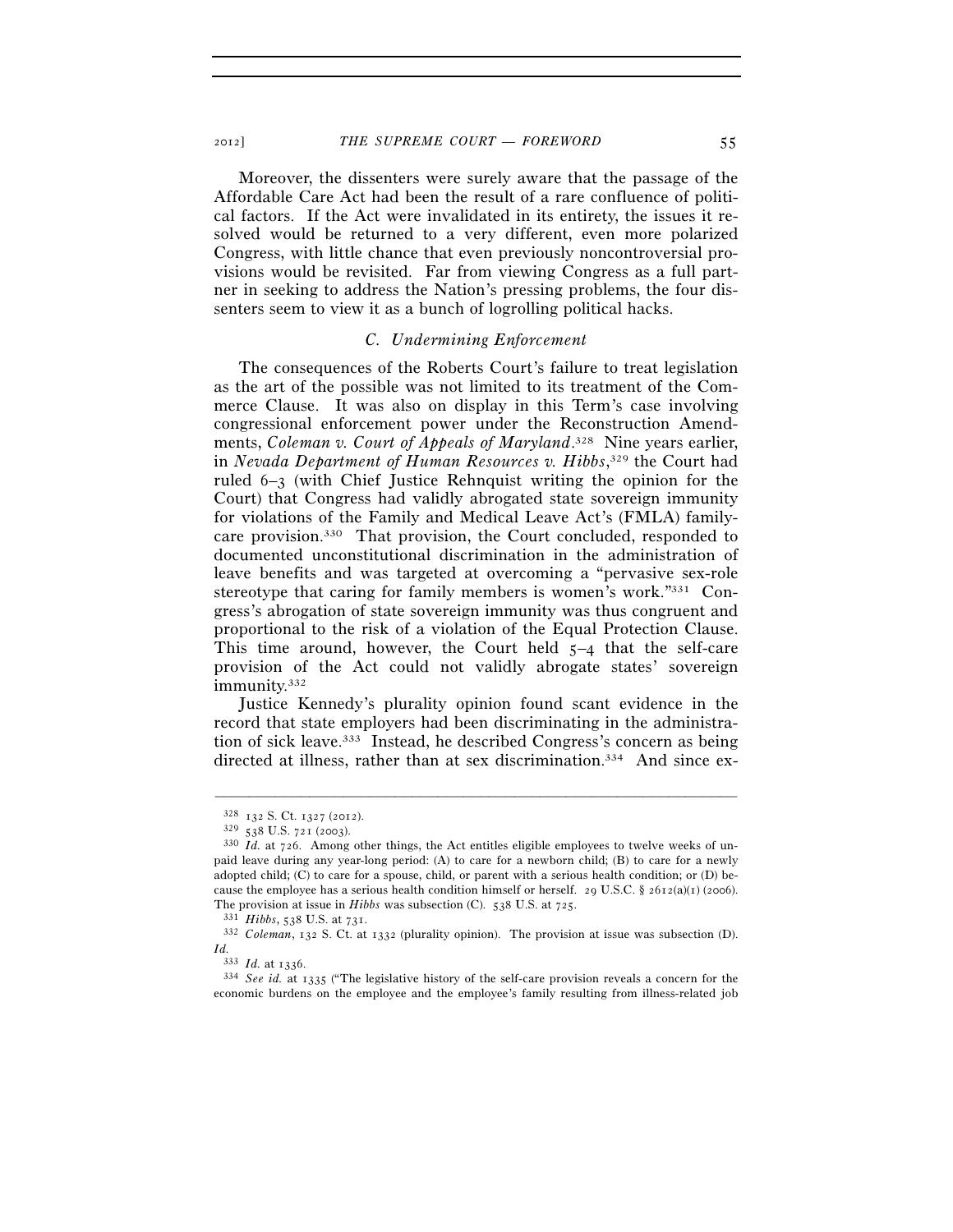Moreover, the dissenters were surely aware that the passage of the Affordable Care Act had been the result of a rare confluence of political factors. If the Act were invalidated in its entirety, the issues it resolved would be returned to a very different, even more polarized Congress, with little chance that even previously noncontroversial provisions would be revisited. Far from viewing Congress as a full partner in seeking to address the Nation's pressing problems, the four dissenters seem to view it as a bunch of logrolling political hacks.

### *C. Undermining Enforcement*

The consequences of the Roberts Court's failure to treat legislation as the art of the possible was not limited to its treatment of the Commerce Clause. It was also on display in this Term's case involving congressional enforcement power under the Reconstruction Amendments, *Coleman v. Court of Appeals of Maryland*.[328] Nine years earlier, in *Nevada Department of Human Resources v. Hibbs*,[329] the Court had ruled 6–3 (with Chief Justice Rehnquist writing the opinion for the Court) that Congress had validly abrogated state sovereign immunity for violations of the Family and Medical Leave Act's (FMLA) family-care provision.[330] That provision, the Court concluded, responded to documented unconstitutional discrimination in the administration of leave benefits and was targeted at overcoming a "pervasive sex-role stereotype that caring for family members is women's work."[331] Congress's abrogation of state sovereign immunity was thus congruent and proportional to the risk of a violation of the Equal Protection Clause. This time around, however, the Court held 5–4 that the self-care provision of the Act could not validly abrogate states' sovereign immunity.[332]

Justice Kennedy's plurality opinion found scant evidence in the record that state employers had been discriminating in the administration of sick leave.[333] Instead, he described Congress's concern as being directed at illness, rather than at sex discrimination.[334] And since ex-

---

[328] 132 S. Ct. 1327 (2012).

[329] 538 U.S. 721 (2003).

[330] *Id.* at 726. Among other things, the Act entitles eligible employees to twelve weeks of unpaid leave during any year-long period: (A) to care for a newborn child; (B) to care for a newly adopted child; (C) to care for a spouse, child, or parent with a serious health condition; or (D) because the employee has a serious health condition himself or herself. 29 U.S.C. § 2612(a)(1) (2006). The provision at issue in *Hibbs* was subsection (C). 538 U.S. at 725.

[331] *Hibbs*, 538 U.S. at 731.

[332] *Coleman*, 132 S. Ct. at 1332 (plurality opinion). The provision at issue was subsection (D). *Id.*

[333] *Id.* at 1336.

[334] *See id.* at 1335 ("The legislative history of the self-care provision reveals a concern for the economic burdens on the employee and the employee's family resulting from illness-related job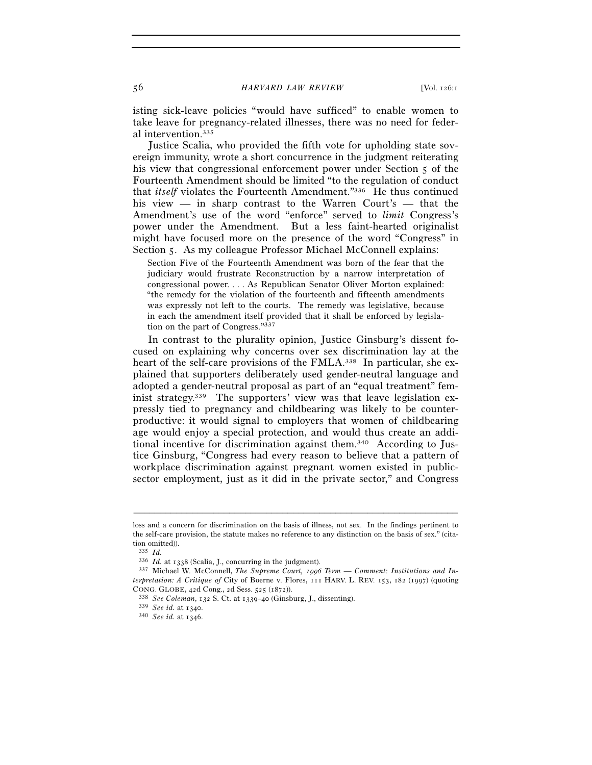isting sick-leave policies "would have sufficed" to enable women to take leave for pregnancy-related illnesses, there was no need for federal intervention.[335]

Justice Scalia, who provided the fifth vote for upholding state sovereign immunity, wrote a short concurrence in the judgment reiterating his view that congressional enforcement power under Section 5 of the Fourteenth Amendment should be limited "to the regulation of conduct that *itself* violates the Fourteenth Amendment."[336] He thus continued his view — in sharp contrast to the Warren Court's — that the Amendment's use of the word "enforce" served to *limit* Congress's power under the Amendment. But a less faint-hearted originalist might have focused more on the presence of the word "Congress" in Section 5. As my colleague Professor Michael McConnell explains:

> Section Five of the Fourteenth Amendment was born of the fear that the judiciary would frustrate Reconstruction by a narrow interpretation of congressional power. . . . As Republican Senator Oliver Morton explained: "the remedy for the violation of the fourteenth and fifteenth amendments was expressly not left to the courts. The remedy was legislative, because in each the amendment itself provided that it shall be enforced by legislation on the part of Congress."[337]

In contrast to the plurality opinion, Justice Ginsburg's dissent focused on explaining why concerns over sex discrimination lay at the heart of the self-care provisions of the FMLA.[338] In particular, she explained that supporters deliberately used gender-neutral language and adopted a gender-neutral proposal as part of an "equal treatment" feminist strategy.[339] The supporters' view was that leave legislation expressly tied to pregnancy and childbearing was likely to be counterproductive: it would signal to employers that women of childbearing age would enjoy a special protection, and would thus create an additional incentive for discrimination against them.[340] According to Justice Ginsburg, "Congress had every reason to believe that a pattern of workplace discrimination against pregnant women existed in public-sector employment, just as it did in the private sector," and Congress

---

loss and a concern for discrimination on the basis of illness, not sex. In the findings pertinent to the self-care provision, the statute makes no reference to any distinction on the basis of sex." (citation omitted)).

[335] *Id.*

[336] *Id.* at 1338 (Scalia, J., concurring in the judgment).

[337] Michael W. McConnell, *The Supreme Court, 1996 Term — Comment: Institutions and Interpretation: A Critique of* City of Boerne v. Flores, 111 HARV. L. REV. 153, 182 (1997) (quoting CONG. GLOBE, 42d Cong., 2d Sess. 525 (1872)).

[338] *See Coleman*, 132 S. Ct. at 1339–40 (Ginsburg, J., dissenting).

[339] *See id.* at 1340.

[340] *See id.* at 1346.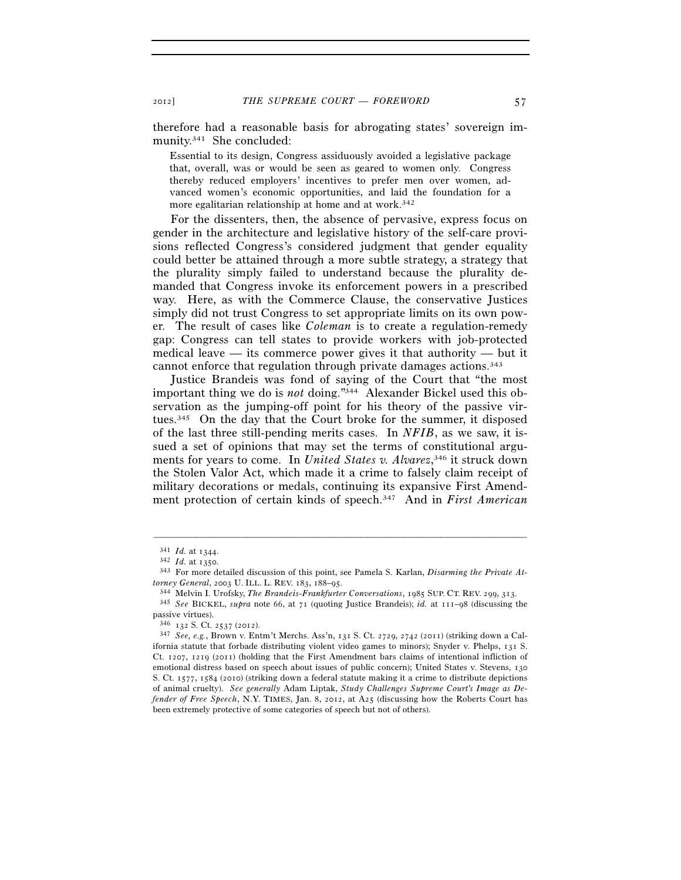therefore had a reasonable basis for abrogating states' sovereign immunity.[341] She concluded:

> Essential to its design, Congress assiduously avoided a legislative package that, overall, was or would be seen as geared to women only. Congress thereby reduced employers' incentives to prefer men over women, advanced women's economic opportunities, and laid the foundation for a more egalitarian relationship at home and at work.[342]

For the dissenters, then, the absence of pervasive, express focus on gender in the architecture and legislative history of the self-care provisions reflected Congress's considered judgment that gender equality could better be attained through a more subtle strategy, a strategy that the plurality simply failed to understand because the plurality demanded that Congress invoke its enforcement powers in a prescribed way. Here, as with the Commerce Clause, the conservative Justices simply did not trust Congress to set appropriate limits on its own power. The result of cases like *Coleman* is to create a regulation-remedy gap: Congress can tell states to provide workers with job-protected medical leave — its commerce power gives it that authority — but it cannot enforce that regulation through private damages actions.[343]

Justice Brandeis was fond of saying of the Court that "the most important thing we do is *not* doing."[344] Alexander Bickel used this observation as the jumping-off point for his theory of the passive virtues.[345] On the day that the Court broke for the summer, it disposed of the last three still-pending merits cases. In *NFIB*, as we saw, it issued a set of opinions that may set the terms of constitutional arguments for years to come. In *United States v. Alvarez*,[346] it struck down the Stolen Valor Act, which made it a crime to falsely claim receipt of military decorations or medals, continuing its expansive First Amendment protection of certain kinds of speech.[347] And in *First American*

---

[341] *Id.* at 1344.

[342] *Id.* at 1350.

[343] For more detailed discussion of this point, see Pamela S. Karlan, *Disarming the Private Attorney General*, 2003 U. ILL. L. REV. 183, 188–95.

[344] Melvin I. Urofsky, *The Brandeis-Frankfurter Conversations*, 1985 SUP. CT. REV. 299, 313.

[345] *See* BICKEL, *supra* note 66, at 71 (quoting Justice Brandeis); *id.* at 111–98 (discussing the passive virtues).

[346] 132 S. Ct. 2537 (2012).

[347] *See, e.g.*, Brown v. Entm't Merchs. Ass'n, 131 S. Ct. 2729, 2742 (2011) (striking down a California statute that forbade distributing violent video games to minors); Snyder v. Phelps, 131 S. Ct. 1207, 1219 (2011) (holding that the First Amendment bars claims of intentional infliction of emotional distress based on speech about issues of public concern); United States v. Stevens, 130 S. Ct. 1577, 1584 (2010) (striking down a federal statute making it a crime to distribute depictions of animal cruelty). *See generally* Adam Liptak, *Study Challenges Supreme Court's Image as Defender of Free Speech*, N.Y. TIMES, Jan. 8, 2012, at A25 (discussing how the Roberts Court has been extremely protective of some categories of speech but not of others).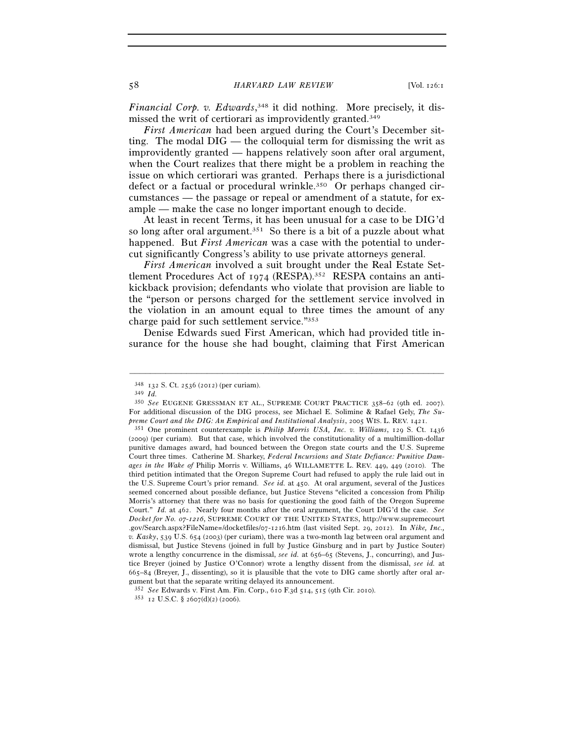*Financial Corp. v. Edwards*,[348] it did nothing. More precisely, it dismissed the writ of certiorari as improvidently granted.[349]

*First American* had been argued during the Court's December sitting. The modal DIG — the colloquial term for dismissing the writ as improvidently granted — happens relatively soon after oral argument, when the Court realizes that there might be a problem in reaching the issue on which certiorari was granted. Perhaps there is a jurisdictional defect or a factual or procedural wrinkle.[350] Or perhaps changed circumstances — the passage or repeal or amendment of a statute, for example — make the case no longer important enough to decide.

At least in recent Terms, it has been unusual for a case to be DIG'd so long after oral argument.[351] So there is a bit of a puzzle about what happened. But *First American* was a case with the potential to undercut significantly Congress's ability to use private attorneys general.

*First American* involved a suit brought under the Real Estate Settlement Procedures Act of 1974 (RESPA).[352] RESPA contains an anti-kickback provision; defendants who violate that provision are liable to the "person or persons charged for the settlement service involved in the violation in an amount equal to three times the amount of any charge paid for such settlement service."[353]

Denise Edwards sued First American, which had provided title insurance for the house she had bought, claiming that First American

---

[348] 132 S. Ct. 2536 (2012) (per curiam).

[349] *Id.*

[350] *See* EUGENE GRESSMAN ET AL., SUPREME COURT PRACTICE 358–62 (9th ed. 2007). For additional discussion of the DIG process, see Michael E. Solimine & Rafael Gely, *The Supreme Court and the DIG: An Empirical and Institutional Analysis*, 2005 WIS. L. REV. 1421.

[351] One prominent counterexample is *Philip Morris USA, Inc. v. Williams*, 129 S. Ct. 1436 (2009) (per curiam). But that case, which involved the constitutionality of a multimillion-dollar punitive damages award, had bounced between the Oregon state courts and the U.S. Supreme Court three times. Catherine M. Sharkey, *Federal Incursions and State Defiance: Punitive Damages in the Wake of* Philip Morris v. Williams, 46 WILLAMETTE L. REV. 449, 449 (2010). The third petition intimated that the Oregon Supreme Court had refused to apply the rule laid out in the U.S. Supreme Court's prior remand. *See id.* at 450. At oral argument, several of the Justices seemed concerned about possible defiance, but Justice Stevens "elicited a concession from Philip Morris's attorney that there was no basis for questioning the good faith of the Oregon Supreme Court." *Id.* at 462. Nearly four months after the oral argument, the Court DIG'd the case. *See Docket for No. 07-1216*, SUPREME COURT OF THE UNITED STATES, http://www.supremecourt.gov/Search.aspx?FileName=/docketfiles/07-1216.htm (last visited Sept. 29, 2012). In *Nike, Inc., v. Kasky*, 539 U.S. 654 (2003) (per curiam), there was a two-month lag between oral argument and dismissal, but Justice Stevens (joined in full by Justice Ginsburg and in part by Justice Souter) wrote a lengthy concurrence in the dismissal, *see id.* at 656–65 (Stevens, J., concurring), and Justice Breyer (joined by Justice O'Connor) wrote a lengthy dissent from the dismissal, *see id.* at 665–84 (Breyer, J., dissenting), so it is plausible that the vote to DIG came shortly after oral argument but that the separate writing delayed its announcement.

[352] *See* Edwards v. First Am. Fin. Corp., 610 F.3d 514, 515 (9th Cir. 2010).

[353] 12 U.S.C. § 2607(d)(2) (2006).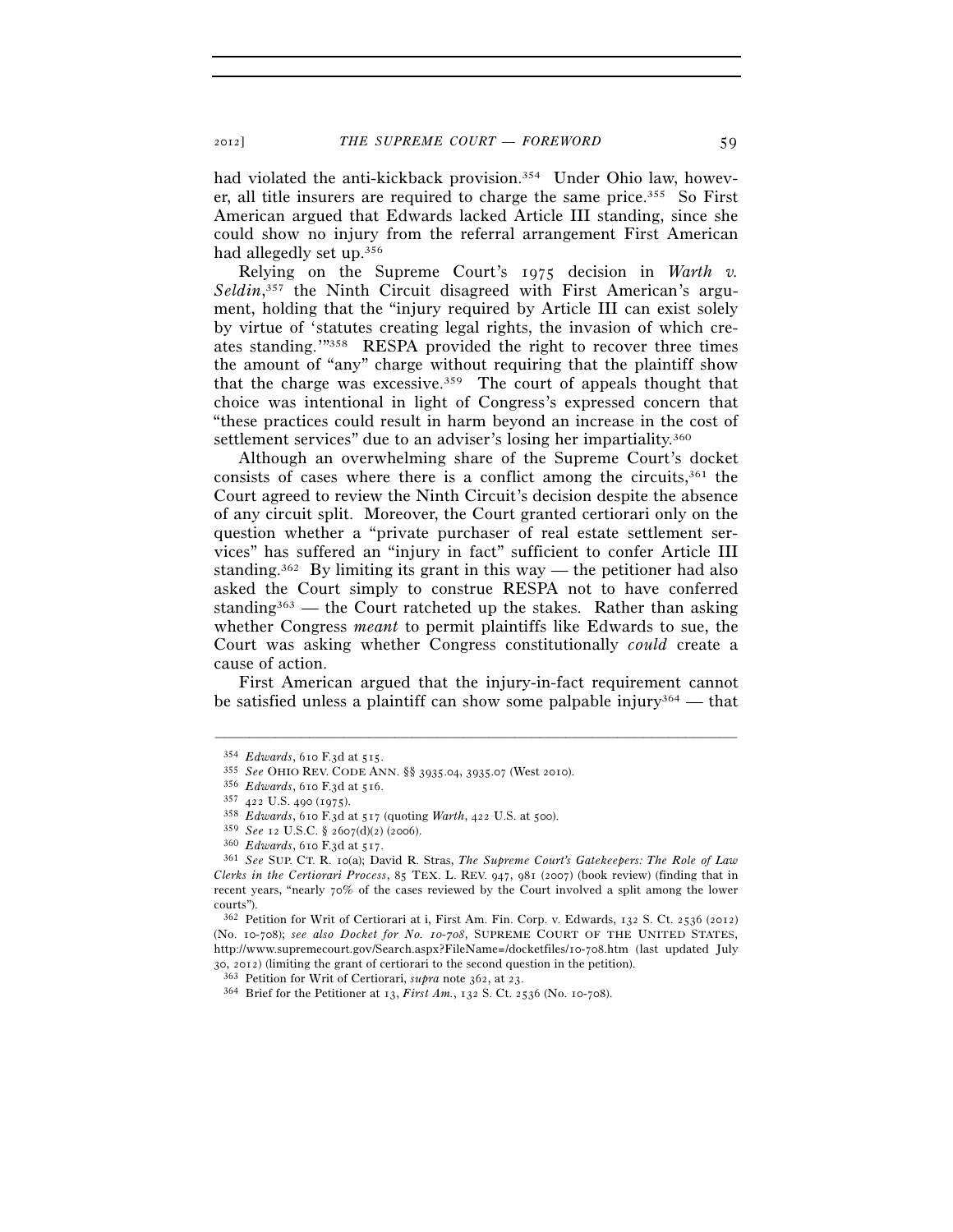had violated the anti-kickback provision.[354] Under Ohio law, however, all title insurers are required to charge the same price.[355] So First American argued that Edwards lacked Article III standing, since she could show no injury from the referral arrangement First American had allegedly set up.[356]

Relying on the Supreme Court's 1975 decision in *Warth v. Seldin*,[357] the Ninth Circuit disagreed with First American's argument, holding that the "injury required by Article III can exist solely by virtue of 'statutes creating legal rights, the invasion of which creates standing.'"[358] RESPA provided the right to recover three times the amount of "any" charge without requiring that the plaintiff show that the charge was excessive.[359] The court of appeals thought that choice was intentional in light of Congress's expressed concern that "these practices could result in harm beyond an increase in the cost of settlement services" due to an adviser's losing her impartiality.[360]

Although an overwhelming share of the Supreme Court's docket consists of cases where there is a conflict among the circuits,[361] the Court agreed to review the Ninth Circuit's decision despite the absence of any circuit split. Moreover, the Court granted certiorari only on the question whether a "private purchaser of real estate settlement services" has suffered an "injury in fact" sufficient to confer Article III standing.[362] By limiting its grant in this way — the petitioner had also asked the Court simply to construe RESPA not to have conferred standing[363] — the Court ratcheted up the stakes. Rather than asking whether Congress *meant* to permit plaintiffs like Edwards to sue, the Court was asking whether Congress constitutionally *could* create a cause of action.

First American argued that the injury-in-fact requirement cannot be satisfied unless a plaintiff can show some palpable injury[364] — that

---

[354] *Edwards*, 610 F.3d at 515.

[355] *See* OHIO REV. CODE ANN. §§ 3935.04, 3935.07 (West 2010).

[356] *Edwards*, 610 F.3d at 516.

[357] 422 U.S. 490 (1975).

[358] *Edwards*, 610 F.3d at 517 (quoting *Warth*, 422 U.S. at 500).

[359] *See* 12 U.S.C. § 2607(d)(2) (2006).

[360] *Edwards*, 610 F.3d at 517.

[361] *See* SUP. CT. R. 10(a); David R. Stras, *The Supreme Court's Gatekeepers: The Role of Law Clerks in the Certiorari Process*, 85 TEX. L. REV. 947, 981 (2007) (book review) (finding that in recent years, "nearly 70% of the cases reviewed by the Court involved a split among the lower courts").

[362] Petition for Writ of Certiorari at i, First Am. Fin. Corp. v. Edwards, 132 S. Ct. 2536 (2012) (No. 10-708); *see also Docket for No. 10-708*, SUPREME COURT OF THE UNITED STATES, http://www.supremecourt.gov/Search.aspx?FileName=/docketfiles/10-708.htm (last updated July 30, 2012) (limiting the grant of certiorari to the second question in the petition).

[363] Petition for Writ of Certiorari, *supra* note 362, at 23.

[364] Brief for the Petitioner at 13, *First Am.*, 132 S. Ct. 2536 (No. 10-708).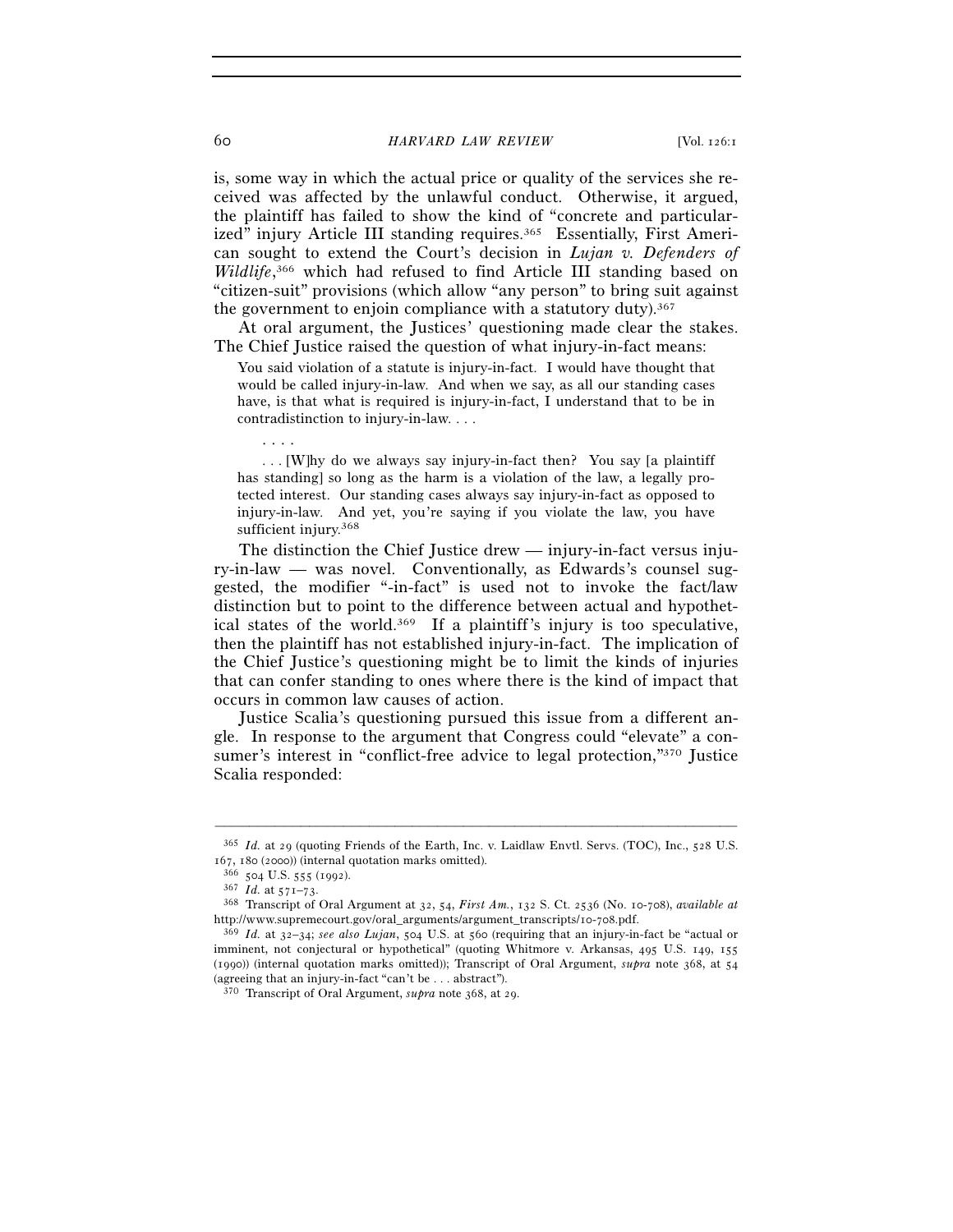is, some way in which the actual price or quality of the services she received was affected by the unlawful conduct. Otherwise, it argued, the plaintiff has failed to show the kind of "concrete and particularized" injury Article III standing requires.[365] Essentially, First American sought to extend the Court's decision in *Lujan v. Defenders of Wildlife*,[366] which had refused to find Article III standing based on "citizen-suit" provisions (which allow "any person" to bring suit against the government to enjoin compliance with a statutory duty).[367]

At oral argument, the Justices' questioning made clear the stakes. The Chief Justice raised the question of what injury-in-fact means:

> You said violation of a statute is injury-in-fact. I would have thought that would be called injury-in-law. And when we say, as all our standing cases have, is that what is required is injury-in-fact, I understand that to be in contradistinction to injury-in-law. . . .
>
> . . . .
>
> . . . [W]hy do we always say injury-in-fact then? You say [a plaintiff has standing] so long as the harm is a violation of the law, a legally protected interest. Our standing cases always say injury-in-fact as opposed to injury-in-law. And yet, you're saying if you violate the law, you have sufficient injury.[368]

The distinction the Chief Justice drew — injury-in-fact versus injury-in-law — was novel. Conventionally, as Edwards's counsel suggested, the modifier "-in-fact" is used not to invoke the fact/law distinction but to point to the difference between actual and hypothetical states of the world.[369] If a plaintiff's injury is too speculative, then the plaintiff has not established injury-in-fact. The implication of the Chief Justice's questioning might be to limit the kinds of injuries that can confer standing to ones where there is the kind of impact that occurs in common law causes of action.

Justice Scalia's questioning pursued this issue from a different angle. In response to the argument that Congress could "elevate" a consumer's interest in "conflict-free advice to legal protection,"[370] Justice Scalia responded:

---

[365] *Id.* at 29 (quoting Friends of the Earth, Inc. v. Laidlaw Envtl. Servs. (TOC), Inc., 528 U.S. 167, 180 (2000)) (internal quotation marks omitted).

[366] 504 U.S. 555 (1992).

[367] *Id.* at 571–73.

[368] Transcript of Oral Argument at 32, 54, *First Am.*, 132 S. Ct. 2536 (No. 10-708), *available at* http://www.supremecourt.gov/oral_arguments/argument_transcripts/10-708.pdf.

[369] *Id.* at 32–34; *see also Lujan*, 504 U.S. at 560 (requiring that an injury-in-fact be "actual or imminent, not conjectural or hypothetical" (quoting Whitmore v. Arkansas, 495 U.S. 149, 155 (1990)) (internal quotation marks omitted)); Transcript of Oral Argument, *supra* note 368, at 54 (agreeing that an injury-in-fact "can't be . . . abstract").

[370] Transcript of Oral Argument, *supra* note 368, at 29.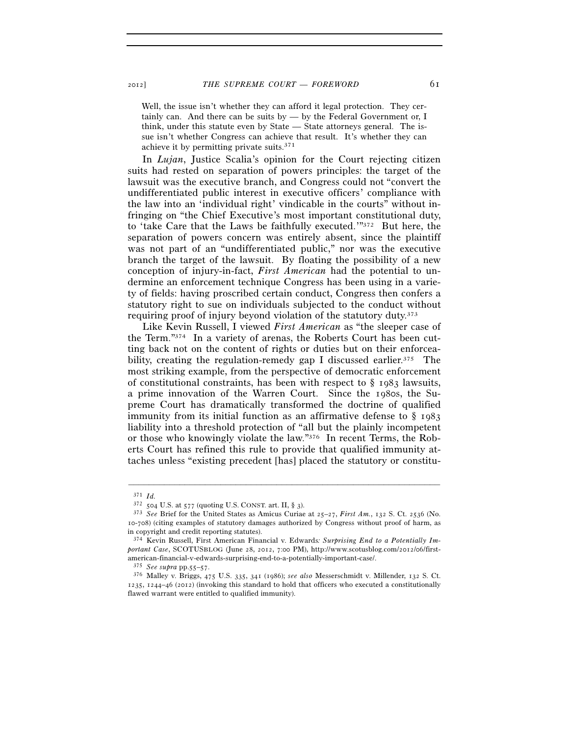> Well, the issue isn't whether they can afford it legal protection. They certainly can. And there can be suits by — by the Federal Government or, I think, under this statute even by State — State attorneys general. The issue isn't whether Congress can achieve that result. It's whether they can achieve it by permitting private suits.[371]

In *Lujan*, Justice Scalia's opinion for the Court rejecting citizen suits had rested on separation of powers principles: the target of the lawsuit was the executive branch, and Congress could not "convert the undifferentiated public interest in executive officers' compliance with the law into an 'individual right' vindicable in the courts" without infringing on "the Chief Executive's most important constitutional duty, to 'take Care that the Laws be faithfully executed.'"[372] But here, the separation of powers concern was entirely absent, since the plaintiff was not part of an "undifferentiated public," nor was the executive branch the target of the lawsuit. By floating the possibility of a new conception of injury-in-fact, *First American* had the potential to undermine an enforcement technique Congress has been using in a variety of fields: having proscribed certain conduct, Congress then confers a statutory right to sue on individuals subjected to the conduct without requiring proof of injury beyond violation of the statutory duty.[373]

Like Kevin Russell, I viewed *First American* as "the sleeper case of the Term."[374] In a variety of arenas, the Roberts Court has been cutting back not on the content of rights or duties but on their enforceability, creating the regulation-remedy gap I discussed earlier.[375] The most striking example, from the perspective of democratic enforcement of constitutional constraints, has been with respect to § 1983 lawsuits, a prime innovation of the Warren Court. Since the 1980s, the Supreme Court has dramatically transformed the doctrine of qualified immunity from its initial function as an affirmative defense to § 1983 liability into a threshold protection of "all but the plainly incompetent or those who knowingly violate the law."[376] In recent Terms, the Roberts Court has refined this rule to provide that qualified immunity attaches unless "existing precedent [has] placed the statutory or constitu-

---

[371] *Id.*

[372] 504 U.S. at 577 (quoting U.S. CONST. art. II, § 3).

[373] *See* Brief for the United States as Amicus Curiae at 25–27, *First Am.*, 132 S. Ct. 2536 (No. 10-708) (citing examples of statutory damages authorized by Congress without proof of harm, as in copyright and credit reporting statutes).

[374] Kevin Russell, First American Financial v. Edwards*: Surprising End to a Potentially Important Case*, SCOTUSBLOG (June 28, 2012, 7:00 PM), http://www.scotusblog.com/2012/06/first-american-financial-v-edwards-surprising-end-to-a-potentially-important-case/.

[375] *See supra* pp.55–57.

[376] Malley v. Briggs, 475 U.S. 335, 341 (1986); *see also* Messerschmidt v. Millender, 132 S. Ct. 1235, 1244–46 (2012) (invoking this standard to hold that officers who executed a constitutionally flawed warrant were entitled to qualified immunity).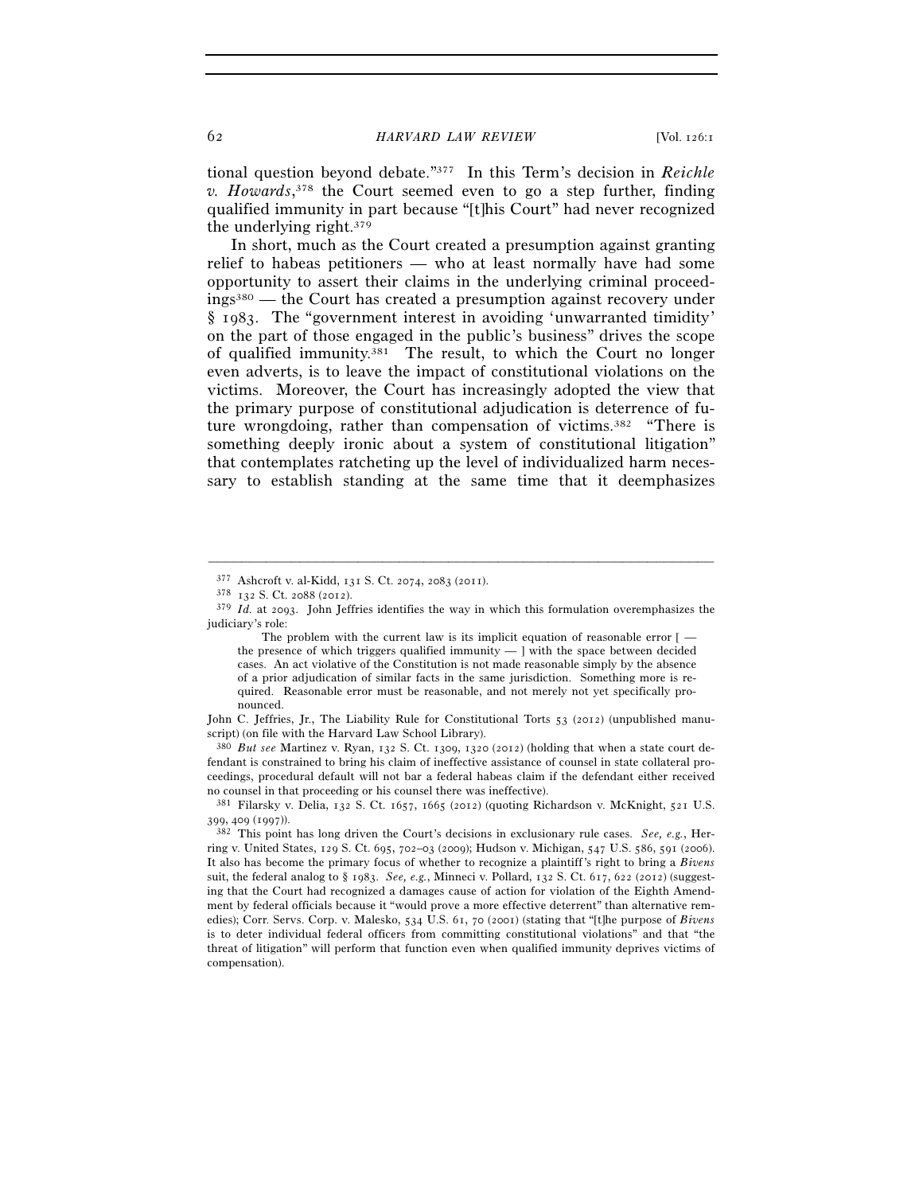tional question beyond debate."[377] In this Term's decision in *Reichle v. Howards*,[378] the Court seemed even to go a step further, finding qualified immunity in part because "[t]his Court" had never recognized the underlying right.[379]

In short, much as the Court created a presumption against granting relief to habeas petitioners — who at least normally have had some opportunity to assert their claims in the underlying criminal proceedings[380] — the Court has created a presumption against recovery under § 1983. The "government interest in avoiding 'unwarranted timidity' on the part of those engaged in the public's business" drives the scope of qualified immunity.[381] The result, to which the Court no longer even adverts, is to leave the impact of constitutional violations on the victims. Moreover, the Court has increasingly adopted the view that the primary purpose of constitutional adjudication is deterrence of future wrongdoing, rather than compensation of victims.[382] "There is something deeply ironic about a system of constitutional litigation" that contemplates ratcheting up the level of individualized harm necessary to establish standing at the same time that it deemphasizes

---

[377] Ashcroft v. al-Kidd, 131 S. Ct. 2074, 2083 (2011).

[378] 132 S. Ct. 2088 (2012).

[379] *Id.* at 2093. John Jeffries identifies the way in which this formulation overemphasizes the judiciary's role:

> The problem with the current law is its implicit equation of reasonable error [ — the presence of which triggers qualified immunity — ] with the space between decided cases. An act violative of the Constitution is not made reasonable simply by the absence of a prior adjudication of similar facts in the same jurisdiction. Something more is required. Reasonable error must be reasonable, and not merely not yet specifically pronounced.

John C. Jeffries, Jr., The Liability Rule for Constitutional Torts 53 (2012) (unpublished manuscript) (on file with the Harvard Law School Library).

[380] *But see* Martinez v. Ryan, 132 S. Ct. 1309, 1320 (2012) (holding that when a state court defendant is constrained to bring his claim of ineffective assistance of counsel in state collateral proceedings, procedural default will not bar a federal habeas claim if the defendant either received no counsel in that proceeding or his counsel there was ineffective).

[381] Filarsky v. Delia, 132 S. Ct. 1657, 1665 (2012) (quoting Richardson v. McKnight, 521 U.S. 399, 409 (1997)).

[382] This point has long driven the Court's decisions in exclusionary rule cases. *See, e.g.*, Herring v. United States, 129 S. Ct. 695, 702–03 (2009); Hudson v. Michigan, 547 U.S. 586, 591 (2006). It also has become the primary focus of whether to recognize a plaintiff's right to bring a *Bivens* suit, the federal analog to § 1983. *See, e.g.*, Minneci v. Pollard, 132 S. Ct. 617, 622 (2012) (suggesting that the Court had recognized a damages cause of action for violation of the Eighth Amendment by federal officials because it "would prove a more effective deterrent" than alternative remedies); Corr. Servs. Corp. v. Malesko, 534 U.S. 61, 70 (2001) (stating that "[t]he purpose of *Bivens* is to deter individual federal officers from committing constitutional violations" and that "the threat of litigation" will perform that function even when qualified immunity deprives victims of compensation).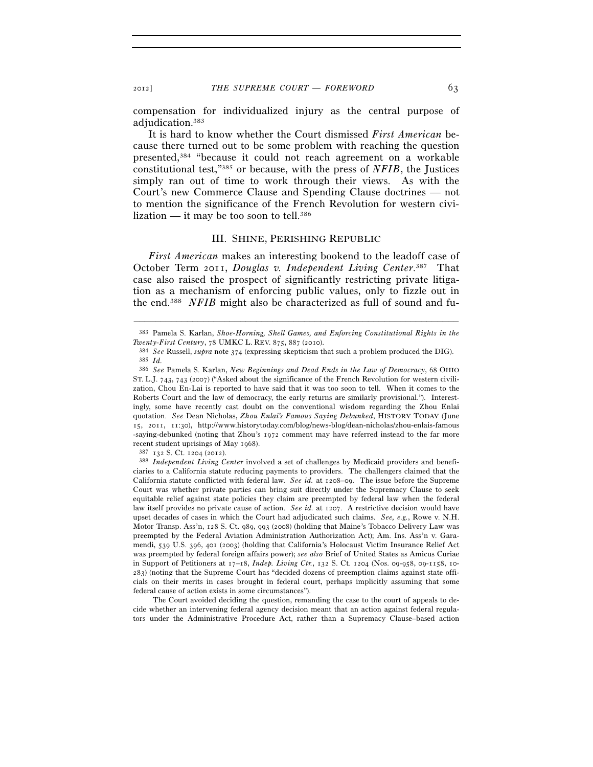compensation for individualized injury as the central purpose of adjudication.[383]

It is hard to know whether the Court dismissed *First American* because there turned out to be some problem with reaching the question presented,[384] "because it could not reach agreement on a workable constitutional test,"[385] or because, with the press of *NFIB*, the Justices simply ran out of time to work through their views. As with the Court's new Commerce Clause and Spending Clause doctrines — not to mention the significance of the French Revolution for western civilization — it may be too soon to tell.[386]

## III. SHINE, PERISHING REPUBLIC

*First American* makes an interesting bookend to the leadoff case of October Term 2011, *Douglas v. Independent Living Center*.[387] That case also raised the prospect of significantly restricting private litigation as a mechanism of enforcing public values, only to fizzle out in the end.[388] *NFIB* might also be characterized as full of sound and fu-

---

[383] Pamela S. Karlan, *Shoe-Horning, Shell Games, and Enforcing Constitutional Rights in the Twenty-First Century*, 78 UMKC L. REV. 875, 887 (2010).

[384] *See* Russell, *supra* note 374 (expressing skepticism that such a problem produced the DIG).

[385] *Id.*

[386] *See* Pamela S. Karlan, *New Beginnings and Dead Ends in the Law of Democracy*, 68 OHIO ST. L.J. 743, 743 (2007) ("Asked about the significance of the French Revolution for western civilization, Chou En-Lai is reported to have said that it was too soon to tell. When it comes to the Roberts Court and the law of democracy, the early returns are similarly provisional."). Interestingly, some have recently cast doubt on the conventional wisdom regarding the Zhou Enlai quotation. *See* Dean Nicholas, *Zhou Enlai's Famous Saying Debunked*, HISTORY TODAY (June 15, 2011, 11:30), http://www.historytoday.com/blog/news-blog/dean-nicholas/zhou-enlais-famous-saying-debunked (noting that Zhou's 1972 comment may have referred instead to the far more recent student uprisings of May 1968).

[387] 132 S. Ct. 1204 (2012).

[388] *Independent Living Center* involved a set of challenges by Medicaid providers and beneficiaries to a California statute reducing payments to providers. The challengers claimed that the California statute conflicted with federal law. *See id.* at 1208–09. The issue before the Supreme Court was whether private parties can bring suit directly under the Supremacy Clause to seek equitable relief against state policies they claim are preempted by federal law when the federal law itself provides no private cause of action. *See id.* at 1207. A restrictive decision would have upset decades of cases in which the Court had adjudicated such claims. *See, e.g.*, Rowe v. N.H. Motor Transp. Ass'n, 128 S. Ct. 989, 993 (2008) (holding that Maine's Tobacco Delivery Law was preempted by the Federal Aviation Administration Authorization Act); Am. Ins. Ass'n v. Garamendi, 539 U.S. 396, 401 (2003) (holding that California's Holocaust Victim Insurance Relief Act was preempted by federal foreign affairs power); *see also* Brief of United States as Amicus Curiae in Support of Petitioners at 17–18, *Indep. Living Ctr.*, 132 S. Ct. 1204 (Nos. 09-958, 09-1158, 10-283) (noting that the Supreme Court has "decided dozens of preemption claims against state officials on their merits in cases brought in federal court, perhaps implicitly assuming that some federal cause of action exists in some circumstances").

The Court avoided deciding the question, remanding the case to the court of appeals to decide whether an intervening federal agency decision meant that an action against federal regulators under the Administrative Procedure Act, rather than a Supremacy Clause–based action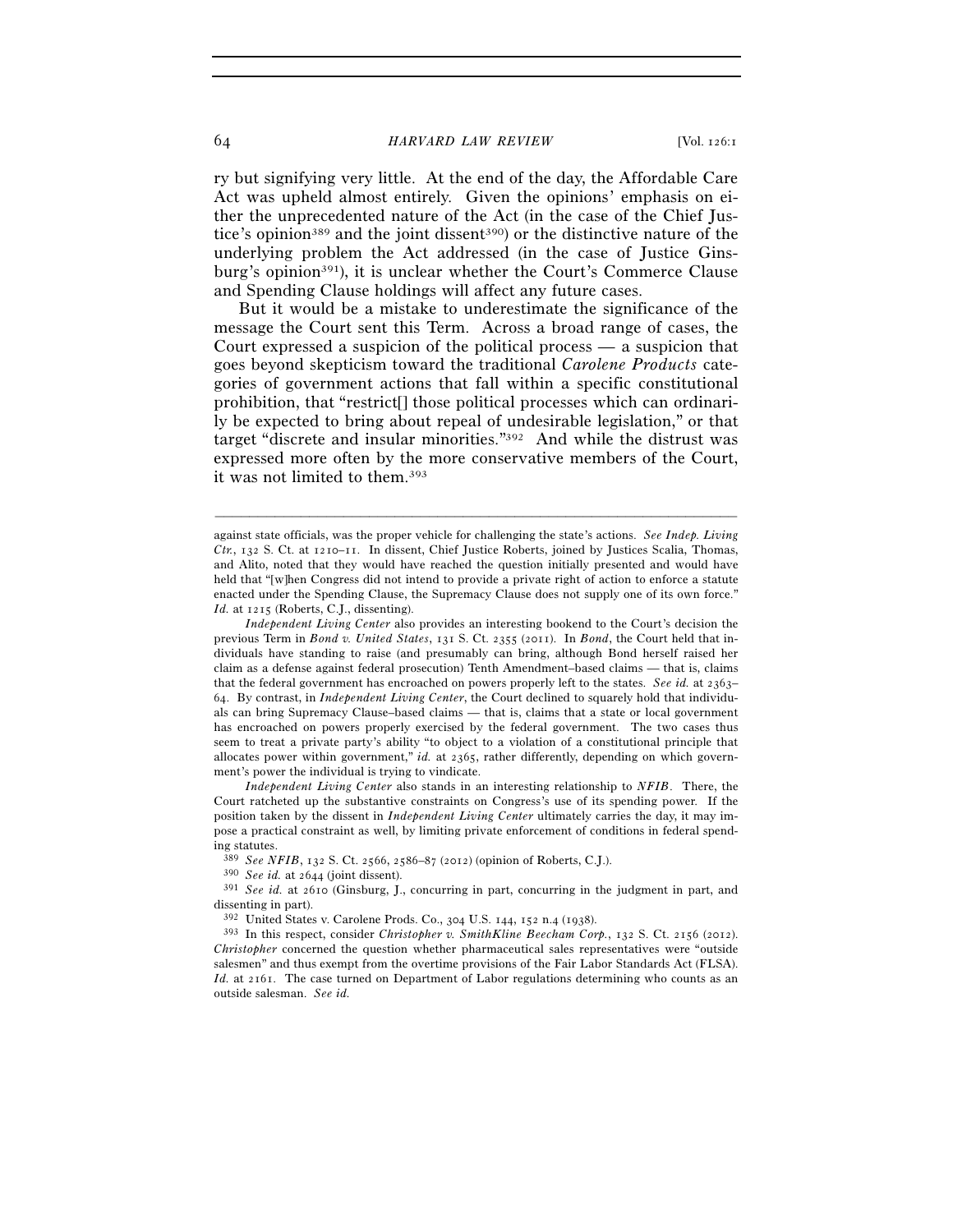ry but signifying very little. At the end of the day, the Affordable Care Act was upheld almost entirely. Given the opinions' emphasis on either the unprecedented nature of the Act (in the case of the Chief Justice's opinion[389] and the joint dissent[390]) or the distinctive nature of the underlying problem the Act addressed (in the case of Justice Ginsburg's opinion[391]), it is unclear whether the Court's Commerce Clause and Spending Clause holdings will affect any future cases.

But it would be a mistake to underestimate the significance of the message the Court sent this Term. Across a broad range of cases, the Court expressed a suspicion of the political process — a suspicion that goes beyond skepticism toward the traditional *Carolene Products* categories of government actions that fall within a specific constitutional prohibition, that "restrict[] those political processes which can ordinarily be expected to bring about repeal of undesirable legislation," or that target "discrete and insular minorities."[392] And while the distrust was expressed more often by the more conservative members of the Court, it was not limited to them.[393]

---

against state officials, was the proper vehicle for challenging the state's actions. *See Indep. Living Ctr.*, 132 S. Ct. at 1210–11. In dissent, Chief Justice Roberts, joined by Justices Scalia, Thomas, and Alito, noted that they would have reached the question initially presented and would have held that "[w]hen Congress did not intend to provide a private right of action to enforce a statute enacted under the Spending Clause, the Supremacy Clause does not supply one of its own force." *Id.* at 1215 (Roberts, C.J., dissenting).

*Independent Living Center* also provides an interesting bookend to the Court's decision the previous Term in *Bond v. United States*, 131 S. Ct. 2355 (2011). In *Bond*, the Court held that individuals have standing to raise (and presumably can bring, although Bond herself raised her claim as a defense against federal prosecution) Tenth Amendment–based claims — that is, claims that the federal government has encroached on powers properly left to the states. *See id.* at 2363–64. By contrast, in *Independent Living Center*, the Court declined to squarely hold that individuals can bring Supremacy Clause–based claims — that is, claims that a state or local government has encroached on powers properly exercised by the federal government. The two cases thus seem to treat a private party's ability "to object to a violation of a constitutional principle that allocates power within government," *id.* at 2365, rather differently, depending on which government's power the individual is trying to vindicate.

*Independent Living Center* also stands in an interesting relationship to *NFIB*. There, the Court ratcheted up the substantive constraints on Congress's use of its spending power. If the position taken by the dissent in *Independent Living Center* ultimately carries the day, it may impose a practical constraint as well, by limiting private enforcement of conditions in federal spending statutes.

[389] *See NFIB*, 132 S. Ct. 2566, 2586–87 (2012) (opinion of Roberts, C.J.).

[390] *See id.* at 2644 (joint dissent).

[391] *See id.* at 2610 (Ginsburg, J., concurring in part, concurring in the judgment in part, and dissenting in part).

[392] United States v. Carolene Prods. Co., 304 U.S. 144, 152 n.4 (1938).

[393] In this respect, consider *Christopher v. SmithKline Beecham Corp.*, 132 S. Ct. 2156 (2012). *Christopher* concerned the question whether pharmaceutical sales representatives were "outside salesmen" and thus exempt from the overtime provisions of the Fair Labor Standards Act (FLSA). *Id.* at 2161. The case turned on Department of Labor regulations determining who counts as an outside salesman. *See id.*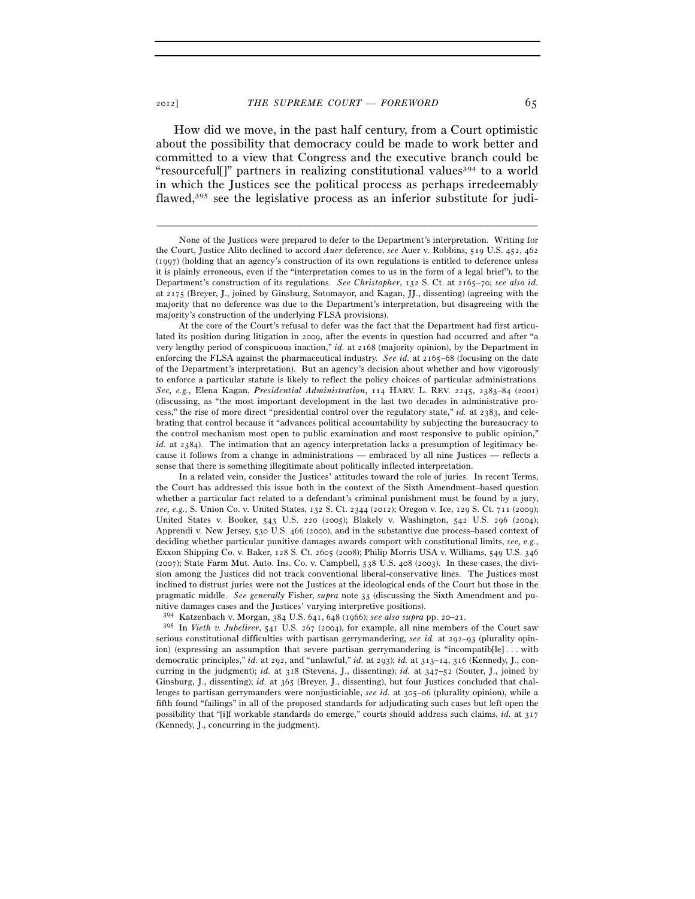How did we move, in the past half century, from a Court optimistic about the possibility that democracy could be made to work better and committed to a view that Congress and the executive branch could be "resourceful[]" partners in realizing constitutional values[394] to a world in which the Justices see the political process as perhaps irredeemably flawed,[395] see the legislative process as an inferior substitute for judi-

---

None of the Justices were prepared to defer to the Department's interpretation. Writing for the Court, Justice Alito declined to accord *Auer* deference, *see* Auer v. Robbins, 519 U.S. 452, 462 (1997) (holding that an agency's construction of its own regulations is entitled to deference unless it is plainly erroneous, even if the "interpretation comes to us in the form of a legal brief"), to the Department's construction of its regulations. *See Christopher*, 132 S. Ct. at 2165–70; *see also id.* at 2175 (Breyer, J., joined by Ginsburg, Sotomayor, and Kagan, JJ., dissenting) (agreeing with the majority that no deference was due to the Department's interpretation, but disagreeing with the majority's construction of the underlying FLSA provisions).

At the core of the Court's refusal to defer was the fact that the Department had first articulated its position during litigation in 2009, after the events in question had occurred and after "a very lengthy period of conspicuous inaction," *id.* at 2168 (majority opinion), by the Department in enforcing the FLSA against the pharmaceutical industry. *See id.* at 2165–68 (focusing on the date of the Department's interpretation). But an agency's decision about whether and how vigorously to enforce a particular statute is likely to reflect the policy choices of particular administrations. *See, e.g.*, Elena Kagan, *Presidential Administration*, 114 HARV. L. REV. 2245, 2383–84 (2001) (discussing, as "the most important development in the last two decades in administrative process," the rise of more direct "presidential control over the regulatory state," *id.* at 2383, and celebrating that control because it "advances political accountability by subjecting the bureaucracy to the control mechanism most open to public examination and most responsive to public opinion," *id.* at 2384). The intimation that an agency interpretation lacks a presumption of legitimacy because it follows from a change in administrations — embraced by all nine Justices — reflects a sense that there is something illegitimate about politically inflected interpretation.

In a related vein, consider the Justices' attitudes toward the role of juries. In recent Terms, the Court has addressed this issue both in the context of the Sixth Amendment–based question whether a particular fact related to a defendant's criminal punishment must be found by a jury, *see, e.g.*, S. Union Co. v. United States, 132 S. Ct. 2344 (2012); Oregon v. Ice, 129 S. Ct. 711 (2009); United States v. Booker, 543 U.S. 220 (2005); Blakely v. Washington, 542 U.S. 296 (2004); Apprendi v. New Jersey, 530 U.S. 466 (2000), and in the substantive due process–based context of deciding whether particular punitive damages awards comport with constitutional limits, *see, e.g.*, Exxon Shipping Co. v. Baker, 128 S. Ct. 2605 (2008); Philip Morris USA v. Williams, 549 U.S. 346 (2007); State Farm Mut. Auto. Ins. Co. v. Campbell, 538 U.S. 408 (2003). In these cases, the division among the Justices did not track conventional liberal-conservative lines. The Justices most inclined to distrust juries were not the Justices at the ideological ends of the Court but those in the pragmatic middle. *See generally* Fisher, *supra* note 33 (discussing the Sixth Amendment and punitive damages cases and the Justices' varying interpretive positions).

[394] Katzenbach v. Morgan, 384 U.S. 641, 648 (1966); *see also supra* pp. 20–21.

[395] In *Vieth v. Jubelirer*, 541 U.S. 267 (2004), for example, all nine members of the Court saw serious constitutional difficulties with partisan gerrymandering, *see id.* at 292–93 (plurality opinion) (expressing an assumption that severe partisan gerrymandering is "incompatib[le] . . . with democratic principles," *id.* at 292, and "unlawful," *id.* at 293); *id.* at 313–14, 316 (Kennedy, J., concurring in the judgment); *id.* at 318 (Stevens, J., dissenting); *id.* at 347–52 (Souter, J., joined by Ginsburg, J., dissenting); *id.* at 365 (Breyer, J., dissenting), but four Justices concluded that challenges to partisan gerrymanders were nonjusticiable, *see id.* at 305–06 (plurality opinion), while a fifth found "failings" in all of the proposed standards for adjudicating such cases but left open the possibility that "[i]f workable standards do emerge," courts should address such claims, *id.* at 317 (Kennedy, J., concurring in the judgment).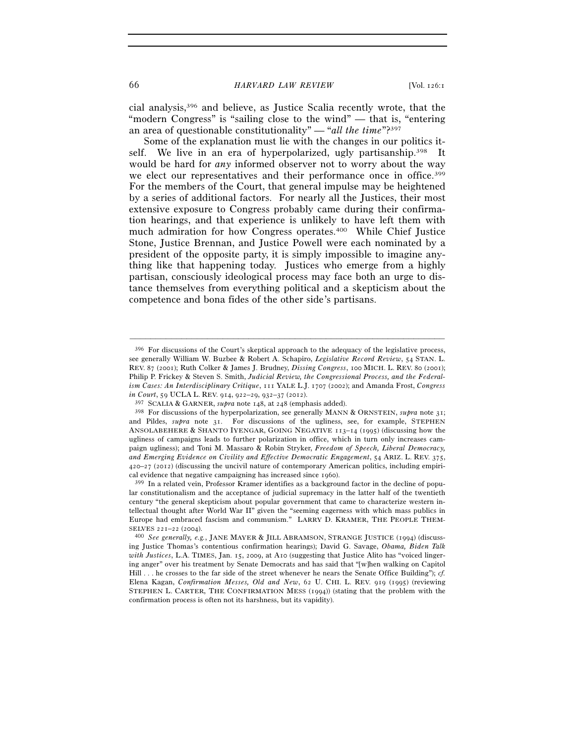cial analysis,[396] and believe, as Justice Scalia recently wrote, that the "modern Congress" is "sailing close to the wind" — that is, "entering an area of questionable constitutionality" — "*all the time*"?[397]

Some of the explanation must lie with the changes in our politics itself. We live in an era of hyperpolarized, ugly partisanship.[398] It would be hard for *any* informed observer not to worry about the way we elect our representatives and their performance once in office.[399] For the members of the Court, that general impulse may be heightened by a series of additional factors. For nearly all the Justices, their most extensive exposure to Congress probably came during their confirmation hearings, and that experience is unlikely to have left them with much admiration for how Congress operates.[400] While Chief Justice Stone, Justice Brennan, and Justice Powell were each nominated by a president of the opposite party, it is simply impossible to imagine anything like that happening today. Justices who emerge from a highly partisan, consciously ideological process may face both an urge to distance themselves from everything political and a skepticism about the competence and bona fides of the other side's partisans.

---

[396] For discussions of the Court's skeptical approach to the adequacy of the legislative process, see generally William W. Buzbee & Robert A. Schapiro, *Legislative Record Review*, 54 STAN. L. REV. 87 (2001); Ruth Colker & James J. Brudney, *Dissing Congress*, 100 MICH. L. REV. 80 (2001); Philip P. Frickey & Steven S. Smith, *Judicial Review, the Congressional Process, and the Federalism Cases: An Interdisciplinary Critique*, 111 YALE L.J. 1707 (2002); and Amanda Frost, *Congress in Court*, 59 UCLA L. REV. 914, 922–29, 932–37 (2012).

[397] SCALIA & GARNER, *supra* note 148, at 248 (emphasis added).

[398] For discussions of the hyperpolarization, see generally MANN & ORNSTEIN, *supra* note 31; and Pildes, *supra* note 31. For discussions of the ugliness, see, for example, STEPHEN ANSOLABEHERE & SHANTO IYENGAR, GOING NEGATIVE 113–14 (1995) (discussing how the ugliness of campaigns leads to further polarization in office, which in turn only increases campaign ugliness); and Toni M. Massaro & Robin Stryker, *Freedom of Speech, Liberal Democracy, and Emerging Evidence on Civility and Effective Democratic Engagement*, 54 ARIZ. L. REV. 375, 420–27 (2012) (discussing the uncivil nature of contemporary American politics, including empirical evidence that negative campaigning has increased since 1960).

[399] In a related vein, Professor Kramer identifies as a background factor in the decline of popular constitutionalism and the acceptance of judicial supremacy in the latter half of the twentieth century "the general skepticism about popular government that came to characterize western intellectual thought after World War II" given the "seeming eagerness with which mass publics in Europe had embraced fascism and communism." LARRY D. KRAMER, THE PEOPLE THEMSELVES 221–22 (2004).

[400] *See generally, e.g.*, JANE MAYER & JILL ABRAMSON, STRANGE JUSTICE (1994) (discussing Justice Thomas's contentious confirmation hearings); David G. Savage, *Obama, Biden Talk with Justices*, L.A. TIMES, Jan. 15, 2009, at A10 (suggesting that Justice Alito has "voiced lingering anger" over his treatment by Senate Democrats and has said that "[w]hen walking on Capitol Hill . . . he crosses to the far side of the street whenever he nears the Senate Office Building"); *cf.* Elena Kagan, *Confirmation Messes, Old and New*, 62 U. CHI. L. REV. 919 (1995) (reviewing STEPHEN L. CARTER, THE CONFIRMATION MESS (1994)) (stating that the problem with the confirmation process is often not its harshness, but its vapidity).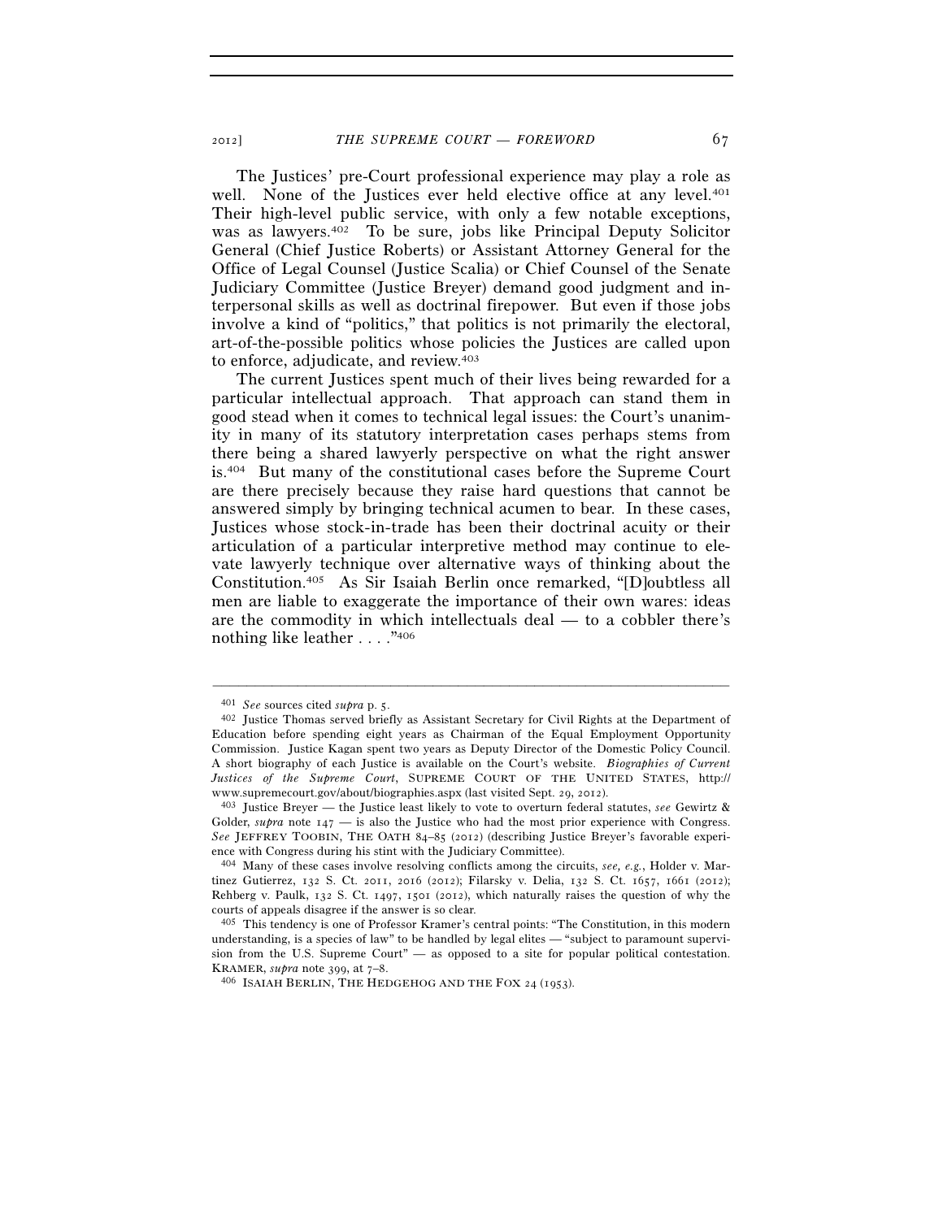The Justices' pre-Court professional experience may play a role as well. None of the Justices ever held elective office at any level.[401] Their high-level public service, with only a few notable exceptions, was as lawyers.[402] To be sure, jobs like Principal Deputy Solicitor General (Chief Justice Roberts) or Assistant Attorney General for the Office of Legal Counsel (Justice Scalia) or Chief Counsel of the Senate Judiciary Committee (Justice Breyer) demand good judgment and interpersonal skills as well as doctrinal firepower. But even if those jobs involve a kind of "politics," that politics is not primarily the electoral, art-of-the-possible politics whose policies the Justices are called upon to enforce, adjudicate, and review.[403]

The current Justices spent much of their lives being rewarded for a particular intellectual approach. That approach can stand them in good stead when it comes to technical legal issues: the Court's unanimity in many of its statutory interpretation cases perhaps stems from there being a shared lawyerly perspective on what the right answer is.[404] But many of the constitutional cases before the Supreme Court are there precisely because they raise hard questions that cannot be answered simply by bringing technical acumen to bear. In these cases, Justices whose stock-in-trade has been their doctrinal acuity or their articulation of a particular interpretive method may continue to elevate lawyerly technique over alternative ways of thinking about the Constitution.[405] As Sir Isaiah Berlin once remarked, "[D]oubtless all men are liable to exaggerate the importance of their own wares: ideas are the commodity in which intellectuals deal — to a cobbler there's nothing like leather . . . ."[406]

---

[401] *See* sources cited *supra* p. 5.

[402] Justice Thomas served briefly as Assistant Secretary for Civil Rights at the Department of Education before spending eight years as Chairman of the Equal Employment Opportunity Commission. Justice Kagan spent two years as Deputy Director of the Domestic Policy Council. A short biography of each Justice is available on the Court's website. *Biographies of Current Justices of the Supreme Court*, SUPREME COURT OF THE UNITED STATES, http://www.supremecourt.gov/about/biographies.aspx (last visited Sept. 29, 2012).

[403] Justice Breyer — the Justice least likely to vote to overturn federal statutes, *see* Gewirtz & Golder, *supra* note 147 — is also the Justice who had the most prior experience with Congress. *See* JEFFREY TOOBIN, THE OATH 84–85 (2012) (describing Justice Breyer's favorable experience with Congress during his stint with the Judiciary Committee).

[404] Many of these cases involve resolving conflicts among the circuits, *see, e.g.*, Holder v. Martinez Gutierrez, 132 S. Ct. 2011, 2016 (2012); Filarsky v. Delia, 132 S. Ct. 1657, 1661 (2012); Rehberg v. Paulk, 132 S. Ct. 1497, 1501 (2012), which naturally raises the question of why the courts of appeals disagree if the answer is so clear.

[405] This tendency is one of Professor Kramer's central points: "The Constitution, in this modern understanding, is a species of law" to be handled by legal elites — "subject to paramount supervision from the U.S. Supreme Court" — as opposed to a site for popular political contestation. KRAMER, *supra* note 399, at 7–8.

[406] ISAIAH BERLIN, THE HEDGEHOG AND THE FOX 24 (1953).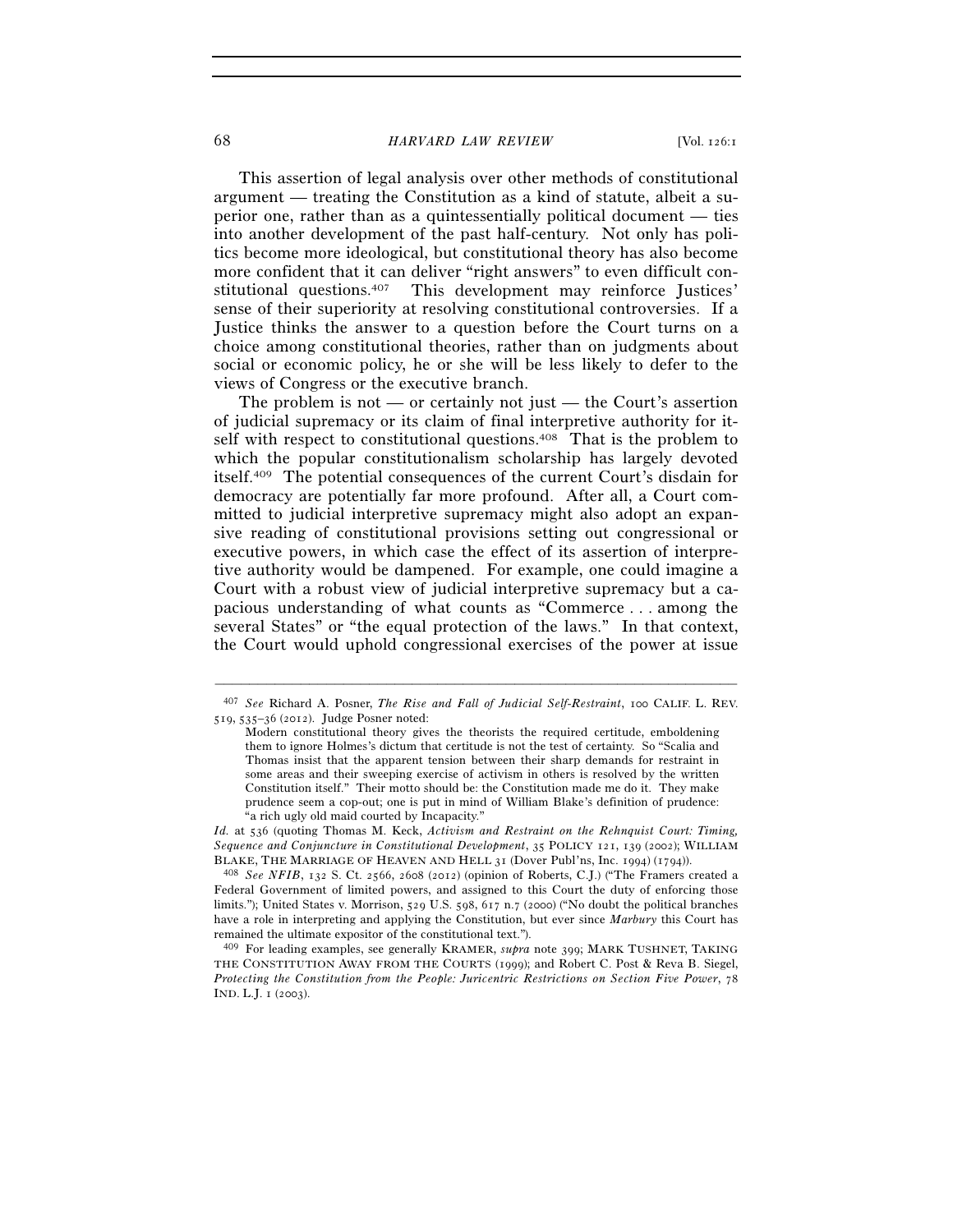This assertion of legal analysis over other methods of constitutional argument — treating the Constitution as a kind of statute, albeit a superior one, rather than as a quintessentially political document — ties into another development of the past half-century. Not only has politics become more ideological, but constitutional theory has also become more confident that it can deliver "right answers" to even difficult constitutional questions.[407] This development may reinforce Justices' sense of their superiority at resolving constitutional controversies. If a Justice thinks the answer to a question before the Court turns on a choice among constitutional theories, rather than on judgments about social or economic policy, he or she will be less likely to defer to the views of Congress or the executive branch.

The problem is not — or certainly not just — the Court's assertion of judicial supremacy or its claim of final interpretive authority for itself with respect to constitutional questions.[408] That is the problem to which the popular constitutionalism scholarship has largely devoted itself.[409] The potential consequences of the current Court's disdain for democracy are potentially far more profound. After all, a Court committed to judicial interpretive supremacy might also adopt an expansive reading of constitutional provisions setting out congressional or executive powers, in which case the effect of its assertion of interpretive authority would be dampened. For example, one could imagine a Court with a robust view of judicial interpretive supremacy but a capacious understanding of what counts as "Commerce . . . among the several States" or "the equal protection of the laws." In that context, the Court would uphold congressional exercises of the power at issue

---

[407] *See* Richard A. Posner, *The Rise and Fall of Judicial Self-Restraint*, 100 CALIF. L. REV. 519, 535–36 (2012). Judge Posner noted:

> Modern constitutional theory gives the theorists the required certitude, emboldening them to ignore Holmes's dictum that certitude is not the test of certainty. So "Scalia and Thomas insist that the apparent tension between their sharp demands for restraint in some areas and their sweeping exercise of activism in others is resolved by the written Constitution itself." Their motto should be: the Constitution made me do it. They make prudence seem a cop-out; one is put in mind of William Blake's definition of prudence: "a rich ugly old maid courted by Incapacity."

*Id.* at 536 (quoting Thomas M. Keck, *Activism and Restraint on the Rehnquist Court: Timing, Sequence and Conjuncture in Constitutional Development*, 35 POLICY 121, 139 (2002); WILLIAM BLAKE, THE MARRIAGE OF HEAVEN AND HELL 31 (Dover Publ'ns, Inc. 1994) (1794)).

[408] *See NFIB*, 132 S. Ct. 2566, 2608 (2012) (opinion of Roberts, C.J.) ("The Framers created a Federal Government of limited powers, and assigned to this Court the duty of enforcing those limits."); United States v. Morrison, 529 U.S. 598, 617 n.7 (2000) ("No doubt the political branches have a role in interpreting and applying the Constitution, but ever since *Marbury* this Court has remained the ultimate expositor of the constitutional text.").

[409] For leading examples, see generally KRAMER, *supra* note 399; MARK TUSHNET, TAKING THE CONSTITUTION AWAY FROM THE COURTS (1999); and Robert C. Post & Reva B. Siegel, *Protecting the Constitution from the People: Juricentric Restrictions on Section Five Power*, 78 IND. L.J. 1 (2003).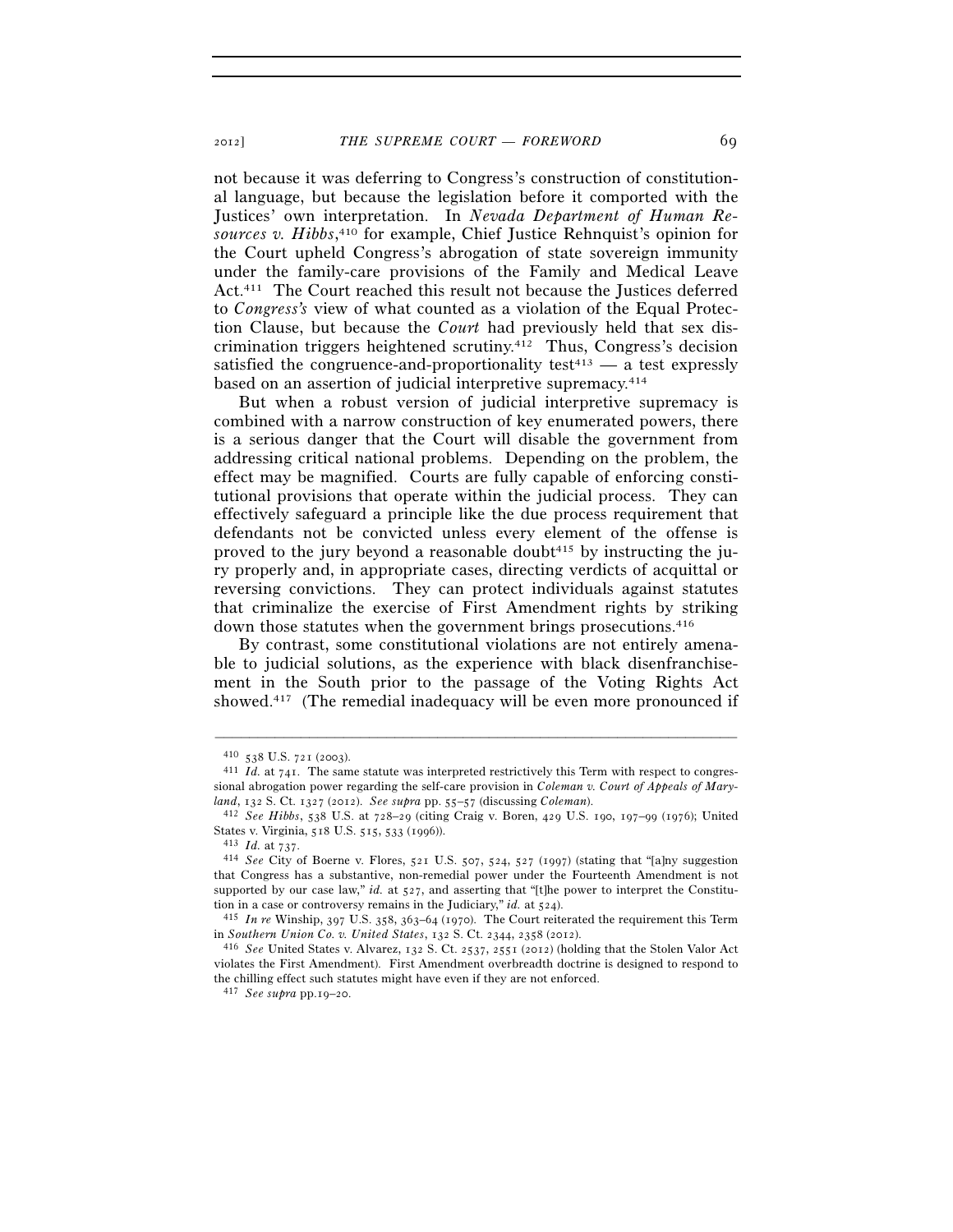not because it was deferring to Congress's construction of constitutional language, but because the legislation before it comported with the Justices' own interpretation. In *Nevada Department of Human Resources v. Hibbs*,[410] for example, Chief Justice Rehnquist's opinion for the Court upheld Congress's abrogation of state sovereign immunity under the family-care provisions of the Family and Medical Leave Act.[411] The Court reached this result not because the Justices deferred to *Congress's* view of what counted as a violation of the Equal Protection Clause, but because the *Court* had previously held that sex discrimination triggers heightened scrutiny.[412] Thus, Congress's decision satisfied the congruence-and-proportionality test[413] — a test expressly based on an assertion of judicial interpretive supremacy.[414]

But when a robust version of judicial interpretive supremacy is combined with a narrow construction of key enumerated powers, there is a serious danger that the Court will disable the government from addressing critical national problems. Depending on the problem, the effect may be magnified. Courts are fully capable of enforcing constitutional provisions that operate within the judicial process. They can effectively safeguard a principle like the due process requirement that defendants not be convicted unless every element of the offense is proved to the jury beyond a reasonable doubt[415] by instructing the jury properly and, in appropriate cases, directing verdicts of acquittal or reversing convictions. They can protect individuals against statutes that criminalize the exercise of First Amendment rights by striking down those statutes when the government brings prosecutions.[416]

By contrast, some constitutional violations are not entirely amenable to judicial solutions, as the experience with black disenfranchisement in the South prior to the passage of the Voting Rights Act showed.[417] (The remedial inadequacy will be even more pronounced if

---

[410] 538 U.S. 721 (2003).

[411] *Id.* at 741. The same statute was interpreted restrictively this Term with respect to congressional abrogation power regarding the self-care provision in *Coleman v. Court of Appeals of Maryland*, 132 S. Ct. 1327 (2012). *See supra* pp. 55–57 (discussing *Coleman*).

[412] *See Hibbs*, 538 U.S. at 728–29 (citing Craig v. Boren, 429 U.S. 190, 197–99 (1976); United States v. Virginia, 518 U.S. 515, 533 (1996)).

[413] *Id.* at 737.

[414] *See* City of Boerne v. Flores, 521 U.S. 507, 524, 527 (1997) (stating that "[a]ny suggestion that Congress has a substantive, non-remedial power under the Fourteenth Amendment is not supported by our case law," *id.* at 527, and asserting that "[t]he power to interpret the Constitution in a case or controversy remains in the Judiciary," *id.* at 524).

[415] *In re* Winship, 397 U.S. 358, 363–64 (1970). The Court reiterated the requirement this Term in *Southern Union Co. v. United States*, 132 S. Ct. 2344, 2358 (2012).

[416] *See* United States v. Alvarez, 132 S. Ct. 2537, 2551 (2012) (holding that the Stolen Valor Act violates the First Amendment). First Amendment overbreadth doctrine is designed to respond to the chilling effect such statutes might have even if they are not enforced.

[417] *See supra* pp.19–20.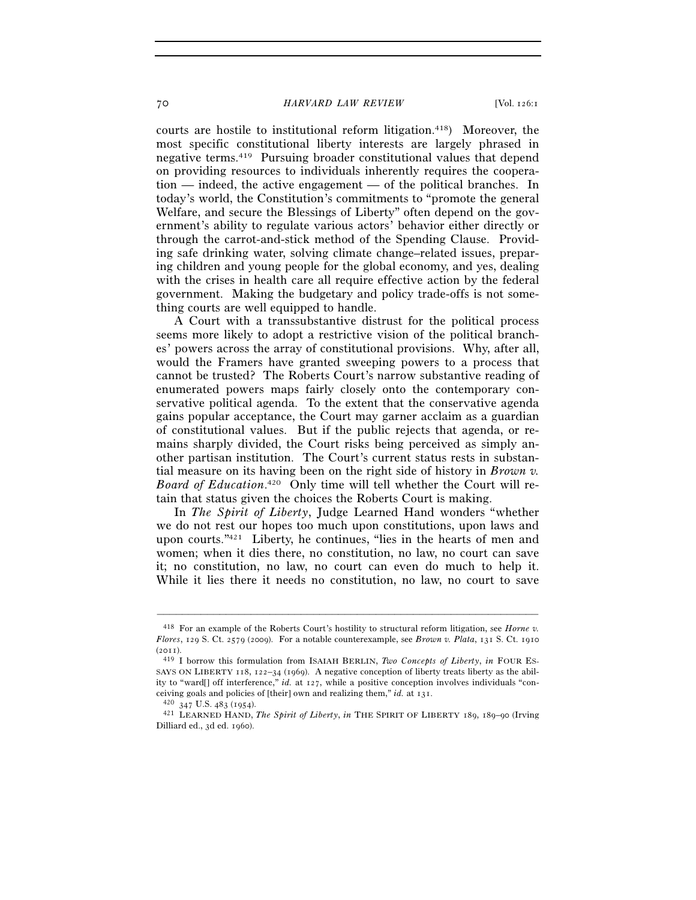courts are hostile to institutional reform litigation.[418]) Moreover, the most specific constitutional liberty interests are largely phrased in negative terms.[419] Pursuing broader constitutional values that depend on providing resources to individuals inherently requires the cooperation — indeed, the active engagement — of the political branches. In today's world, the Constitution's commitments to "promote the general Welfare, and secure the Blessings of Liberty" often depend on the government's ability to regulate various actors' behavior either directly or through the carrot-and-stick method of the Spending Clause. Providing safe drinking water, solving climate change–related issues, preparing children and young people for the global economy, and yes, dealing with the crises in health care all require effective action by the federal government. Making the budgetary and policy trade-offs is not something courts are well equipped to handle.

A Court with a transsubstantive distrust for the political process seems more likely to adopt a restrictive vision of the political branches' powers across the array of constitutional provisions. Why, after all, would the Framers have granted sweeping powers to a process that cannot be trusted? The Roberts Court's narrow substantive reading of enumerated powers maps fairly closely onto the contemporary conservative political agenda. To the extent that the conservative agenda gains popular acceptance, the Court may garner acclaim as a guardian of constitutional values. But if the public rejects that agenda, or remains sharply divided, the Court risks being perceived as simply another partisan institution. The Court's current status rests in substantial measure on its having been on the right side of history in *Brown v. Board of Education*.[420] Only time will tell whether the Court will retain that status given the choices the Roberts Court is making.

In *The Spirit of Liberty*, Judge Learned Hand wonders "whether we do not rest our hopes too much upon constitutions, upon laws and upon courts."[421] Liberty, he continues, "lies in the hearts of men and women; when it dies there, no constitution, no law, no court can save it; no constitution, no law, no court can even do much to help it. While it lies there it needs no constitution, no law, no court to save

---

[418] For an example of the Roberts Court's hostility to structural reform litigation, see *Horne v. Flores*, 129 S. Ct. 2579 (2009). For a notable counterexample, see *Brown v. Plata*, 131 S. Ct. 1910 (2011).

[419] I borrow this formulation from ISAIAH BERLIN, *Two Concepts of Liberty*, *in* FOUR ESSAYS ON LIBERTY 118, 122–34 (1969). A negative conception of liberty treats liberty as the ability to "ward[] off interference," *id.* at 127, while a positive conception involves individuals "conceiving goals and policies of [their] own and realizing them," *id.* at 131.

[420] 347 U.S. 483 (1954).

[421] LEARNED HAND, *The Spirit of Liberty*, *in* THE SPIRIT OF LIBERTY 189, 189–90 (Irving Dilliard ed., 3d ed. 1960).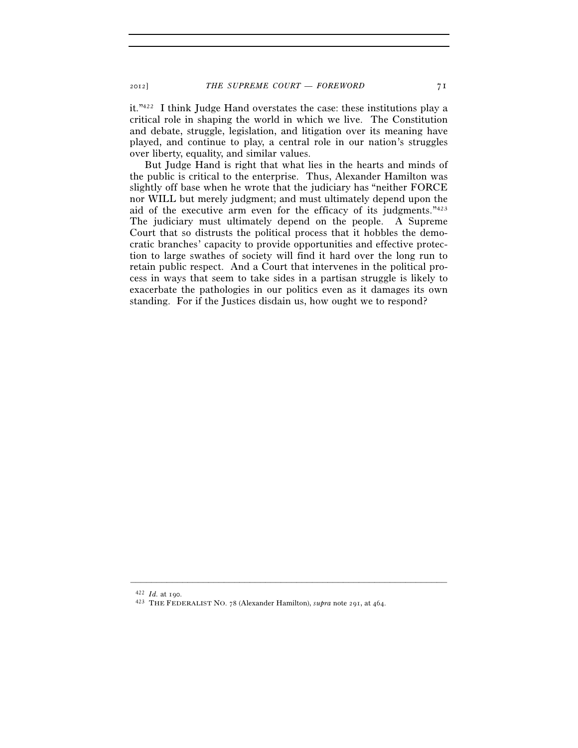it."[422] I think Judge Hand overstates the case: these institutions play a critical role in shaping the world in which we live. The Constitution and debate, struggle, legislation, and litigation over its meaning have played, and continue to play, a central role in our nation's struggles over liberty, equality, and similar values.

But Judge Hand is right that what lies in the hearts and minds of the public is critical to the enterprise. Thus, Alexander Hamilton was slightly off base when he wrote that the judiciary has "neither FORCE nor WILL but merely judgment; and must ultimately depend upon the aid of the executive arm even for the efficacy of its judgments."[423] The judiciary must ultimately depend on the people. A Supreme Court that so distrusts the political process that it hobbles the democratic branches' capacity to provide opportunities and effective protection to large swathes of society will find it hard over the long run to retain public respect. And a Court that intervenes in the political process in ways that seem to take sides in a partisan struggle is likely to exacerbate the pathologies in our politics even as it damages its own standing. For if the Justices disdain us, how ought we to respond?

---

[422] *Id.* at 190.

[423] THE FEDERALIST NO. 78 (Alexander Hamilton), *supra* note 291, at 464.